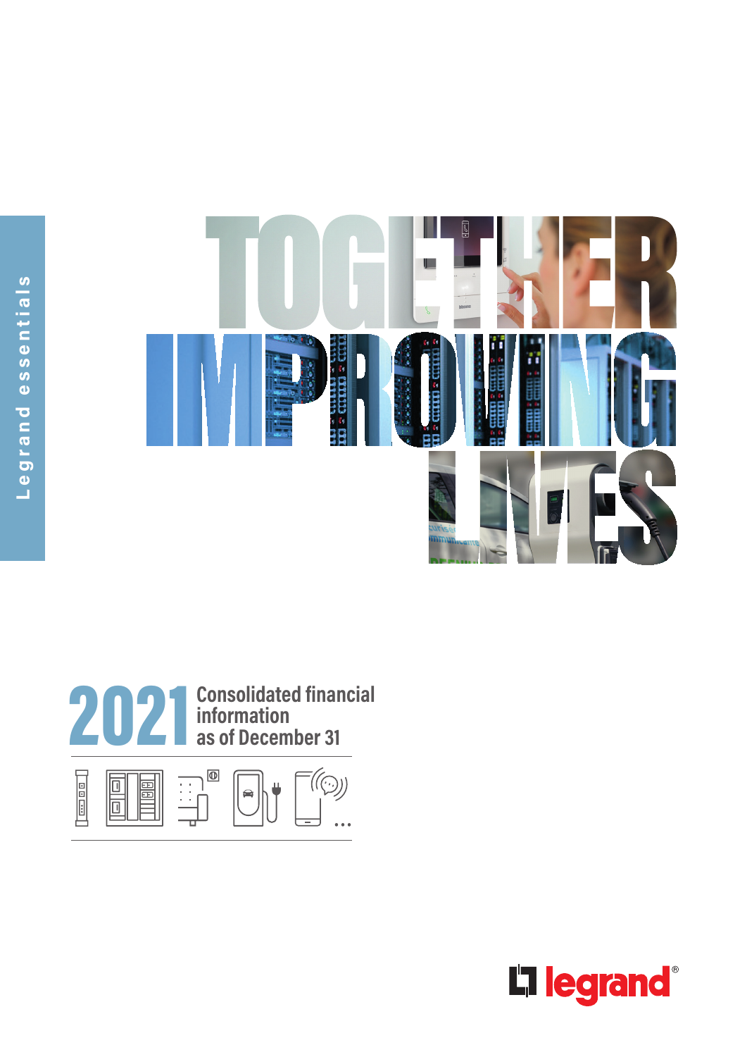Legrand essentials

# TOGETHER IMPROVING LIVES

## 2021 Consolidated financial information as of December 31

legrand®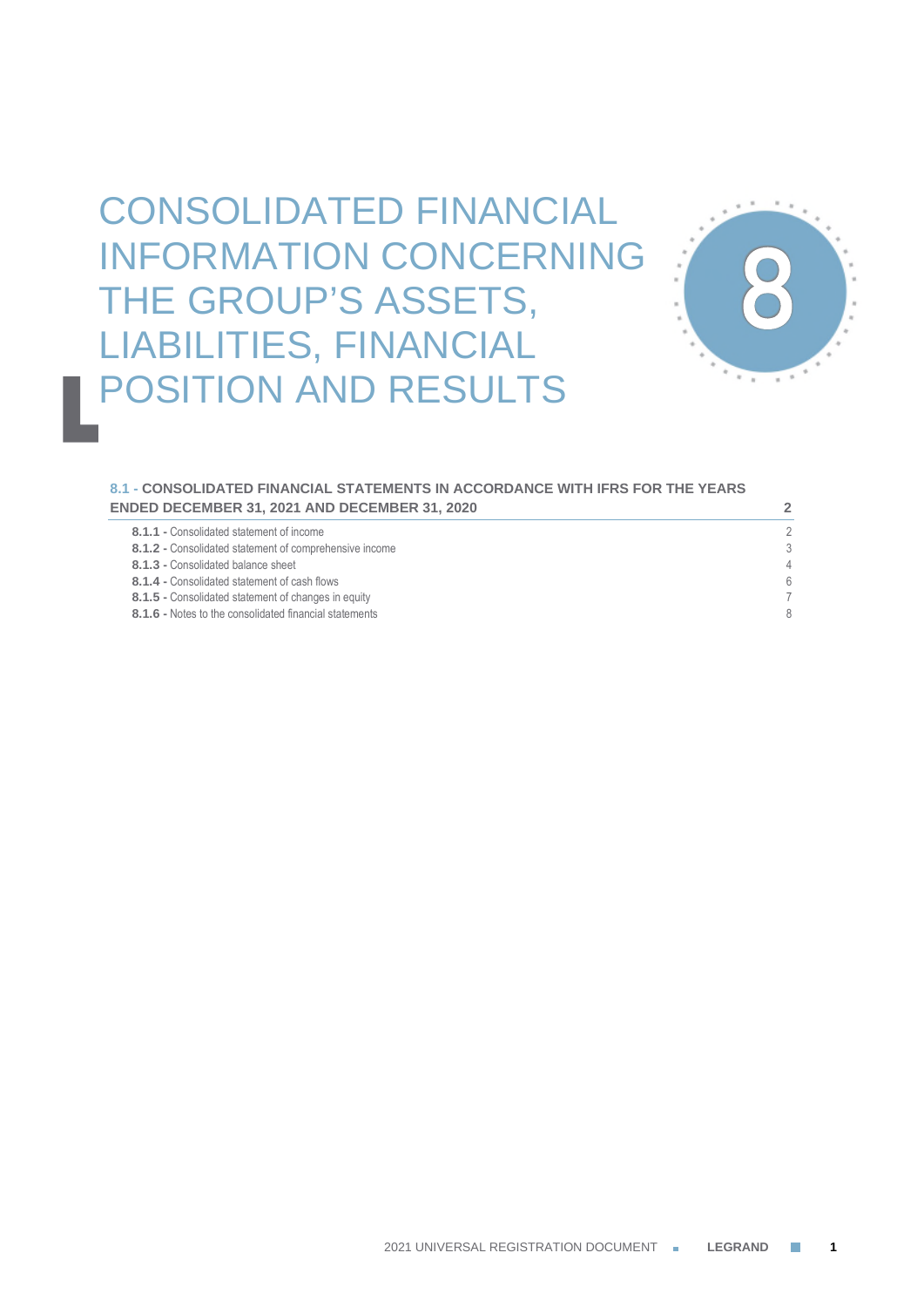# CONSOLIDATED FINANCIAL INFORMATION CONCERNING THE GROUP'S ASSETS, LIABILITIES, FINANCIAL POSITION AND RESULTS

8

| | |
|---|---|
| **8.1 - CONSOLIDATED FINANCIAL STATEMENTS IN ACCORDANCE WITH IFRS FOR THE YEARS ENDED DECEMBER 31, 2021 AND DECEMBER 31, 2020** | **2** |
| **8.1.1 -** Consolidated statement of income | 2 |
| **8.1.2 -** Consolidated statement of comprehensive income | 3 |
| **8.1.3 -** Consolidated balance sheet | 4 |
| **8.1.4 -** Consolidated statement of cash flows | 6 |
| **8.1.5 -** Consolidated statement of changes in equity | 7 |
| **8.1.6 -** Notes to the consolidated financial statements | 8 |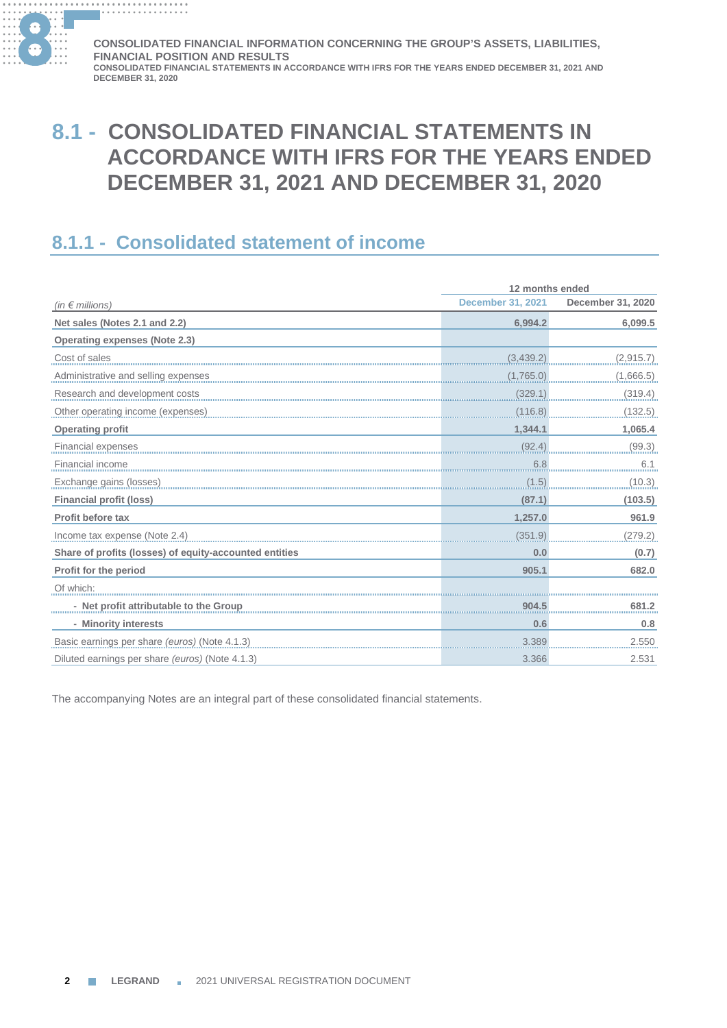# 8.1 - CONSOLIDATED FINANCIAL STATEMENTS IN ACCORDANCE WITH IFRS FOR THE YEARS ENDED DECEMBER 31, 2021 AND DECEMBER 31, 2020

## 8.1.1 - Consolidated statement of income

| *(in € millions)* | 12 months ended | |
|---|---|---|
| | December 31, 2021 | December 31, 2020 |
| **Net sales (Notes 2.1 and 2.2)** | **6,994.2** | **6,099.5** |
| **Operating expenses (Note 2.3)** | | |
| Cost of sales | (3,439.2) | (2,915.7) |
| Administrative and selling expenses | (1,765.0) | (1,666.5) |
| Research and development costs | (329.1) | (319.4) |
| Other operating income (expenses) | (116.8) | (132.5) |
| **Operating profit** | **1,344.1** | **1,065.4** |
| Financial expenses | (92.4) | (99.3) |
| Financial income | 6.8 | 6.1 |
| Exchange gains (losses) | (1.5) | (10.3) |
| **Financial profit (loss)** | **(87.1)** | **(103.5)** |
| **Profit before tax** | **1,257.0** | **961.9** |
| Income tax expense (Note 2.4) | (351.9) | (279.2) |
| **Share of profits (losses) of equity-accounted entities** | **0.0** | **(0.7)** |
| **Profit for the period** | **905.1** | **682.0** |
| Of which: | | |
| **- Net profit attributable to the Group** | **904.5** | **681.2** |
| **- Minority interests** | **0.6** | **0.8** |
| Basic earnings per share *(euros)* (Note 4.1.3) | 3.389 | 2.550 |
| Diluted earnings per share *(euros)* (Note 4.1.3) | 3.366 | 2.531 |

The accompanying Notes are an integral part of these consolidated financial statements.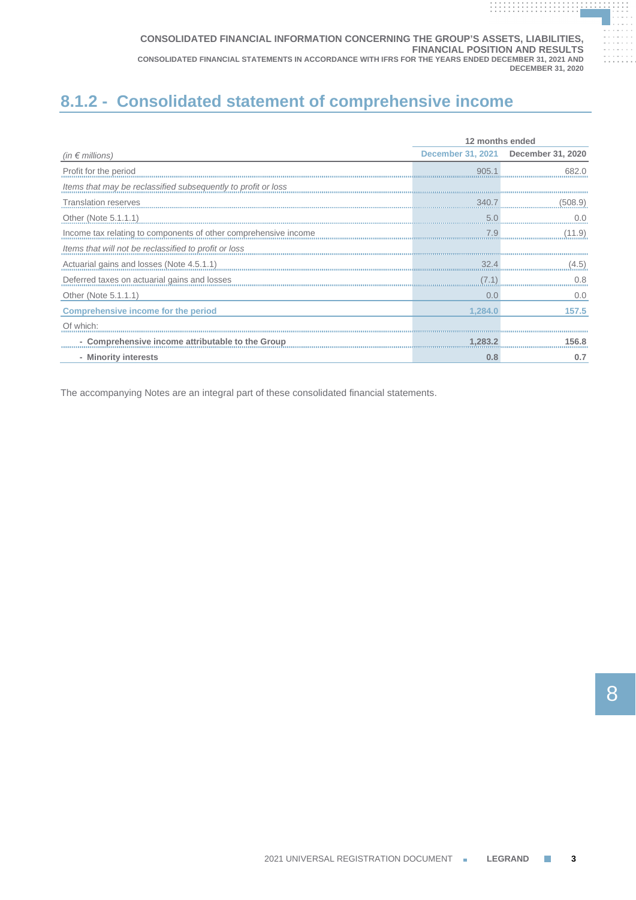## 8.1.2 - Consolidated statement of comprehensive income

| *(in € millions)* | 12 months ended December 31, 2021 | 12 months ended December 31, 2020 |
|---|---|---|
| Profit for the period | 905.1 | 682.0 |
| *Items that may be reclassified subsequently to profit or loss* | | |
| Translation reserves | 340.7 | (508.9) |
| Other (Note 5.1.1.1) | 5.0 | 0.0 |
| Income tax relating to components of other comprehensive income | 7.9 | (11.9) |
| *Items that will not be reclassified to profit or loss* | | |
| Actuarial gains and losses (Note 4.5.1.1) | 32.4 | (4.5) |
| Deferred taxes on actuarial gains and losses | (7.1) | 0.8 |
| Other (Note 5.1.1.1) | 0.0 | 0.0 |
| **Comprehensive income for the period** | **1,284.0** | **157.5** |
| Of which: | | |
| **- Comprehensive income attributable to the Group** | **1,283.2** | **156.8** |
| **- Minority interests** | **0.8** | **0.7** |

The accompanying Notes are an integral part of these consolidated financial statements.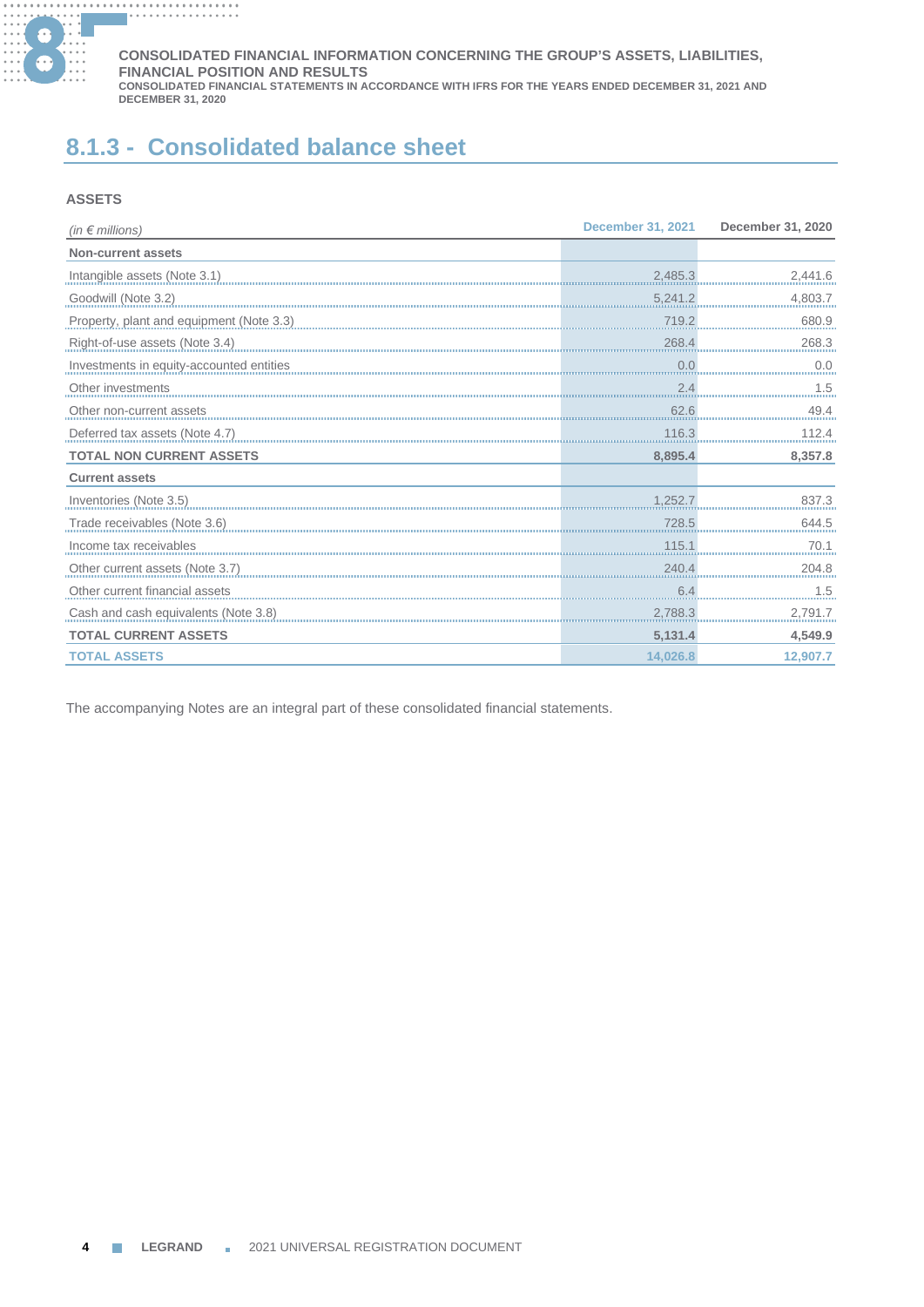## 8.1.3 - Consolidated balance sheet

### ASSETS

| *(in € millions)* | December 31, 2021 | December 31, 2020 |
|---|---|---|
| **Non-current assets** | | |
| Intangible assets (Note 3.1) | 2,485.3 | 2,441.6 |
| Goodwill (Note 3.2) | 5,241.2 | 4,803.7 |
| Property, plant and equipment (Note 3.3) | 719.2 | 680.9 |
| Right-of-use assets (Note 3.4) | 268.4 | 268.3 |
| Investments in equity-accounted entities | 0.0 | 0.0 |
| Other investments | 2.4 | 1.5 |
| Other non-current assets | 62.6 | 49.4 |
| Deferred tax assets (Note 4.7) | 116.3 | 112.4 |
| **TOTAL NON CURRENT ASSETS** | **8,895.4** | **8,357.8** |
| **Current assets** | | |
| Inventories (Note 3.5) | 1,252.7 | 837.3 |
| Trade receivables (Note 3.6) | 728.5 | 644.5 |
| Income tax receivables | 115.1 | 70.1 |
| Other current assets (Note 3.7) | 240.4 | 204.8 |
| Other current financial assets | 6.4 | 1.5 |
| Cash and cash equivalents (Note 3.8) | 2,788.3 | 2,791.7 |
| **TOTAL CURRENT ASSETS** | **5,131.4** | **4,549.9** |
| **TOTAL ASSETS** | **14,026.8** | **12,907.7** |

The accompanying Notes are an integral part of these consolidated financial statements.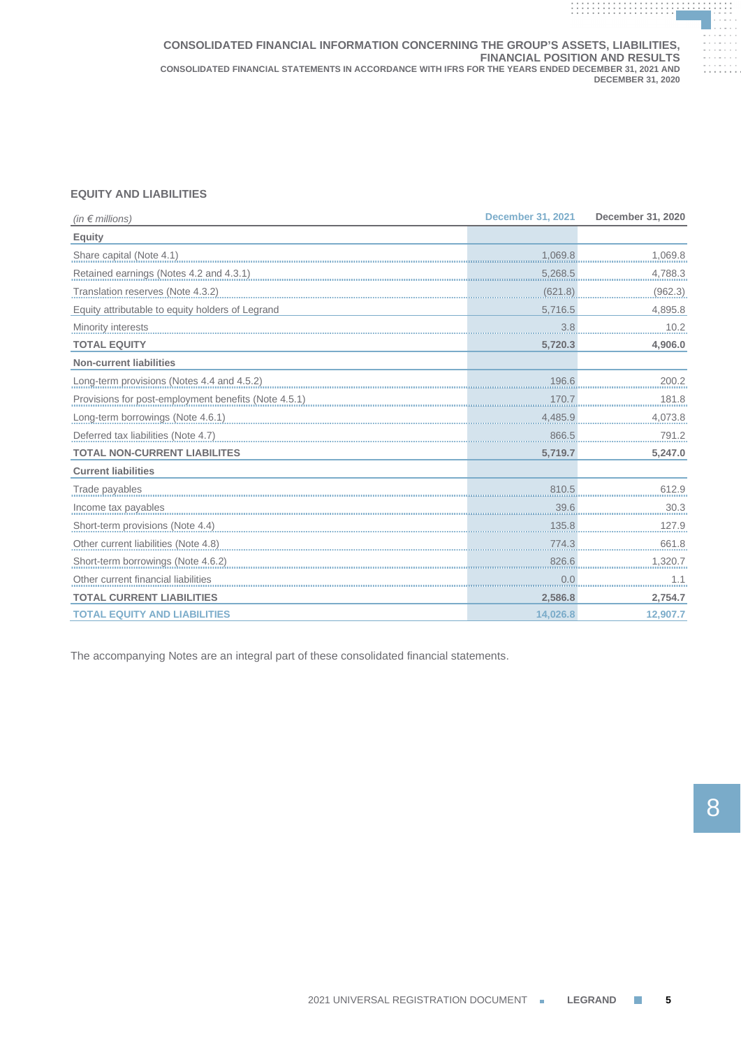## EQUITY AND LIABILITIES

| *(in € millions)* | December 31, 2021 | December 31, 2020 |
|---|---|---|
| **Equity** | | |
| Share capital (Note 4.1) | 1,069.8 | 1,069.8 |
| Retained earnings (Notes 4.2 and 4.3.1) | 5,268.5 | 4,788.3 |
| Translation reserves (Note 4.3.2) | (621.8) | (962.3) |
| Equity attributable to equity holders of Legrand | 5,716.5 | 4,895.8 |
| Minority interests | 3.8 | 10.2 |
| **TOTAL EQUITY** | **5,720.3** | **4,906.0** |
| **Non-current liabilities** | | |
| Long-term provisions (Notes 4.4 and 4.5.2) | 196.6 | 200.2 |
| Provisions for post-employment benefits (Note 4.5.1) | 170.7 | 181.8 |
| Long-term borrowings (Note 4.6.1) | 4,485.9 | 4,073.8 |
| Deferred tax liabilities (Note 4.7) | 866.5 | 791.2 |
| **TOTAL NON-CURRENT LIABILITES** | **5,719.7** | **5,247.0** |
| **Current liabilities** | | |
| Trade payables | 810.5 | 612.9 |
| Income tax payables | 39.6 | 30.3 |
| Short-term provisions (Note 4.4) | 135.8 | 127.9 |
| Other current liabilities (Note 4.8) | 774.3 | 661.8 |
| Short-term borrowings (Note 4.6.2) | 826.6 | 1,320.7 |
| Other current financial liabilities | 0.0 | 1.1 |
| **TOTAL CURRENT LIABILITIES** | **2,586.8** | **2,754.7** |
| **TOTAL EQUITY AND LIABILITIES** | **14,026.8** | **12,907.7** |

The accompanying Notes are an integral part of these consolidated financial statements.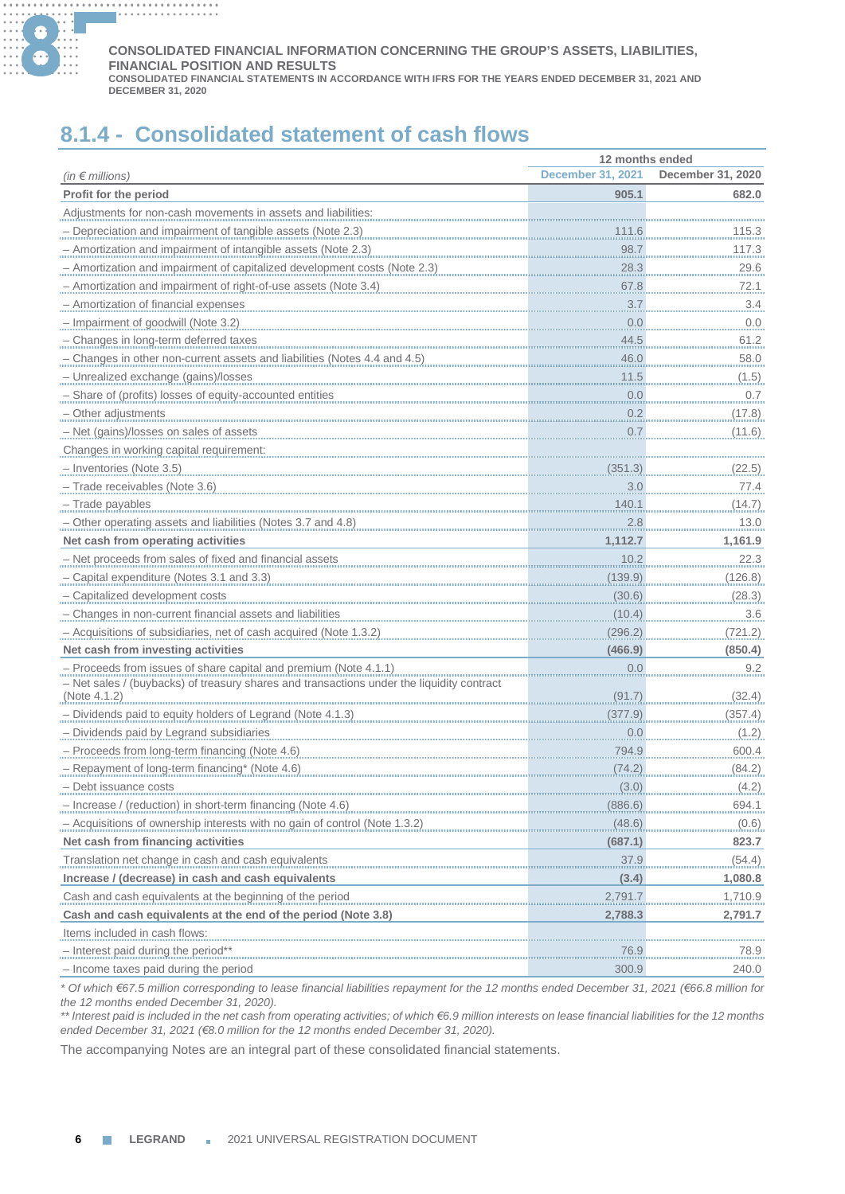# CONSOLIDATED FINANCIAL INFORMATION CONCERNING THE GROUP'S ASSETS, LIABILITIES, FINANCIAL POSITION AND RESULTS

CONSOLIDATED FINANCIAL STATEMENTS IN ACCORDANCE WITH IFRS FOR THE YEARS ENDED DECEMBER 31, 2021 AND DECEMBER 31, 2020

## 8.1.4 - Consolidated statement of cash flows

| *(in € millions)* | 12 months ended | |
|---|---|---|
| | December 31, 2021 | December 31, 2020 |
| **Profit for the period** | **905.1** | **682.0** |
| Adjustments for non-cash movements in assets and liabilities: | | |
| – Depreciation and impairment of tangible assets (Note 2.3) | 111.6 | 115.3 |
| – Amortization and impairment of intangible assets (Note 2.3) | 98.7 | 117.3 |
| – Amortization and impairment of capitalized development costs (Note 2.3) | 28.3 | 29.6 |
| – Amortization and impairment of right-of-use assets (Note 3.4) | 67.8 | 72.1 |
| – Amortization of financial expenses | 3.7 | 3.4 |
| – Impairment of goodwill (Note 3.2) | 0.0 | 0.0 |
| – Changes in long-term deferred taxes | 44.5 | 61.2 |
| – Changes in other non-current assets and liabilities (Notes 4.4 and 4.5) | 46.0 | 58.0 |
| – Unrealized exchange (gains)/losses | 11.5 | (1.5) |
| – Share of (profits) losses of equity-accounted entities | 0.0 | 0.7 |
| – Other adjustments | 0.2 | (17.8) |
| – Net (gains)/losses on sales of assets | 0.7 | (11.6) |
| Changes in working capital requirement: | | |
| – Inventories (Note 3.5) | (351.3) | (22.5) |
| – Trade receivables (Note 3.6) | 3.0 | 77.4 |
| – Trade payables | 140.1 | (14.7) |
| – Other operating assets and liabilities (Notes 3.7 and 4.8) | 2.8 | 13.0 |
| **Net cash from operating activities** | **1,112.7** | **1,161.9** |
| – Net proceeds from sales of fixed and financial assets | 10.2 | 22.3 |
| – Capital expenditure (Notes 3.1 and 3.3) | (139.9) | (126.8) |
| – Capitalized development costs | (30.6) | (28.3) |
| – Changes in non-current financial assets and liabilities | (10.4) | 3.6 |
| – Acquisitions of subsidiaries, net of cash acquired (Note 1.3.2) | (296.2) | (721.2) |
| **Net cash from investing activities** | **(466.9)** | **(850.4)** |
| – Proceeds from issues of share capital and premium (Note 4.1.1) | 0.0 | 9.2 |
| – Net sales / (buybacks) of treasury shares and transactions under the liquidity contract (Note 4.1.2) | (91.7) | (32.4) |
| – Dividends paid to equity holders of Legrand (Note 4.1.3) | (377.9) | (357.4) |
| – Dividends paid by Legrand subsidiaries | 0.0 | (1.2) |
| – Proceeds from long-term financing (Note 4.6) | 794.9 | 600.4 |
| – Repayment of long-term financing* (Note 4.6) | (74.2) | (84.2) |
| – Debt issuance costs | (3.0) | (4.2) |
| – Increase / (reduction) in short-term financing (Note 4.6) | (886.6) | 694.1 |
| – Acquisitions of ownership interests with no gain of control (Note 1.3.2) | (48.6) | (0.6) |
| **Net cash from financing activities** | **(687.1)** | **823.7** |
| Translation net change in cash and cash equivalents | 37.9 | (54.4) |
| **Increase / (decrease) in cash and cash equivalents** | **(3.4)** | **1,080.8** |
| Cash and cash equivalents at the beginning of the period | 2,791.7 | 1,710.9 |
| **Cash and cash equivalents at the end of the period (Note 3.8)** | **2,788.3** | **2,791.7** |
| Items included in cash flows: | | |
| – Interest paid during the period** | 76.9 | 78.9 |
| – Income taxes paid during the period | 300.9 | 240.0 |

*\* Of which €67.5 million corresponding to lease financial liabilities repayment for the 12 months ended December 31, 2021 (€66.8 million for the 12 months ended December 31, 2020).*

*\*\* Interest paid is included in the net cash from operating activities; of which €6.9 million interests on lease financial liabilities for the 12 months ended December 31, 2021 (€8.0 million for the 12 months ended December 31, 2020).*

The accompanying Notes are an integral part of these consolidated financial statements.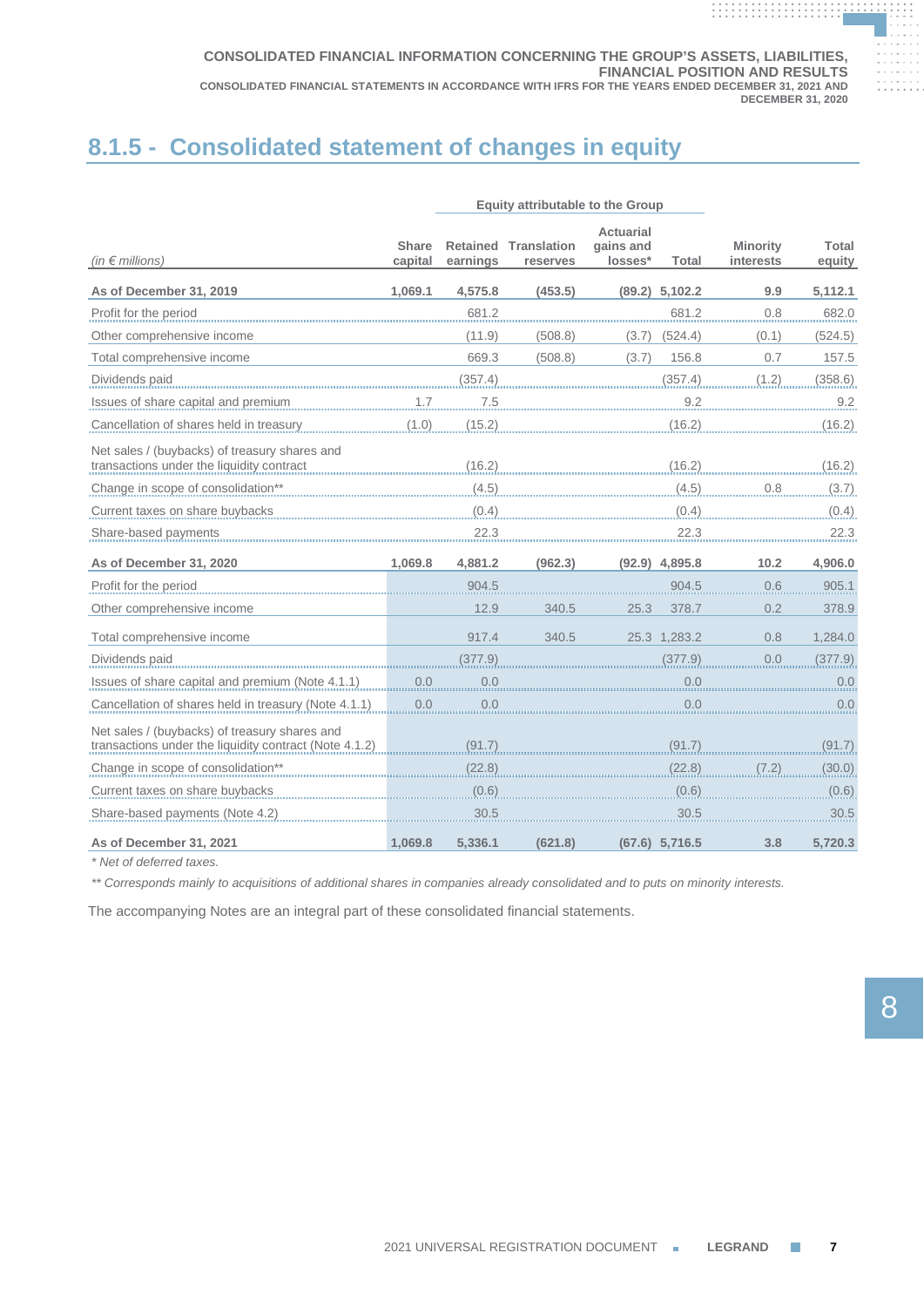## 8.1.5 - Consolidated statement of changes in equity

| | Equity attributable to the Group | | | | | | |
|---|---|---|---|---|---|---|---|
| *(in € millions)* | Share capital | Retained earnings | Translation reserves | Actuarial gains and losses* | Total | Minority interests | Total equity |
| **As of December 31, 2019** | **1,069.1** | **4,575.8** | **(453.5)** | **(89.2)** | **5,102.2** | **9.9** | **5,112.1** |
| Profit for the period | | 681.2 | | | 681.2 | 0.8 | 682.0 |
| Other comprehensive income | | (11.9) | (508.8) | (3.7) | (524.4) | (0.1) | (524.5) |
| Total comprehensive income | | 669.3 | (508.8) | (3.7) | 156.8 | 0.7 | 157.5 |
| Dividends paid | | (357.4) | | | (357.4) | (1.2) | (358.6) |
| Issues of share capital and premium | 1.7 | 7.5 | | | 9.2 | | 9.2 |
| Cancellation of shares held in treasury | (1.0) | (15.2) | | | (16.2) | | (16.2) |
| Net sales / (buybacks) of treasury shares and transactions under the liquidity contract | | (16.2) | | | (16.2) | | (16.2) |
| Change in scope of consolidation** | | (4.5) | | | (4.5) | 0.8 | (3.7) |
| Current taxes on share buybacks | | (0.4) | | | (0.4) | | (0.4) |
| Share-based payments | | 22.3 | | | 22.3 | | 22.3 |
| **As of December 31, 2020** | **1,069.8** | **4,881.2** | **(962.3)** | **(92.9)** | **4,895.8** | **10.2** | **4,906.0** |
| Profit for the period | | 904.5 | | | 904.5 | 0.6 | 905.1 |
| Other comprehensive income | | 12.9 | 340.5 | 25.3 | 378.7 | 0.2 | 378.9 |
| Total comprehensive income | | 917.4 | 340.5 | 25.3 | 1,283.2 | 0.8 | 1,284.0 |
| Dividends paid | | (377.9) | | | (377.9) | 0.0 | (377.9) |
| Issues of share capital and premium (Note 4.1.1) | 0.0 | 0.0 | | | 0.0 | | 0.0 |
| Cancellation of shares held in treasury (Note 4.1.1) | 0.0 | 0.0 | | | 0.0 | | 0.0 |
| Net sales / (buybacks) of treasury shares and transactions under the liquidity contract (Note 4.1.2) | | (91.7) | | | (91.7) | | (91.7) |
| Change in scope of consolidation** | | (22.8) | | | (22.8) | (7.2) | (30.0) |
| Current taxes on share buybacks | | (0.6) | | | (0.6) | | (0.6) |
| Share-based payments (Note 4.2) | | 30.5 | | | 30.5 | | 30.5 |
| **As of December 31, 2021** | **1,069.8** | **5,336.1** | **(621.8)** | **(67.6)** | **5,716.5** | **3.8** | **5,720.3** |

*\* Net of deferred taxes.*

*\*\* Corresponds mainly to acquisitions of additional shares in companies already consolidated and to puts on minority interests.*

The accompanying Notes are an integral part of these consolidated financial statements.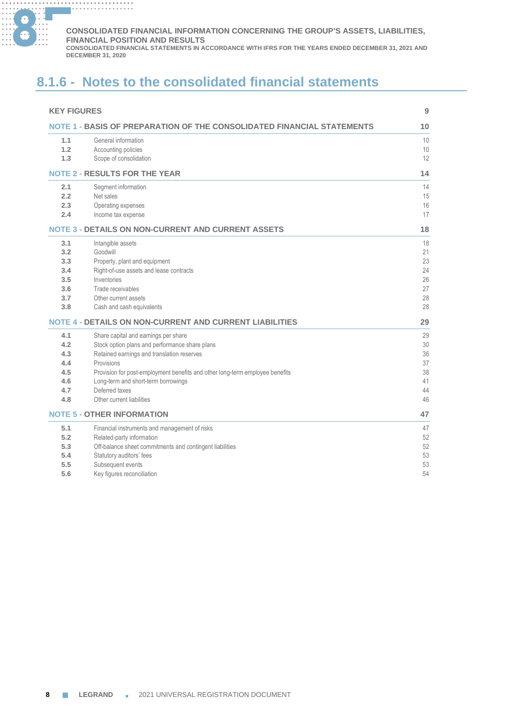## 8.1.6 - Notes to the consolidated financial statements

| | | |
|---|---|---|
| **KEY FIGURES** | | **9** |
| **NOTE 1 - BASIS OF PREPARATION OF THE CONSOLIDATED FINANCIAL STATEMENTS** | | **10** |
| **1.1** | General information | 10 |
| **1.2** | Accounting policies | 10 |
| **1.3** | Scope of consolidation | 12 |
| **NOTE 2 - RESULTS FOR THE YEAR** | | **14** |
| **2.1** | Segment information | 14 |
| **2.2** | Net sales | 15 |
| **2.3** | Operating expenses | 16 |
| **2.4** | Income tax expense | 17 |
| **NOTE 3 - DETAILS ON NON-CURRENT AND CURRENT ASSETS** | | **18** |
| **3.1** | Intangible assets | 18 |
| **3.2** | Goodwill | 21 |
| **3.3** | Property, plant and equipment | 23 |
| **3.4** | Right-of-use assets and lease contracts | 24 |
| **3.5** | Inventories | 26 |
| **3.6** | Trade receivables | 27 |
| **3.7** | Other current assets | 28 |
| **3.8** | Cash and cash equivalents | 28 |
| **NOTE 4 - DETAILS ON NON-CURRENT AND CURRENT LIABILITIES** | | **29** |
| **4.1** | Share capital and earnings per share | 29 |
| **4.2** | Stock option plans and performance share plans | 30 |
| **4.3** | Retained earnings and translation reserves | 36 |
| **4.4** | Provisions | 37 |
| **4.5** | Provision for post-employment benefits and other long-term employee benefits | 38 |
| **4.6** | Long-term and short-term borrowings | 41 |
| **4.7** | Deferred taxes | 44 |
| **4.8** | Other current liabilities | 46 |
| **NOTE 5 - OTHER INFORMATION** | | **47** |
| **5.1** | Financial instruments and management of risks | 47 |
| **5.2** | Related-party information | 52 |
| **5.3** | Off-balance sheet commitments and contingent liabilities | 52 |
| **5.4** | Statutory auditors' fees | 53 |
| **5.5** | Subsequent events | 53 |
| **5.6** | Key figures reconciliation | 54 |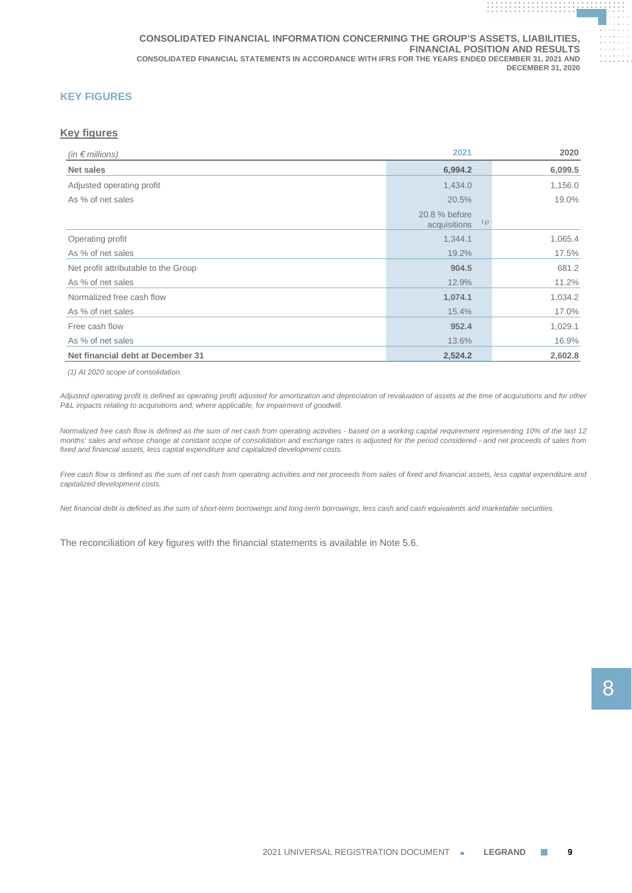## KEY FIGURES

### Key figures

| *(in € millions)* | 2021 | 2020 |
|---|---|---|
| **Net sales** | **6,994.2** | **6,099.5** |
| Adjusted operating profit | 1,434.0 | 1,156.0 |
| As % of net sales | 20.5% | 19.0% |
| | 20.8 % before acquisitions (1) | |
| Operating profit | 1,344.1 | 1,065.4 |
| As % of net sales | 19.2% | 17.5% |
| Net profit attributable to the Group | **904.5** | 681.2 |
| As % of net sales | 12.9% | 11.2% |
| Normalized free cash flow | **1,074.1** | 1,034.2 |
| As % of net sales | 15.4% | 17.0% |
| Free cash flow | **952.4** | 1,029.1 |
| As % of net sales | 13.6% | 16.9% |
| **Net financial debt at December 31** | **2,524.2** | **2,602.8** |

*(1) At 2020 scope of consolidation.*

*Adjusted operating profit is defined as operating profit adjusted for amortization and depreciation of revaluation of assets at the time of acquisitions and for other P&L impacts relating to acquisitions and, where applicable, for impairment of goodwill.*

*Normalized free cash flow is defined as the sum of net cash from operating activities - based on a working capital requirement representing 10% of the last 12 months' sales and whose change at constant scope of consolidation and exchange rates is adjusted for the period considered - and net proceeds of sales from fixed and financial assets, less capital expenditure and capitalized development costs.*

*Free cash flow is defined as the sum of net cash from operating activities and net proceeds from sales of fixed and financial assets, less capital expenditure and capitalized development costs.*

*Net financial debt is defined as the sum of short-term borrowings and long-term borrowings, less cash and cash equivalents and marketable securities.*

The reconciliation of key figures with the financial statements is available in Note 5.6.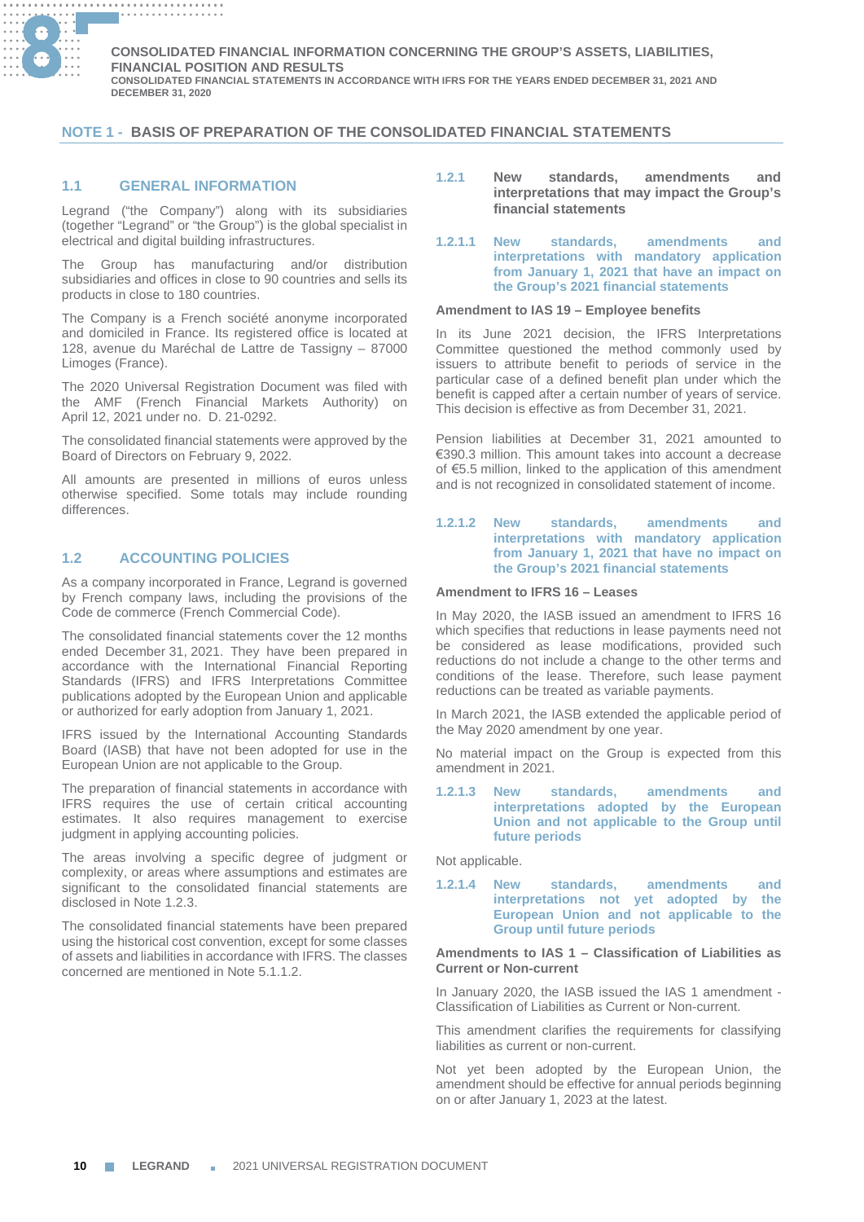## NOTE 1 - BASIS OF PREPARATION OF THE CONSOLIDATED FINANCIAL STATEMENTS

### 1.1 GENERAL INFORMATION

Legrand ("the Company") along with its subsidiaries (together "Legrand" or "the Group") is the global specialist in electrical and digital building infrastructures.

The Group has manufacturing and/or distribution subsidiaries and offices in close to 90 countries and sells its products in close to 180 countries.

The Company is a French société anonyme incorporated and domiciled in France. Its registered office is located at 128, avenue du Maréchal de Lattre de Tassigny – 87000 Limoges (France).

The 2020 Universal Registration Document was filed with the AMF (French Financial Markets Authority) on April 12, 2021 under no. D. 21-0292.

The consolidated financial statements were approved by the Board of Directors on February 9, 2022.

All amounts are presented in millions of euros unless otherwise specified. Some totals may include rounding differences.

### 1.2 ACCOUNTING POLICIES

As a company incorporated in France, Legrand is governed by French company laws, including the provisions of the Code de commerce (French Commercial Code).

The consolidated financial statements cover the 12 months ended December 31, 2021. They have been prepared in accordance with the International Financial Reporting Standards (IFRS) and IFRS Interpretations Committee publications adopted by the European Union and applicable or authorized for early adoption from January 1, 2021.

IFRS issued by the International Accounting Standards Board (IASB) that have not been adopted for use in the European Union are not applicable to the Group.

The preparation of financial statements in accordance with IFRS requires the use of certain critical accounting estimates. It also requires management to exercise judgment in applying accounting policies.

The areas involving a specific degree of judgment or complexity, or areas where assumptions and estimates are significant to the consolidated financial statements are disclosed in Note 1.2.3.

The consolidated financial statements have been prepared using the historical cost convention, except for some classes of assets and liabilities in accordance with IFRS. The classes concerned are mentioned in Note 5.1.1.2.

#### 1.2.1 New standards, amendments and interpretations that may impact the Group's financial statements

##### 1.2.1.1 New standards, amendments and interpretations with mandatory application from January 1, 2021 that have an impact on the Group's 2021 financial statements

**Amendment to IAS 19 – Employee benefits**

In its June 2021 decision, the IFRS Interpretations Committee questioned the method commonly used by issuers to attribute benefit to periods of service in the particular case of a defined benefit plan under which the benefit is capped after a certain number of years of service. This decision is effective as from December 31, 2021.

Pension liabilities at December 31, 2021 amounted to €390.3 million. This amount takes into account a decrease of €5.5 million, linked to the application of this amendment and is not recognized in consolidated statement of income.

##### 1.2.1.2 New standards, amendments and interpretations with mandatory application from January 1, 2021 that have no impact on the Group's 2021 financial statements

**Amendment to IFRS 16 – Leases**

In May 2020, the IASB issued an amendment to IFRS 16 which specifies that reductions in lease payments need not be considered as lease modifications, provided such reductions do not include a change to the other terms and conditions of the lease. Therefore, such lease payment reductions can be treated as variable payments.

In March 2021, the IASB extended the applicable period of the May 2020 amendment by one year.

No material impact on the Group is expected from this amendment in 2021.

##### 1.2.1.3 New standards, amendments and interpretations adopted by the European Union and not applicable to the Group until future periods

Not applicable.

##### 1.2.1.4 New standards, amendments and interpretations not yet adopted by the European Union and not applicable to the Group until future periods

**Amendments to IAS 1 – Classification of Liabilities as Current or Non-current**

In January 2020, the IASB issued the IAS 1 amendment - Classification of Liabilities as Current or Non-current.

This amendment clarifies the requirements for classifying liabilities as current or non-current.

Not yet been adopted by the European Union, the amendment should be effective for annual periods beginning on or after January 1, 2023 at the latest.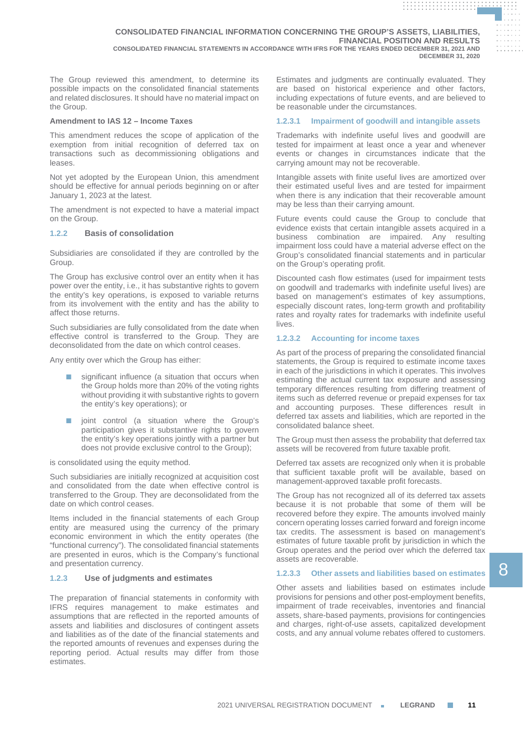The Group reviewed this amendment, to determine its possible impacts on the consolidated financial statements and related disclosures. It should have no material impact on the Group.

**Amendment to IAS 12 – Income Taxes**

This amendment reduces the scope of application of the exemption from initial recognition of deferred tax on transactions such as decommissioning obligations and leases.

Not yet adopted by the European Union, this amendment should be effective for annual periods beginning on or after January 1, 2023 at the latest.

The amendment is not expected to have a material impact on the Group.

### 1.2.2 Basis of consolidation

Subsidiaries are consolidated if they are controlled by the Group.

The Group has exclusive control over an entity when it has power over the entity, i.e., it has substantive rights to govern the entity's key operations, is exposed to variable returns from its involvement with the entity and has the ability to affect those returns.

Such subsidiaries are fully consolidated from the date when effective control is transferred to the Group. They are deconsolidated from the date on which control ceases.

Any entity over which the Group has either:

- significant influence (a situation that occurs when the Group holds more than 20% of the voting rights without providing it with substantive rights to govern the entity's key operations); or
- joint control (a situation where the Group's participation gives it substantive rights to govern the entity's key operations jointly with a partner but does not provide exclusive control to the Group);

is consolidated using the equity method.

Such subsidiaries are initially recognized at acquisition cost and consolidated from the date when effective control is transferred to the Group. They are deconsolidated from the date on which control ceases.

Items included in the financial statements of each Group entity are measured using the currency of the primary economic environment in which the entity operates (the "functional currency"). The consolidated financial statements are presented in euros, which is the Company's functional and presentation currency.

### 1.2.3 Use of judgments and estimates

The preparation of financial statements in conformity with IFRS requires management to make estimates and assumptions that are reflected in the reported amounts of assets and liabilities and disclosures of contingent assets and liabilities as of the date of the financial statements and the reported amounts of revenues and expenses during the reporting period. Actual results may differ from those estimates.

Estimates and judgments are continually evaluated. They are based on historical experience and other factors, including expectations of future events, and are believed to be reasonable under the circumstances.

#### 1.2.3.1 Impairment of goodwill and intangible assets

Trademarks with indefinite useful lives and goodwill are tested for impairment at least once a year and whenever events or changes in circumstances indicate that the carrying amount may not be recoverable.

Intangible assets with finite useful lives are amortized over their estimated useful lives and are tested for impairment when there is any indication that their recoverable amount may be less than their carrying amount.

Future events could cause the Group to conclude that evidence exists that certain intangible assets acquired in a business combination are impaired. Any resulting impairment loss could have a material adverse effect on the Group's consolidated financial statements and in particular on the Group's operating profit.

Discounted cash flow estimates (used for impairment tests on goodwill and trademarks with indefinite useful lives) are based on management's estimates of key assumptions, especially discount rates, long-term growth and profitability rates and royalty rates for trademarks with indefinite useful lives.

#### 1.2.3.2 Accounting for income taxes

As part of the process of preparing the consolidated financial statements, the Group is required to estimate income taxes in each of the jurisdictions in which it operates. This involves estimating the actual current tax exposure and assessing temporary differences resulting from differing treatment of items such as deferred revenue or prepaid expenses for tax and accounting purposes. These differences result in deferred tax assets and liabilities, which are reported in the consolidated balance sheet.

The Group must then assess the probability that deferred tax assets will be recovered from future taxable profit.

Deferred tax assets are recognized only when it is probable that sufficient taxable profit will be available, based on management-approved taxable profit forecasts.

The Group has not recognized all of its deferred tax assets because it is not probable that some of them will be recovered before they expire. The amounts involved mainly concern operating losses carried forward and foreign income tax credits. The assessment is based on management's estimates of future taxable profit by jurisdiction in which the Group operates and the period over which the deferred tax assets are recoverable.

#### 1.2.3.3 Other assets and liabilities based on estimates

Other assets and liabilities based on estimates include provisions for pensions and other post-employment benefits, impairment of trade receivables, inventories and financial assets, share-based payments, provisions for contingencies and charges, right-of-use assets, capitalized development costs, and any annual volume rebates offered to customers.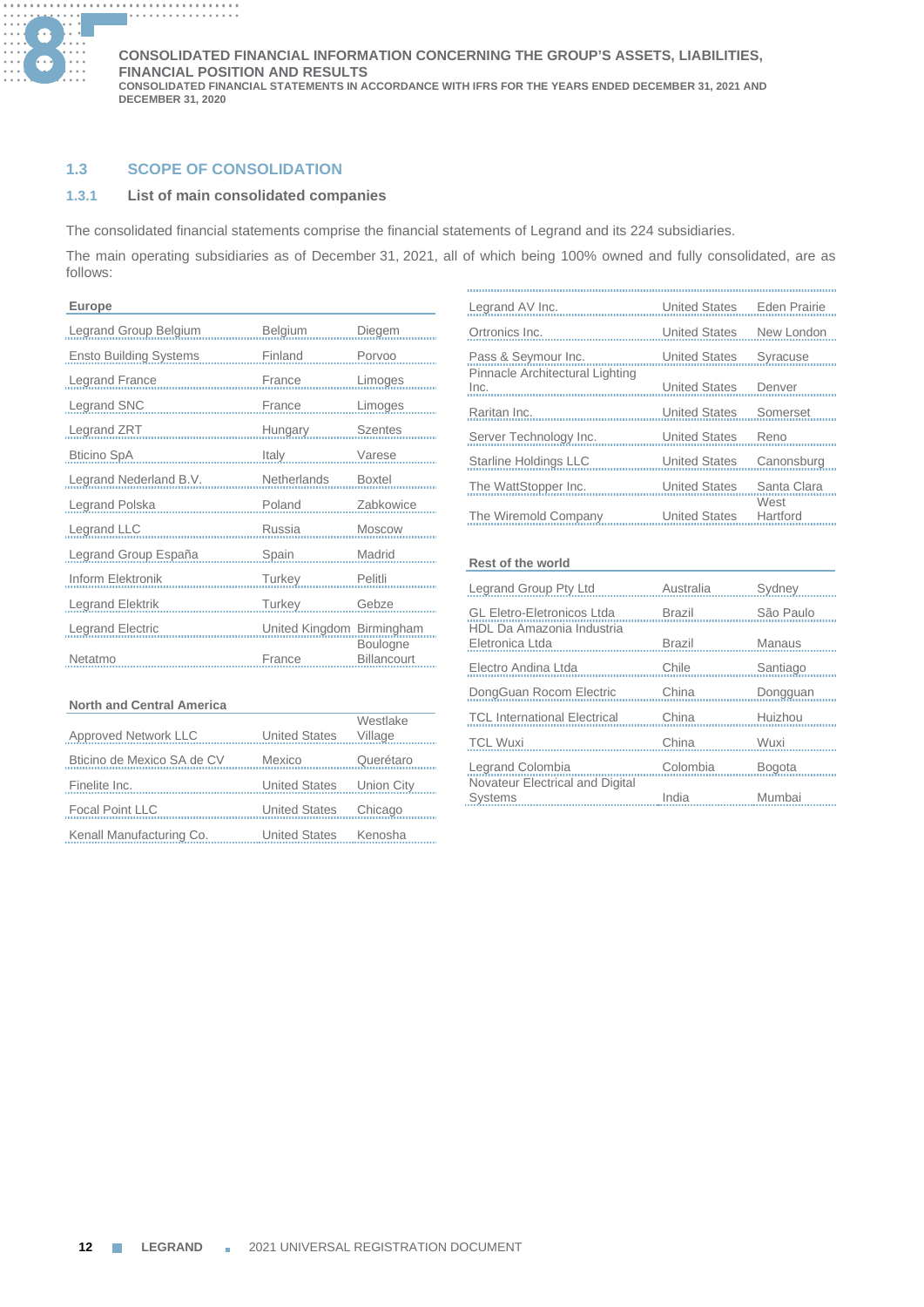## 1.3 SCOPE OF CONSOLIDATION

### 1.3.1 List of main consolidated companies

The consolidated financial statements comprise the financial statements of Legrand and its 224 subsidiaries.

The main operating subsidiaries as of December 31, 2021, all of which being 100% owned and fully consolidated, are as follows:

| Europe | | |
|---|---|---|
| Legrand Group Belgium | Belgium | Diegem |
| Ensto Building Systems | Finland | Porvoo |
| Legrand France | France | Limoges |
| Legrand SNC | France | Limoges |
| Legrand ZRT | Hungary | Szentes |
| Bticino SpA | Italy | Varese |
| Legrand Nederland B.V. | Netherlands | Boxtel |
| Legrand Polska | Poland | Zabkowice |
| Legrand LLC | Russia | Moscow |
| Legrand Group España | Spain | Madrid |
| Inform Elektronik | Turkey | Pelitli |
| Legrand Elektrik | Turkey | Gebze |
| Legrand Electric | United Kingdom | Birmingham |
| Netatmo | France | Boulogne Billancourt |

| North and Central America | | |
|---|---|---|
| Approved Network LLC | United States | Westlake Village |
| Bticino de Mexico SA de CV | Mexico | Querétaro |
| Finelite Inc. | United States | Union City |
| Focal Point LLC | United States | Chicago |
| Kenall Manufacturing Co. | United States | Kenosha |
| Legrand AV Inc. | United States | Eden Prairie |
| Ortronics Inc. | United States | New London |
| Pass & Seymour Inc. | United States | Syracuse |
| Pinnacle Architectural Lighting Inc. | United States | Denver |
| Raritan Inc. | United States | Somerset |
| Server Technology Inc. | United States | Reno |
| Starline Holdings LLC | United States | Canonsburg |
| The WattStopper Inc. | United States | Santa Clara |
| The Wiremold Company | United States | West Hartford |

| Rest of the world | | |
|---|---|---|
| Legrand Group Pty Ltd | Australia | Sydney |
| GL Eletro-Eletronicos Ltda | Brazil | São Paulo |
| HDL Da Amazonia Industria Eletronica Ltda | Brazil | Manaus |
| Electro Andina Ltda | Chile | Santiago |
| DongGuan Rocom Electric | China | Dongguan |
| TCL International Electrical | China | Huizhou |
| TCL Wuxi | China | Wuxi |
| Legrand Colombia | Colombia | Bogota |
| Novateur Electrical and Digital Systems | India | Mumbai |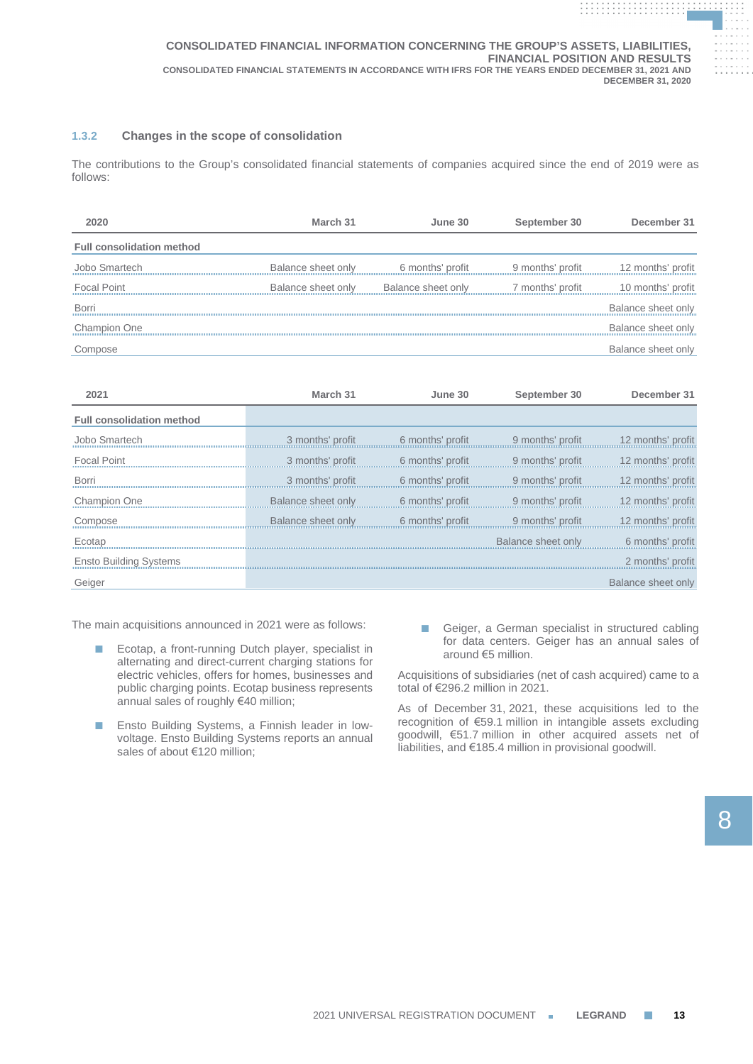### 1.3.2 Changes in the scope of consolidation

The contributions to the Group's consolidated financial statements of companies acquired since the end of 2019 were as follows:

| 2020 | March 31 | June 30 | September 30 | December 31 |
|---|---|---|---|---|
| **Full consolidation method** | | | | |
| Jobo Smartech | Balance sheet only | 6 months' profit | 9 months' profit | 12 months' profit |
| Focal Point | Balance sheet only | Balance sheet only | 7 months' profit | 10 months' profit |
| Borri | | | | Balance sheet only |
| Champion One | | | | Balance sheet only |
| Compose | | | | Balance sheet only |

| 2021 | March 31 | June 30 | September 30 | December 31 |
|---|---|---|---|---|
| **Full consolidation method** | | | | |
| Jobo Smartech | 3 months' profit | 6 months' profit | 9 months' profit | 12 months' profit |
| Focal Point | 3 months' profit | 6 months' profit | 9 months' profit | 12 months' profit |
| Borri | 3 months' profit | 6 months' profit | 9 months' profit | 12 months' profit |
| Champion One | Balance sheet only | 6 months' profit | 9 months' profit | 12 months' profit |
| Compose | Balance sheet only | 6 months' profit | 9 months' profit | 12 months' profit |
| Ecotap | | | Balance sheet only | 6 months' profit |
| Ensto Building Systems | | | | 2 months' profit |
| Geiger | | | | Balance sheet only |

The main acquisitions announced in 2021 were as follows:

- Ecotap, a front-running Dutch player, specialist in alternating and direct-current charging stations for electric vehicles, offers for homes, businesses and public charging points. Ecotap business represents annual sales of roughly €40 million;
- Ensto Building Systems, a Finnish leader in low-voltage. Ensto Building Systems reports an annual sales of about €120 million;
- Geiger, a German specialist in structured cabling for data centers. Geiger has an annual sales of around €5 million.

Acquisitions of subsidiaries (net of cash acquired) came to a total of €296.2 million in 2021.

As of December 31, 2021, these acquisitions led to the recognition of €59.1 million in intangible assets excluding goodwill, €51.7 million in other acquired assets net of liabilities, and €185.4 million in provisional goodwill.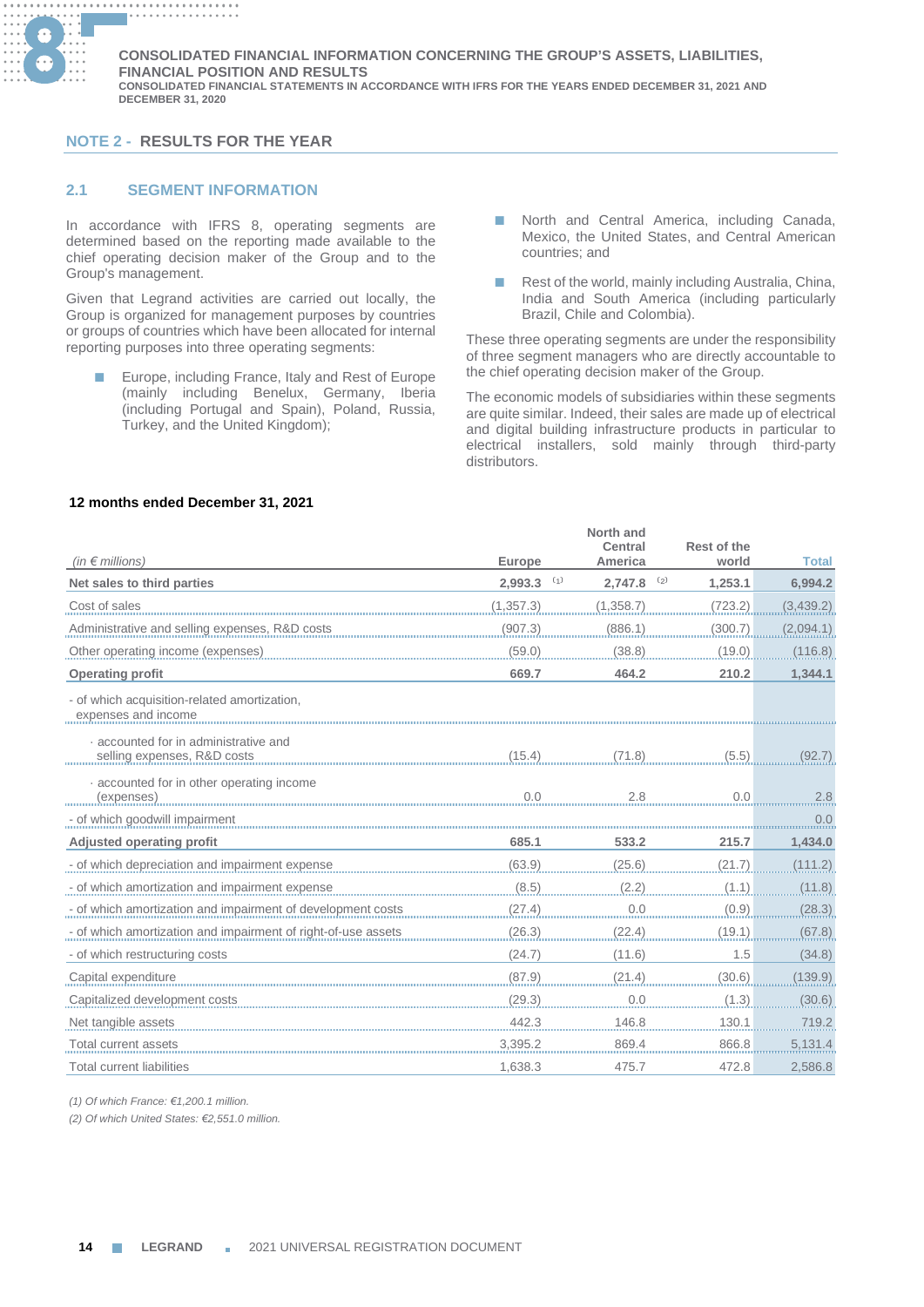## NOTE 2 - RESULTS FOR THE YEAR

### 2.1 SEGMENT INFORMATION

In accordance with IFRS 8, operating segments are determined based on the reporting made available to the chief operating decision maker of the Group and to the Group's management.

Given that Legrand activities are carried out locally, the Group is organized for management purposes by countries or groups of countries which have been allocated for internal reporting purposes into three operating segments:

- Europe, including France, Italy and Rest of Europe (mainly including Benelux, Germany, Iberia (including Portugal and Spain), Poland, Russia, Turkey, and the United Kingdom);
- North and Central America, including Canada, Mexico, the United States, and Central American countries; and
- Rest of the world, mainly including Australia, China, India and South America (including particularly Brazil, Chile and Colombia).

These three operating segments are under the responsibility of three segment managers who are directly accountable to the chief operating decision maker of the Group.

The economic models of subsidiaries within these segments are quite similar. Indeed, their sales are made up of electrical and digital building infrastructure products in particular to electrical installers, sold mainly through third-party distributors.

**12 months ended December 31, 2021**

| *(in € millions)* | Europe | North and Central America | Rest of the world | Total |
|---|---|---|---|---|
| **Net sales to third parties** | **2,993.3** [1] | **2,747.8** [2] | **1,253.1** | **6,994.2** |
| Cost of sales | (1,357.3) | (1,358.7) | (723.2) | (3,439.2) |
| Administrative and selling expenses, R&D costs | (907.3) | (886.1) | (300.7) | (2,094.1) |
| Other operating income (expenses) | (59.0) | (38.8) | (19.0) | (116.8) |
| **Operating profit** | **669.7** | **464.2** | **210.2** | **1,344.1** |
| - of which acquisition-related amortization, expenses and income | | | | |
| · accounted for in administrative and selling expenses, R&D costs | (15.4) | (71.8) | (5.5) | (92.7) |
| · accounted for in other operating income (expenses) | 0.0 | 2.8 | 0.0 | 2.8 |
| - of which goodwill impairment | | | | 0.0 |
| **Adjusted operating profit** | **685.1** | **533.2** | **215.7** | **1,434.0** |
| - of which depreciation and impairment expense | (63.9) | (25.6) | (21.7) | (111.2) |
| - of which amortization and impairment expense | (8.5) | (2.2) | (1.1) | (11.8) |
| - of which amortization and impairment of development costs | (27.4) | 0.0 | (0.9) | (28.3) |
| - of which amortization and impairment of right-of-use assets | (26.3) | (22.4) | (19.1) | (67.8) |
| - of which restructuring costs | (24.7) | (11.6) | 1.5 | (34.8) |
| Capital expenditure | (87.9) | (21.4) | (30.6) | (139.9) |
| Capitalized development costs | (29.3) | 0.0 | (1.3) | (30.6) |
| Net tangible assets | 442.3 | 146.8 | 130.1 | 719.2 |
| Total current assets | 3,395.2 | 869.4 | 866.8 | 5,131.4 |
| Total current liabilities | 1,638.3 | 475.7 | 472.8 | 2,586.8 |

*(1) Of which France: €1,200.1 million.*

*(2) Of which United States: €2,551.0 million.*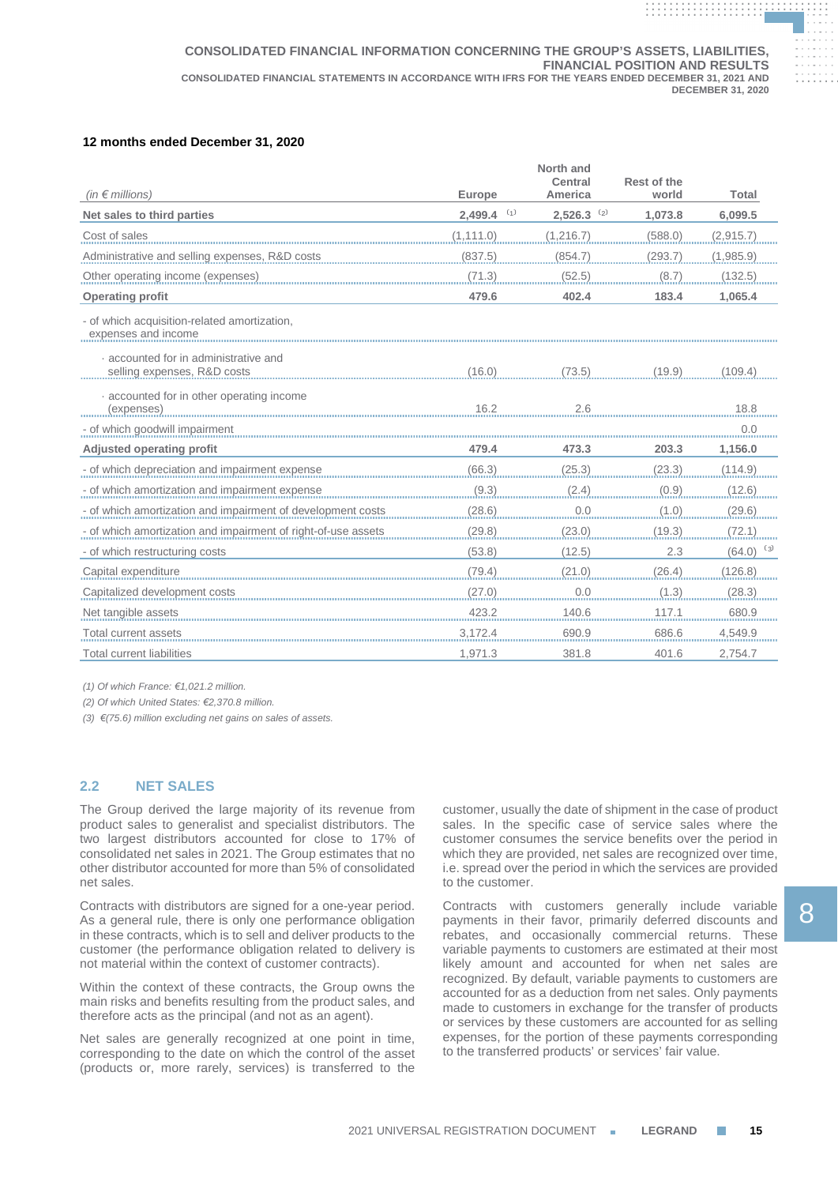**12 months ended December 31, 2020**

| *(in € millions)* | Europe | North and Central America | Rest of the world | Total |
|---|---|---|---|---|
| **Net sales to third parties** | **2,499.4** [(1)] | **2,526.3** [(2)] | **1,073.8** | **6,099.5** |
| Cost of sales | (1,111.0) | (1,216.7) | (588.0) | (2,915.7) |
| Administrative and selling expenses, R&D costs | (837.5) | (854.7) | (293.7) | (1,985.9) |
| Other operating income (expenses) | (71.3) | (52.5) | (8.7) | (132.5) |
| **Operating profit** | **479.6** | **402.4** | **183.4** | **1,065.4** |
| - of which acquisition-related amortization, expenses and income | | | | |
| · accounted for in administrative and selling expenses, R&D costs | (16.0) | (73.5) | (19.9) | (109.4) |
| · accounted for in other operating income (expenses) | 16.2 | 2.6 | | 18.8 |
| - of which goodwill impairment | | | | 0.0 |
| **Adjusted operating profit** | **479.4** | **473.3** | **203.3** | **1,156.0** |
| - of which depreciation and impairment expense | (66.3) | (25.3) | (23.3) | (114.9) |
| - of which amortization and impairment expense | (9.3) | (2.4) | (0.9) | (12.6) |
| - of which amortization and impairment of development costs | (28.6) | 0.0 | (1.0) | (29.6) |
| - of which amortization and impairment of right-of-use assets | (29.8) | (23.0) | (19.3) | (72.1) |
| - of which restructuring costs | (53.8) | (12.5) | 2.3 | (64.0) [(3)] |
| Capital expenditure | (79.4) | (21.0) | (26.4) | (126.8) |
| Capitalized development costs | (27.0) | 0.0 | (1.3) | (28.3) |
| Net tangible assets | 423.2 | 140.6 | 117.1 | 680.9 |
| Total current assets | 3,172.4 | 690.9 | 686.6 | 4,549.9 |
| Total current liabilities | 1,971.3 | 381.8 | 401.6 | 2,754.7 |

*(1) Of which France: €1,021.2 million.*

*(2) Of which United States: €2,370.8 million.*

*(3) €(75.6) million excluding net gains on sales of assets.*

## 2.2 NET SALES

The Group derived the large majority of its revenue from product sales to generalist and specialist distributors. The two largest distributors accounted for close to 17% of consolidated net sales in 2021. The Group estimates that no other distributor accounted for more than 5% of consolidated net sales.

Contracts with distributors are signed for a one-year period. As a general rule, there is only one performance obligation in these contracts, which is to sell and deliver products to the customer (the performance obligation related to delivery is not material within the context of customer contracts).

Within the context of these contracts, the Group owns the main risks and benefits resulting from the product sales, and therefore acts as the principal (and not as an agent).

Net sales are generally recognized at one point in time, corresponding to the date on which the control of the asset (products or, more rarely, services) is transferred to the customer, usually the date of shipment in the case of product sales. In the specific case of service sales where the customer consumes the service benefits over the period in which they are provided, net sales are recognized over time, i.e. spread over the period in which the services are provided to the customer.

Contracts with customers generally include variable payments in their favor, primarily deferred discounts and rebates, and occasionally commercial returns. These variable payments to customers are estimated at their most likely amount and accounted for when net sales are recognized. By default, variable payments to customers are accounted for as a deduction from net sales. Only payments made to customers in exchange for the transfer of products or services by these customers are accounted for as selling expenses, for the portion of these payments corresponding to the transferred products' or services' fair value.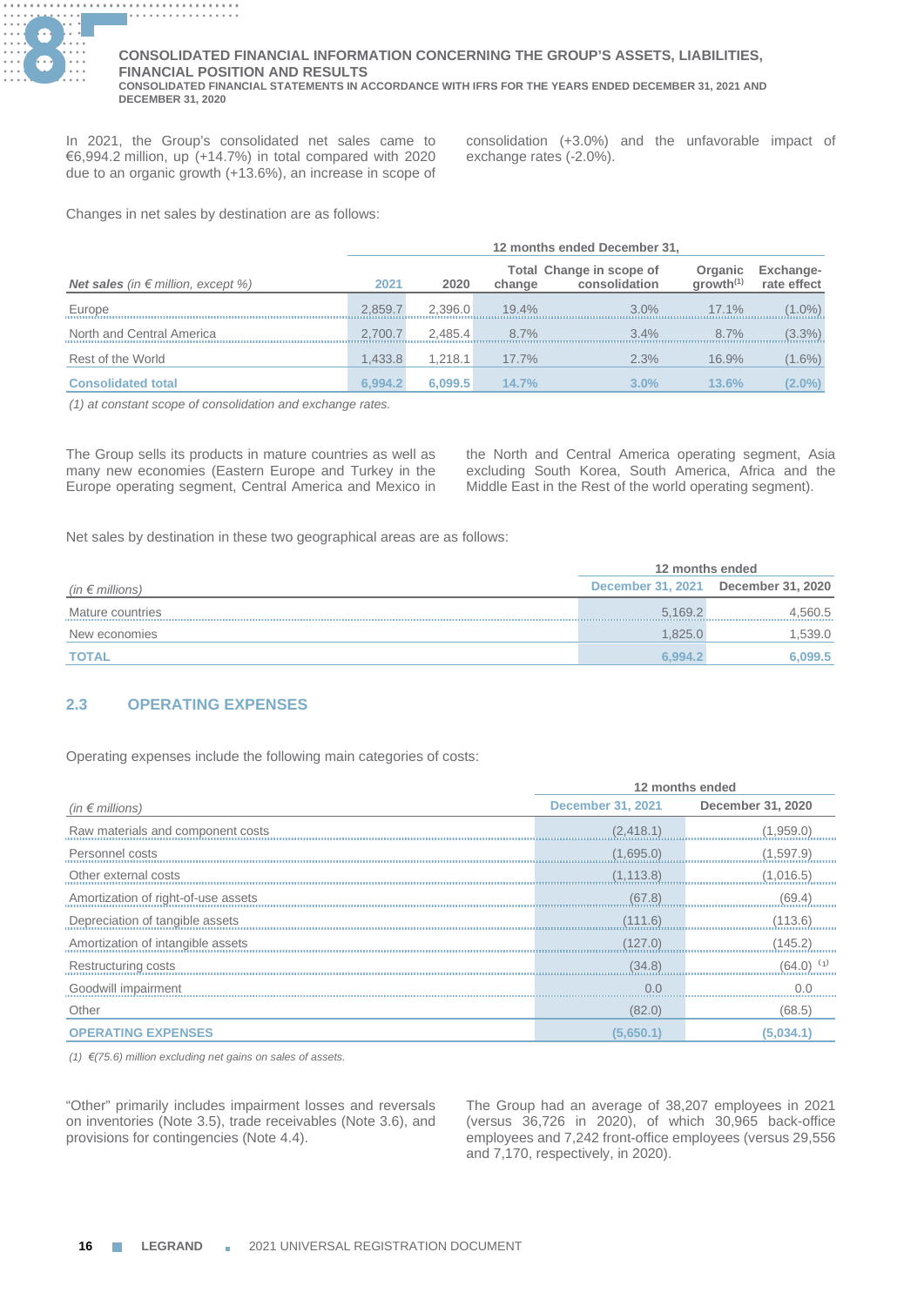In 2021, the Group's consolidated net sales came to €6,994.2 million, up (+14.7%) in total compared with 2020 due to an organic growth (+13.6%), an increase in scope of consolidation (+3.0%) and the unfavorable impact of exchange rates (-2.0%).

Changes in net sales by destination are as follows:

| *Net sales (in € million, except %)* | 12 months ended December 31, | | | | | |
|---|---|---|---|---|---|---|
| | 2021 | 2020 | Total change | Change in scope of consolidation | Organic growth[1] | Exchange-rate effect |
| Europe | 2,859.7 | 2,396.0 | 19.4% | 3.0% | 17.1% | (1.0%) |
| North and Central America | 2,700.7 | 2,485.4 | 8.7% | 3.4% | 8.7% | (3.3%) |
| Rest of the World | 1,433.8 | 1,218.1 | 17.7% | 2.3% | 16.9% | (1.6%) |
| **Consolidated total** | **6,994.2** | **6,099.5** | **14.7%** | **3.0%** | **13.6%** | **(2.0%)** |

*(1) at constant scope of consolidation and exchange rates.*

The Group sells its products in mature countries as well as many new economies (Eastern Europe and Turkey in the Europe operating segment, Central America and Mexico in the North and Central America operating segment, Asia excluding South Korea, South America, Africa and the Middle East in the Rest of the world operating segment).

Net sales by destination in these two geographical areas are as follows:

| *(in € millions)* | 12 months ended | |
|---|---|---|
| | December 31, 2021 | December 31, 2020 |
| Mature countries | 5,169.2 | 4,560.5 |
| New economies | 1,825.0 | 1,539.0 |
| **TOTAL** | **6,994.2** | **6,099.5** |

## 2.3 OPERATING EXPENSES

Operating expenses include the following main categories of costs:

| *(in € millions)* | 12 months ended | |
|---|---|---|
| | December 31, 2021 | December 31, 2020 |
| Raw materials and component costs | (2,418.1) | (1,959.0) |
| Personnel costs | (1,695.0) | (1,597.9) |
| Other external costs | (1,113.8) | (1,016.5) |
| Amortization of right-of-use assets | (67.8) | (69.4) |
| Depreciation of tangible assets | (111.6) | (113.6) |
| Amortization of intangible assets | (127.0) | (145.2) |
| Restructuring costs | (34.8) | (64.0) [1] |
| Goodwill impairment | 0.0 | 0.0 |
| Other | (82.0) | (68.5) |
| **OPERATING EXPENSES** | **(5,650.1)** | **(5,034.1)** |

*(1) €(75.6) million excluding net gains on sales of assets.*

"Other" primarily includes impairment losses and reversals on inventories (Note 3.5), trade receivables (Note 3.6), and provisions for contingencies (Note 4.4).

The Group had an average of 38,207 employees in 2021 (versus 36,726 in 2020), of which 30,965 back-office employees and 7,242 front-office employees (versus 29,556 and 7,170, respectively, in 2020).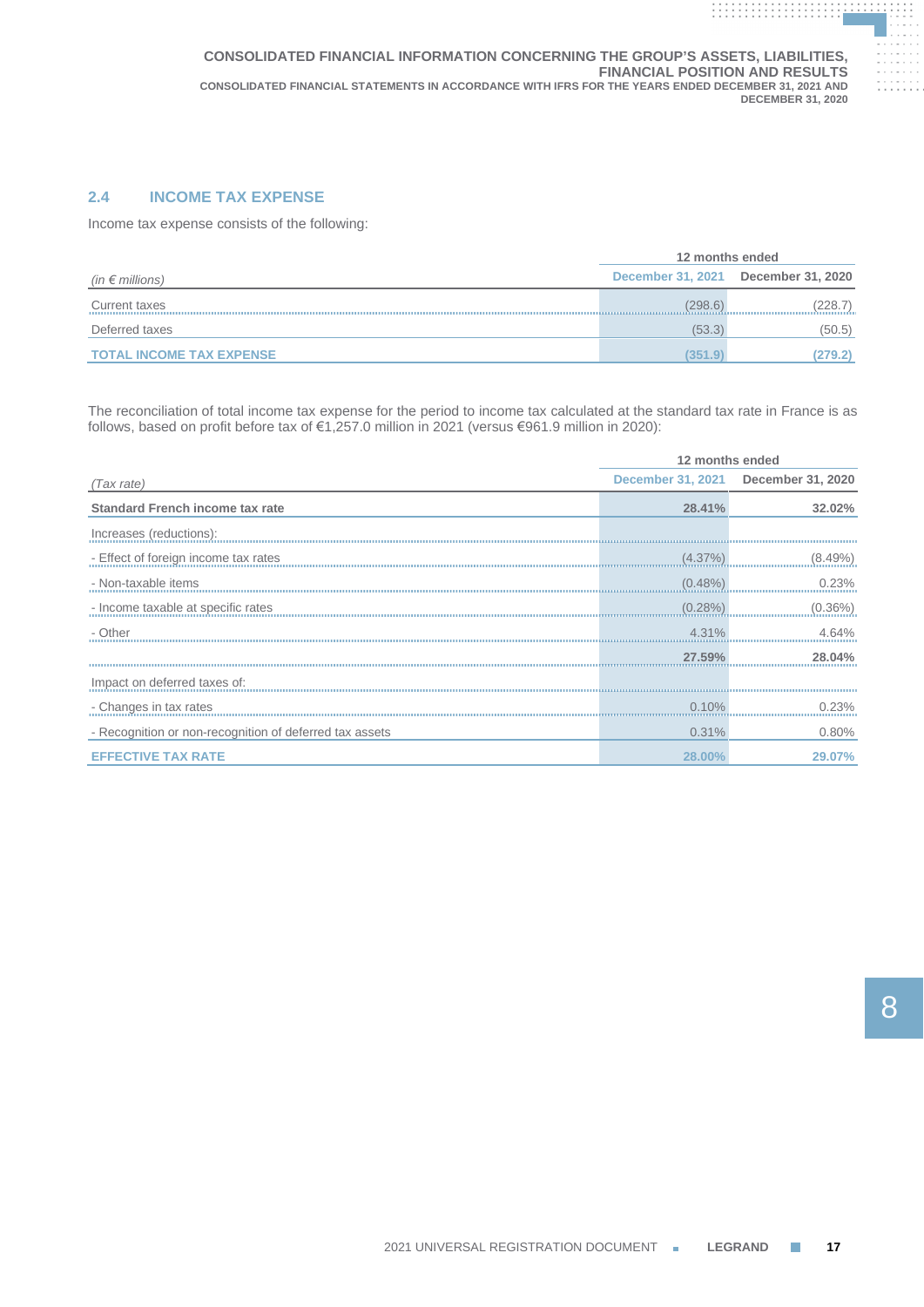## 2.4 INCOME TAX EXPENSE

Income tax expense consists of the following:

| *(in € millions)* | 12 months ended | |
|---|---|---|
| | December 31, 2021 | December 31, 2020 |
| Current taxes | (298.6) | (228.7) |
| Deferred taxes | (53.3) | (50.5) |
| **TOTAL INCOME TAX EXPENSE** | **(351.9)** | **(279.2)** |

The reconciliation of total income tax expense for the period to income tax calculated at the standard tax rate in France is as follows, based on profit before tax of €1,257.0 million in 2021 (versus €961.9 million in 2020):

| *(Tax rate)* | 12 months ended | |
|---|---|---|
| | December 31, 2021 | December 31, 2020 |
| **Standard French income tax rate** | **28.41%** | **32.02%** |
| Increases (reductions): | | |
| - Effect of foreign income tax rates | (4.37%) | (8.49%) |
| - Non-taxable items | (0.48%) | 0.23% |
| - Income taxable at specific rates | (0.28%) | (0.36%) |
| - Other | 4.31% | 4.64% |
| | **27.59%** | **28.04%** |
| Impact on deferred taxes of: | | |
| - Changes in tax rates | 0.10% | 0.23% |
| - Recognition or non-recognition of deferred tax assets | 0.31% | 0.80% |
| **EFFECTIVE TAX RATE** | **28.00%** | **29.07%** |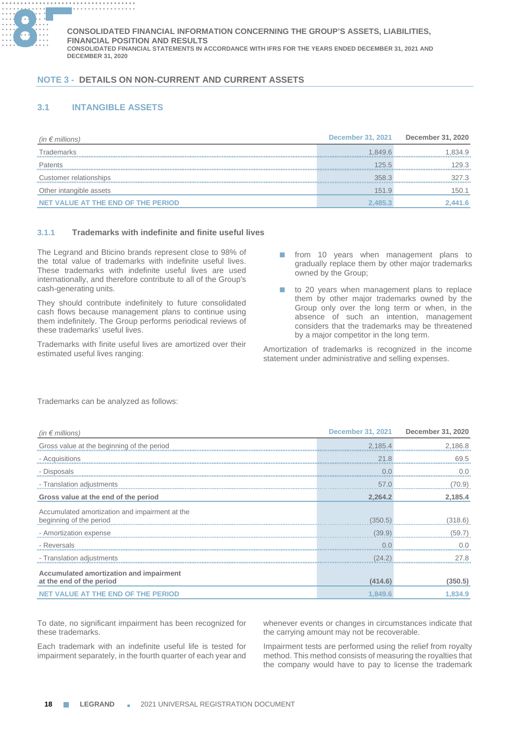## NOTE 3 - DETAILS ON NON-CURRENT AND CURRENT ASSETS

### 3.1 INTANGIBLE ASSETS

| *(in € millions)* | December 31, 2021 | December 31, 2020 |
|---|---|---|
| Trademarks | 1,849.6 | 1,834.9 |
| Patents | 125.5 | 129.3 |
| Customer relationships | 358.3 | 327.3 |
| Other intangible assets | 151.9 | 150.1 |
| **NET VALUE AT THE END OF THE PERIOD** | **2,485.3** | **2,441.6** |

#### 3.1.1 Trademarks with indefinite and finite useful lives

The Legrand and Bticino brands represent close to 98% of the total value of trademarks with indefinite useful lives. These trademarks with indefinite useful lives are used internationally, and therefore contribute to all of the Group's cash-generating units.

They should contribute indefinitely to future consolidated cash flows because management plans to continue using them indefinitely. The Group performs periodical reviews of these trademarks' useful lives.

Trademarks with finite useful lives are amortized over their estimated useful lives ranging:

- from 10 years when management plans to gradually replace them by other major trademarks owned by the Group;
- to 20 years when management plans to replace them by other major trademarks owned by the Group only over the long term or when, in the absence of such an intention, management considers that the trademarks may be threatened by a major competitor in the long term.

Amortization of trademarks is recognized in the income statement under administrative and selling expenses.

Trademarks can be analyzed as follows:

| *(in € millions)* | December 31, 2021 | December 31, 2020 |
|---|---|---|
| Gross value at the beginning of the period | 2,185.4 | 2,186.8 |
| - Acquisitions | 21.8 | 69.5 |
| - Disposals | 0.0 | 0.0 |
| - Translation adjustments | 57.0 | (70.9) |
| **Gross value at the end of the period** | **2,264.2** | **2,185.4** |
| Accumulated amortization and impairment at the beginning of the period | (350.5) | (318.6) |
| - Amortization expense | (39.9) | (59.7) |
| - Reversals | 0.0 | 0.0 |
| - Translation adjustments | (24.2) | 27.8 |
| **Accumulated amortization and impairment at the end of the period** | **(414.6)** | **(350.5)** |
| **NET VALUE AT THE END OF THE PERIOD** | **1,849.6** | **1,834.9** |

To date, no significant impairment has been recognized for these trademarks.

Each trademark with an indefinite useful life is tested for impairment separately, in the fourth quarter of each year and whenever events or changes in circumstances indicate that the carrying amount may not be recoverable.

Impairment tests are performed using the relief from royalty method. This method consists of measuring the royalties that the company would have to pay to license the trademark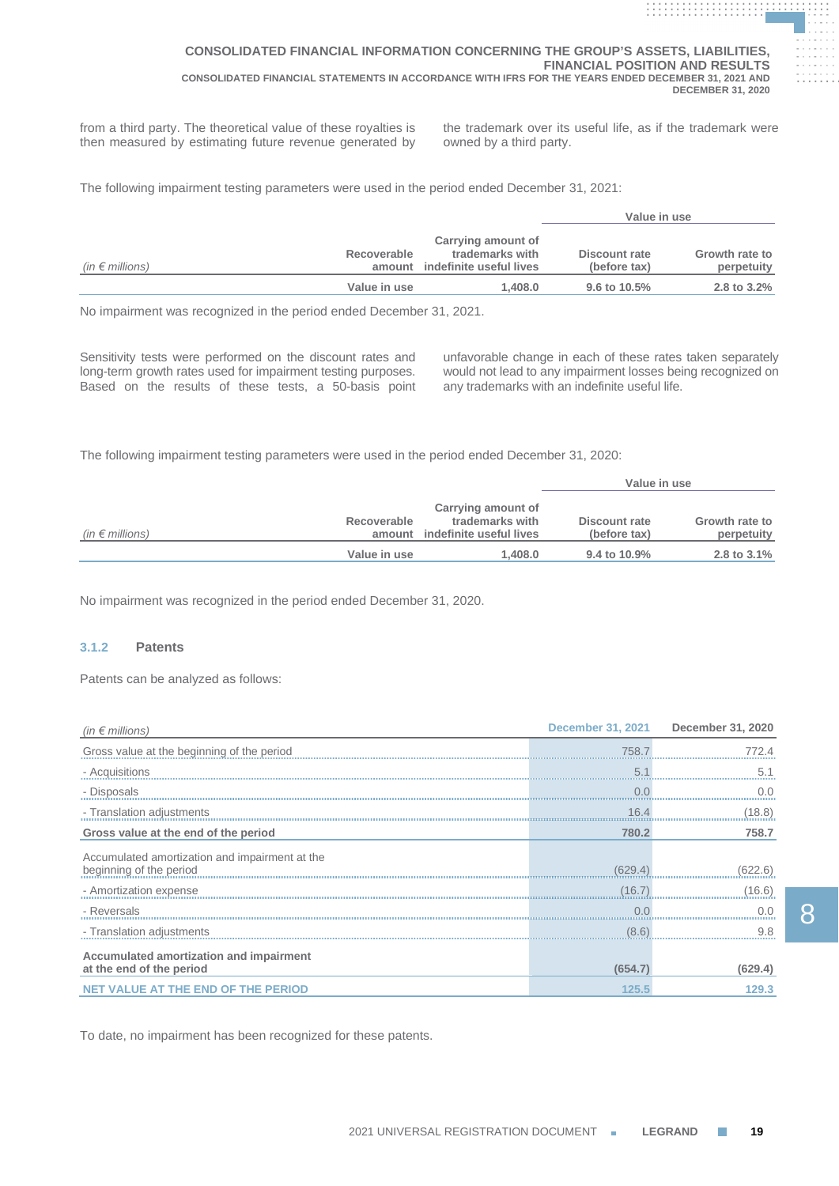from a third party. The theoretical value of these royalties is then measured by estimating future revenue generated by the trademark over its useful life, as if the trademark were owned by a third party.

The following impairment testing parameters were used in the period ended December 31, 2021:

| *(in € millions)* | Recoverable amount | Carrying amount of trademarks with indefinite useful lives | Value in use | |
|---|---|---|---|---|
| | | | Discount rate (before tax) | Growth rate to perpetuity |
| | Value in use | 1,408.0 | 9.6 to 10.5% | 2.8 to 3.2% |

No impairment was recognized in the period ended December 31, 2021.

Sensitivity tests were performed on the discount rates and long-term growth rates used for impairment testing purposes. Based on the results of these tests, a 50-basis point unfavorable change in each of these rates taken separately would not lead to any impairment losses being recognized on any trademarks with an indefinite useful life.

The following impairment testing parameters were used in the period ended December 31, 2020:

| *(in € millions)* | Recoverable amount | Carrying amount of trademarks with indefinite useful lives | Value in use | |
|---|---|---|---|---|
| | | | Discount rate (before tax) | Growth rate to perpetuity |
| | Value in use | 1,408.0 | 9.4 to 10.9% | 2.8 to 3.1% |

No impairment was recognized in the period ended December 31, 2020.

### 3.1.2 Patents

Patents can be analyzed as follows:

| *(in € millions)* | December 31, 2021 | December 31, 2020 |
|---|---|---|
| Gross value at the beginning of the period | 758.7 | 772.4 |
| - Acquisitions | 5.1 | 5.1 |
| - Disposals | 0.0 | 0.0 |
| - Translation adjustments | 16.4 | (18.8) |
| **Gross value at the end of the period** | **780.2** | **758.7** |
| Accumulated amortization and impairment at the beginning of the period | (629.4) | (622.6) |
| - Amortization expense | (16.7) | (16.6) |
| - Reversals | 0.0 | 0.0 |
| - Translation adjustments | (8.6) | 9.8 |
| **Accumulated amortization and impairment at the end of the period** | **(654.7)** | **(629.4)** |
| **NET VALUE AT THE END OF THE PERIOD** | **125.5** | **129.3** |

To date, no impairment has been recognized for these patents.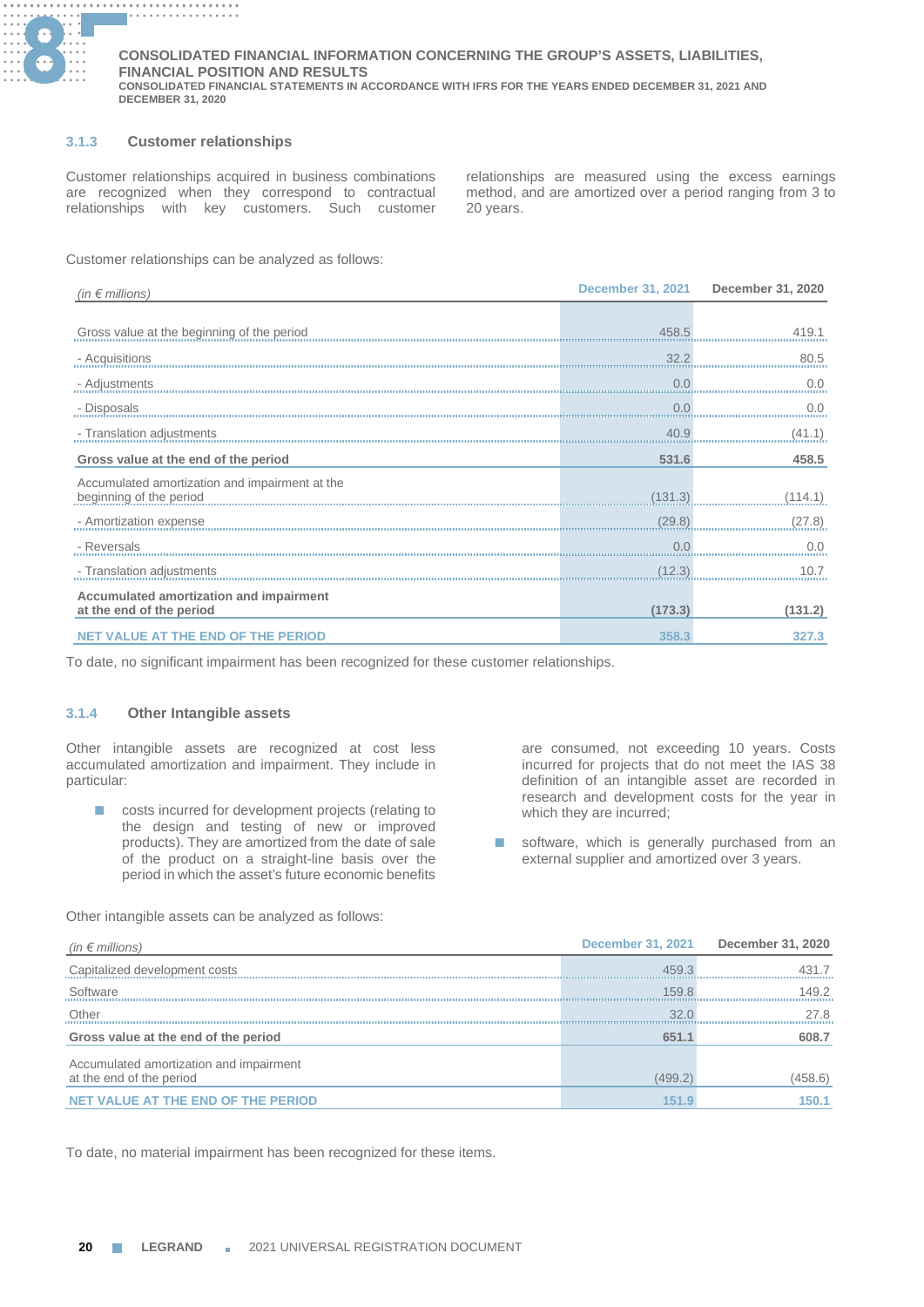### 3.1.3 Customer relationships

Customer relationships acquired in business combinations are recognized when they correspond to contractual relationships with key customers. Such customer relationships are measured using the excess earnings method, and are amortized over a period ranging from 3 to 20 years.

Customer relationships can be analyzed as follows:

| *(in € millions)* | December 31, 2021 | December 31, 2020 |
|---|---|---|
| Gross value at the beginning of the period | 458.5 | 419.1 |
| - Acquisitions | 32.2 | 80.5 |
| - Adjustments | 0.0 | 0.0 |
| - Disposals | 0.0 | 0.0 |
| - Translation adjustments | 40.9 | (41.1) |
| **Gross value at the end of the period** | **531.6** | **458.5** |
| Accumulated amortization and impairment at the beginning of the period | (131.3) | (114.1) |
| - Amortization expense | (29.8) | (27.8) |
| - Reversals | 0.0 | 0.0 |
| - Translation adjustments | (12.3) | 10.7 |
| **Accumulated amortization and impairment at the end of the period** | **(173.3)** | **(131.2)** |
| **NET VALUE AT THE END OF THE PERIOD** | **358.3** | **327.3** |

To date, no significant impairment has been recognized for these customer relationships.

### 3.1.4 Other Intangible assets

Other intangible assets are recognized at cost less accumulated amortization and impairment. They include in particular:

- costs incurred for development projects (relating to the design and testing of new or improved products). They are amortized from the date of sale of the product on a straight-line basis over the period in which the asset's future economic benefits are consumed, not exceeding 10 years. Costs incurred for projects that do not meet the IAS 38 definition of an intangible asset are recorded in research and development costs for the year in which they are incurred;
- software, which is generally purchased from an external supplier and amortized over 3 years.

Other intangible assets can be analyzed as follows:

| *(in € millions)* | December 31, 2021 | December 31, 2020 |
|---|---|---|
| Capitalized development costs | 459.3 | 431.7 |
| Software | 159.8 | 149.2 |
| Other | 32.0 | 27.8 |
| **Gross value at the end of the period** | **651.1** | **608.7** |
| Accumulated amortization and impairment at the end of the period | (499.2) | (458.6) |
| **NET VALUE AT THE END OF THE PERIOD** | **151.9** | **150.1** |

To date, no material impairment has been recognized for these items.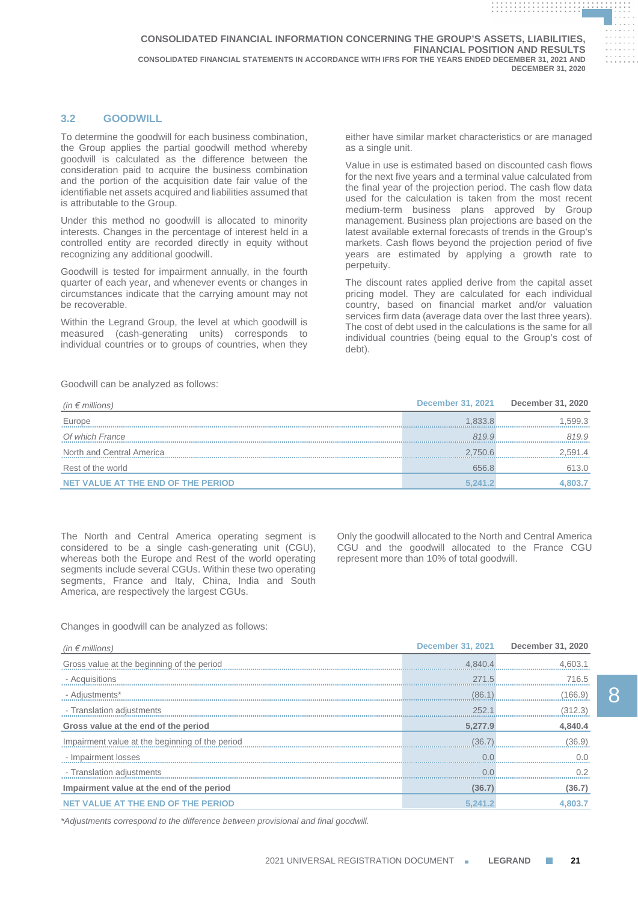## 3.2 GOODWILL

To determine the goodwill for each business combination, the Group applies the partial goodwill method whereby goodwill is calculated as the difference between the consideration paid to acquire the business combination and the portion of the acquisition date fair value of the identifiable net assets acquired and liabilities assumed that is attributable to the Group.

Under this method no goodwill is allocated to minority interests. Changes in the percentage of interest held in a controlled entity are recorded directly in equity without recognizing any additional goodwill.

Goodwill is tested for impairment annually, in the fourth quarter of each year, and whenever events or changes in circumstances indicate that the carrying amount may not be recoverable.

Within the Legrand Group, the level at which goodwill is measured (cash-generating units) corresponds to individual countries or to groups of countries, when they either have similar market characteristics or are managed as a single unit.

Value in use is estimated based on discounted cash flows for the next five years and a terminal value calculated from the final year of the projection period. The cash flow data used for the calculation is taken from the most recent medium-term business plans approved by Group management. Business plan projections are based on the latest available external forecasts of trends in the Group's markets. Cash flows beyond the projection period of five years are estimated by applying a growth rate to perpetuity.

The discount rates applied derive from the capital asset pricing model. They are calculated for each individual country, based on financial market and/or valuation services firm data (average data over the last three years). The cost of debt used in the calculations is the same for all individual countries (being equal to the Group's cost of debt).

Goodwill can be analyzed as follows:

| *(in € millions)* | December 31, 2021 | December 31, 2020 |
|---|---|---|
| Europe | 1,833.8 | 1,599.3 |
| *Of which France* | *819.9* | *819.9* |
| North and Central America | 2,750.6 | 2,591.4 |
| Rest of the world | 656.8 | 613.0 |
| **NET VALUE AT THE END OF THE PERIOD** | **5,241.2** | **4,803.7** |

The North and Central America operating segment is considered to be a single cash-generating unit (CGU), whereas both the Europe and Rest of the world operating segments include several CGUs. Within these two operating segments, France and Italy, China, India and South America, are respectively the largest CGUs.

Only the goodwill allocated to the North and Central America CGU and the goodwill allocated to the France CGU represent more than 10% of total goodwill.

Changes in goodwill can be analyzed as follows:

| *(in € millions)* | December 31, 2021 | December 31, 2020 |
|---|---|---|
| Gross value at the beginning of the period | 4,840.4 | 4,603.1 |
| - Acquisitions | 271.5 | 716.5 |
| - Adjustments* | (86.1) | (166.9) |
| - Translation adjustments | 252.1 | (312.3) |
| **Gross value at the end of the period** | **5,277.9** | **4,840.4** |
| Impairment value at the beginning of the period | (36.7) | (36.9) |
| - Impairment losses | 0.0 | 0.0 |
| - Translation adjustments | 0.0 | 0.2 |
| **Impairment value at the end of the period** | **(36.7)** | **(36.7)** |
| **NET VALUE AT THE END OF THE PERIOD** | **5,241.2** | **4,803.7** |

*\*Adjustments correspond to the difference between provisional and final goodwill.*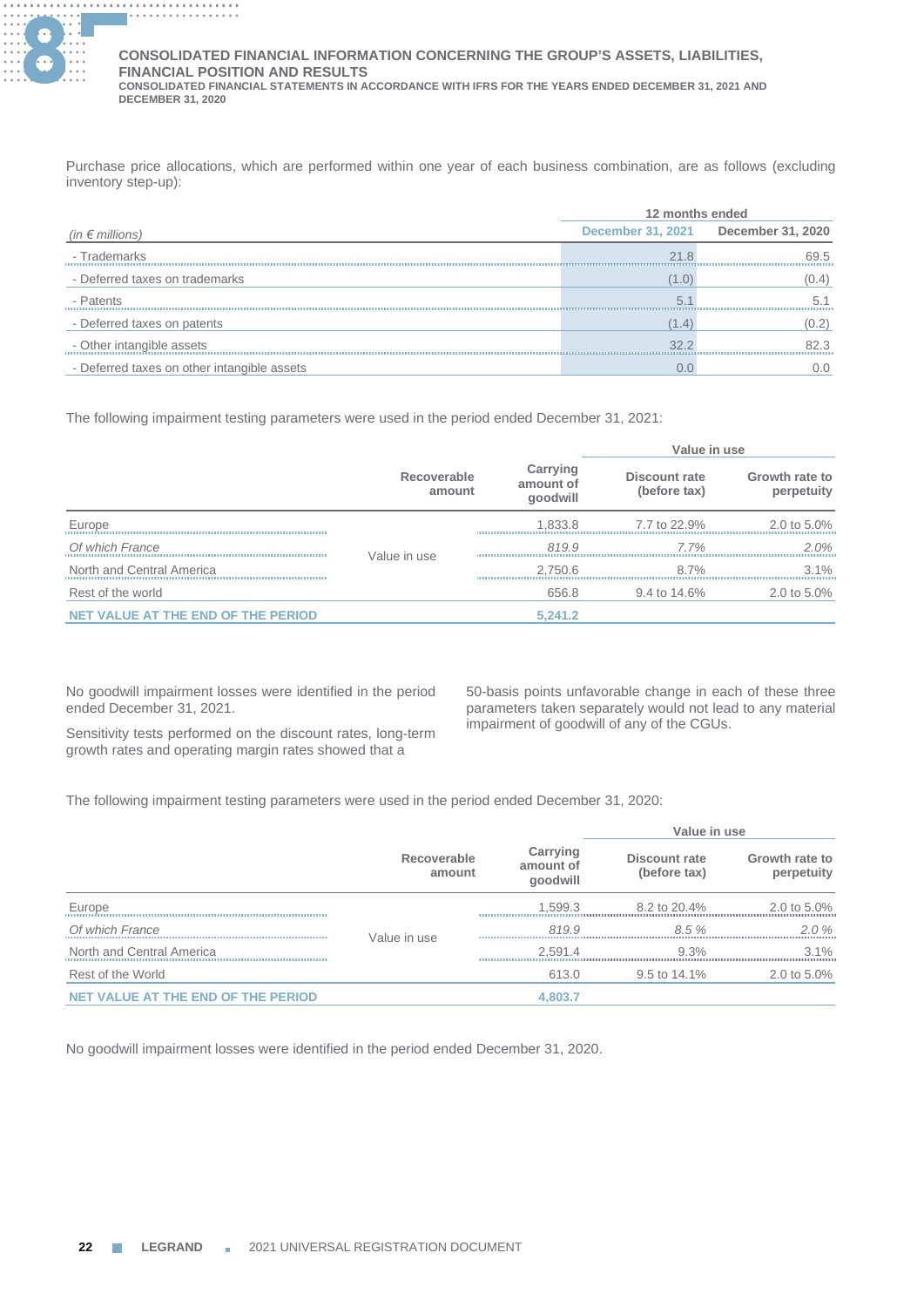Purchase price allocations, which are performed within one year of each business combination, are as follows (excluding inventory step-up):

| *(in € millions)* | 12 months ended December 31, 2021 | 12 months ended December 31, 2020 |
|---|---|---|
| - Trademarks | 21.8 | 69.5 |
| - Deferred taxes on trademarks | (1.0) | (0.4) |
| - Patents | 5.1 | 5.1 |
| - Deferred taxes on patents | (1.4) | (0.2) |
| - Other intangible assets | 32.2 | 82.3 |
| - Deferred taxes on other intangible assets | 0.0 | 0.0 |

The following impairment testing parameters were used in the period ended December 31, 2021:

| | Recoverable amount | Carrying amount of goodwill | Value in use: Discount rate (before tax) | Value in use: Growth rate to perpetuity |
|---|---|---|---|---|
| Europe | Value in use | 1,833.8 | 7.7 to 22.9% | 2.0 to 5.0% |
| *Of which France* | Value in use | *819.9* | *7.7%* | *2.0%* |
| North and Central America | Value in use | 2,750.6 | 8.7% | 3.1% |
| Rest of the world | Value in use | 656.8 | 9.4 to 14.6% | 2.0 to 5.0% |
| **NET VALUE AT THE END OF THE PERIOD** | | **5,241.2** | | |

No goodwill impairment losses were identified in the period ended December 31, 2021.

Sensitivity tests performed on the discount rates, long-term growth rates and operating margin rates showed that a 50-basis points unfavorable change in each of these three parameters taken separately would not lead to any material impairment of goodwill of any of the CGUs.

The following impairment testing parameters were used in the period ended December 31, 2020:

| | Recoverable amount | Carrying amount of goodwill | Value in use: Discount rate (before tax) | Value in use: Growth rate to perpetuity |
|---|---|---|---|---|
| Europe | Value in use | 1,599.3 | 8.2 to 20.4% | 2.0 to 5.0% |
| *Of which France* | Value in use | *819.9* | *8.5 %* | *2.0 %* |
| North and Central America | Value in use | 2,591.4 | 9.3% | 3.1% |
| Rest of the World | Value in use | 613.0 | 9.5 to 14.1% | 2.0 to 5.0% |
| **NET VALUE AT THE END OF THE PERIOD** | | **4,803.7** | | |

No goodwill impairment losses were identified in the period ended December 31, 2020.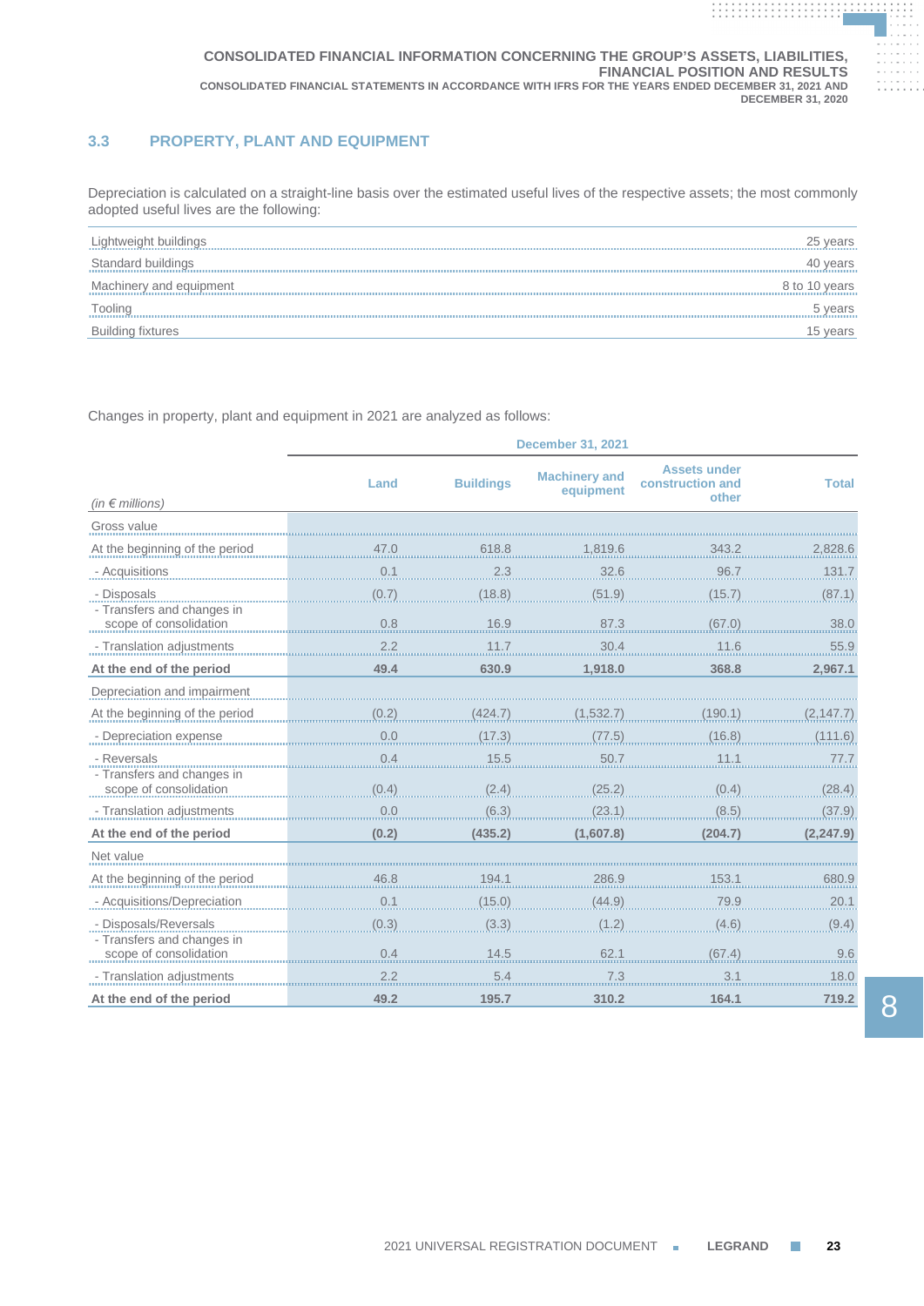## 3.3 PROPERTY, PLANT AND EQUIPMENT

Depreciation is calculated on a straight-line basis over the estimated useful lives of the respective assets; the most commonly adopted useful lives are the following:

| | |
|---|---|
| Lightweight buildings | 25 years |
| Standard buildings | 40 years |
| Machinery and equipment | 8 to 10 years |
| Tooling | 5 years |
| Building fixtures | 15 years |

Changes in property, plant and equipment in 2021 are analyzed as follows:

| | December 31, 2021 | | | | |
|---|---|---|---|---|---|
| *(in € millions)* | Land | Buildings | Machinery and equipment | Assets under construction and other | Total |
| Gross value | | | | | |
| At the beginning of the period | 47.0 | 618.8 | 1,819.6 | 343.2 | 2,828.6 |
| - Acquisitions | 0.1 | 2.3 | 32.6 | 96.7 | 131.7 |
| - Disposals | (0.7) | (18.8) | (51.9) | (15.7) | (87.1) |
| - Transfers and changes in scope of consolidation | 0.8 | 16.9 | 87.3 | (67.0) | 38.0 |
| - Translation adjustments | 2.2 | 11.7 | 30.4 | 11.6 | 55.9 |
| **At the end of the period** | **49.4** | **630.9** | **1,918.0** | **368.8** | **2,967.1** |
| Depreciation and impairment | | | | | |
| At the beginning of the period | (0.2) | (424.7) | (1,532.7) | (190.1) | (2,147.7) |
| - Depreciation expense | 0.0 | (17.3) | (77.5) | (16.8) | (111.6) |
| - Reversals | 0.4 | 15.5 | 50.7 | 11.1 | 77.7 |
| - Transfers and changes in scope of consolidation | (0.4) | (2.4) | (25.2) | (0.4) | (28.4) |
| - Translation adjustments | 0.0 | (6.3) | (23.1) | (8.5) | (37.9) |
| **At the end of the period** | **(0.2)** | **(435.2)** | **(1,607.8)** | **(204.7)** | **(2,247.9)** |
| Net value | | | | | |
| At the beginning of the period | 46.8 | 194.1 | 286.9 | 153.1 | 680.9 |
| - Acquisitions/Depreciation | 0.1 | (15.0) | (44.9) | 79.9 | 20.1 |
| - Disposals/Reversals | (0.3) | (3.3) | (1.2) | (4.6) | (9.4) |
| - Transfers and changes in scope of consolidation | 0.4 | 14.5 | 62.1 | (67.4) | 9.6 |
| - Translation adjustments | 2.2 | 5.4 | 7.3 | 3.1 | 18.0 |
| **At the end of the period** | **49.2** | **195.7** | **310.2** | **164.1** | **719.2** |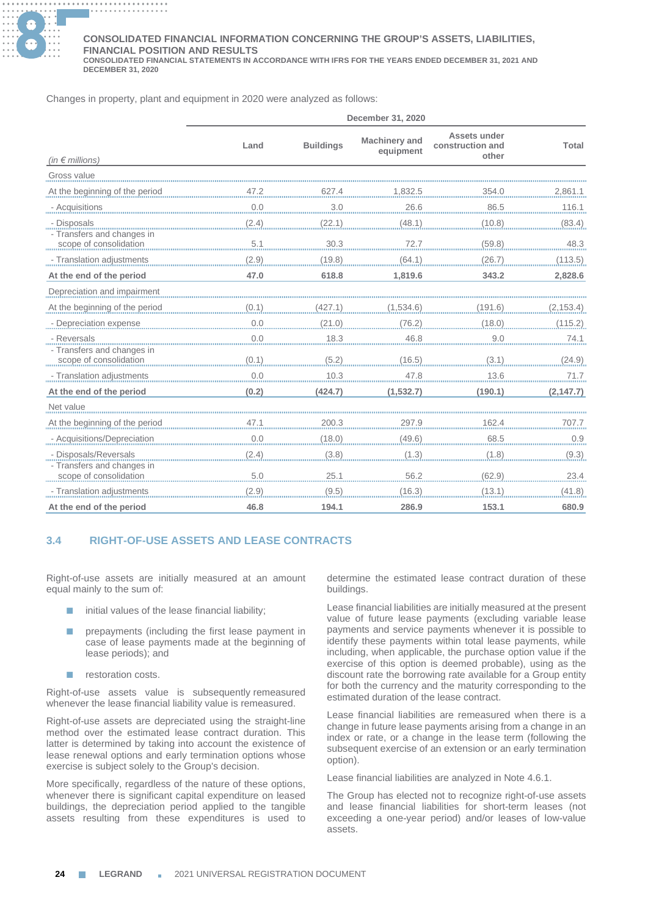Changes in property, plant and equipment in 2020 were analyzed as follows:

| | December 31, 2020 | | | | |
|---|---|---|---|---|---|
| *(in € millions)* | Land | Buildings | Machinery and equipment | Assets under construction and other | Total |
| Gross value | | | | | |
| At the beginning of the period | 47.2 | 627.4 | 1,832.5 | 354.0 | 2,861.1 |
| - Acquisitions | 0.0 | 3.0 | 26.6 | 86.5 | 116.1 |
| - Disposals | (2.4) | (22.1) | (48.1) | (10.8) | (83.4) |
| - Transfers and changes in scope of consolidation | 5.1 | 30.3 | 72.7 | (59.8) | 48.3 |
| - Translation adjustments | (2.9) | (19.8) | (64.1) | (26.7) | (113.5) |
| **At the end of the period** | **47.0** | **618.8** | **1,819.6** | **343.2** | **2,828.6** |
| Depreciation and impairment | | | | | |
| At the beginning of the period | (0.1) | (427.1) | (1,534.6) | (191.6) | (2,153.4) |
| - Depreciation expense | 0.0 | (21.0) | (76.2) | (18.0) | (115.2) |
| - Reversals | 0.0 | 18.3 | 46.8 | 9.0 | 74.1 |
| - Transfers and changes in scope of consolidation | (0.1) | (5.2) | (16.5) | (3.1) | (24.9) |
| - Translation adjustments | 0.0 | 10.3 | 47.8 | 13.6 | 71.7 |
| **At the end of the period** | **(0.2)** | **(424.7)** | **(1,532.7)** | **(190.1)** | **(2,147.7)** |
| Net value | | | | | |
| At the beginning of the period | 47.1 | 200.3 | 297.9 | 162.4 | 707.7 |
| - Acquisitions/Depreciation | 0.0 | (18.0) | (49.6) | 68.5 | 0.9 |
| - Disposals/Reversals | (2.4) | (3.8) | (1.3) | (1.8) | (9.3) |
| - Transfers and changes in scope of consolidation | 5.0 | 25.1 | 56.2 | (62.9) | 23.4 |
| - Translation adjustments | (2.9) | (9.5) | (16.3) | (13.1) | (41.8) |
| **At the end of the period** | **46.8** | **194.1** | **286.9** | **153.1** | **680.9** |

## 3.4 RIGHT-OF-USE ASSETS AND LEASE CONTRACTS

Right-of-use assets are initially measured at an amount equal mainly to the sum of:

- initial values of the lease financial liability;
- prepayments (including the first lease payment in case of lease payments made at the beginning of lease periods); and
- restoration costs.

Right-of-use assets value is subsequently remeasured whenever the lease financial liability value is remeasured.

Right-of-use assets are depreciated using the straight-line method over the estimated lease contract duration. This latter is determined by taking into account the existence of lease renewal options and early termination options whose exercise is subject solely to the Group's decision.

More specifically, regardless of the nature of these options, whenever there is significant capital expenditure on leased buildings, the depreciation period applied to the tangible assets resulting from these expenditures is used to determine the estimated lease contract duration of these buildings.

Lease financial liabilities are initially measured at the present value of future lease payments (excluding variable lease payments and service payments whenever it is possible to identify these payments within total lease payments, while including, when applicable, the purchase option value if the exercise of this option is deemed probable), using as the discount rate the borrowing rate available for a Group entity for both the currency and the maturity corresponding to the estimated duration of the lease contract.

Lease financial liabilities are remeasured when there is a change in future lease payments arising from a change in an index or rate, or a change in the lease term (following the subsequent exercise of an extension or an early termination option).

Lease financial liabilities are analyzed in Note 4.6.1.

The Group has elected not to recognize right-of-use assets and lease financial liabilities for short-term leases (not exceeding a one-year period) and/or leases of low-value assets.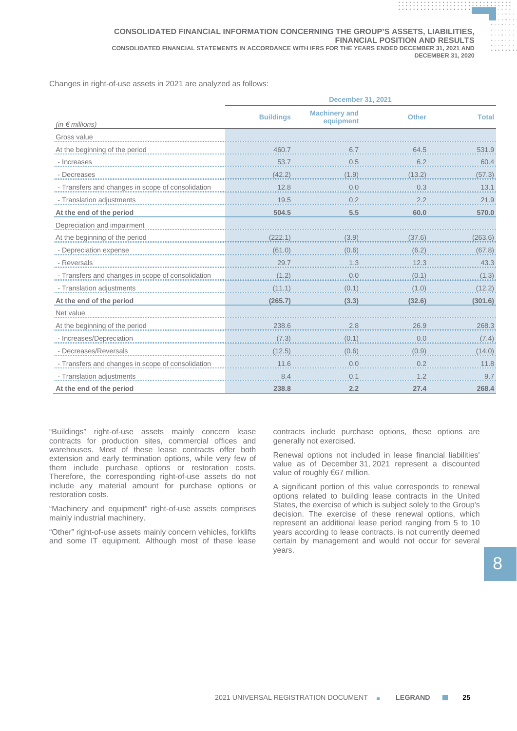Changes in right-of-use assets in 2021 are analyzed as follows:

| | December 31, 2021 | | | |
|---|---|---|---|---|
| *(in € millions)* | Buildings | Machinery and equipment | Other | Total |
| Gross value | | | | |
| At the beginning of the period | 460.7 | 6.7 | 64.5 | 531.9 |
| - Increases | 53.7 | 0.5 | 6.2 | 60.4 |
| - Decreases | (42.2) | (1.9) | (13.2) | (57.3) |
| - Transfers and changes in scope of consolidation | 12.8 | 0.0 | 0.3 | 13.1 |
| - Translation adjustments | 19.5 | 0.2 | 2.2 | 21.9 |
| **At the end of the period** | **504.5** | **5.5** | **60.0** | **570.0** |
| Depreciation and impairment | | | | |
| At the beginning of the period | (222.1) | (3.9) | (37.6) | (263.6) |
| - Depreciation expense | (61.0) | (0.6) | (6.2) | (67.8) |
| - Reversals | 29.7 | 1.3 | 12.3 | 43.3 |
| - Transfers and changes in scope of consolidation | (1.2) | 0.0 | (0.1) | (1.3) |
| - Translation adjustments | (11.1) | (0.1) | (1.0) | (12.2) |
| **At the end of the period** | **(265.7)** | **(3.3)** | **(32.6)** | **(301.6)** |
| Net value | | | | |
| At the beginning of the period | 238.6 | 2.8 | 26.9 | 268.3 |
| - Increases/Depreciation | (7.3) | (0.1) | 0.0 | (7.4) |
| - Decreases/Reversals | (12.5) | (0.6) | (0.9) | (14.0) |
| - Transfers and changes in scope of consolidation | 11.6 | 0.0 | 0.2 | 11.8 |
| - Translation adjustments | 8.4 | 0.1 | 1.2 | 9.7 |
| **At the end of the period** | **238.8** | **2.2** | **27.4** | **268.4** |

"Buildings" right-of-use assets mainly concern lease contracts for production sites, commercial offices and warehouses. Most of these lease contracts offer both extension and early termination options, while very few of them include purchase options or restoration costs. Therefore, the corresponding right-of-use assets do not include any material amount for purchase options or restoration costs.

"Machinery and equipment" right-of-use assets comprises mainly industrial machinery.

"Other" right-of-use assets mainly concern vehicles, forklifts and some IT equipment. Although most of these lease contracts include purchase options, these options are generally not exercised.

Renewal options not included in lease financial liabilities' value as of December 31, 2021 represent a discounted value of roughly €67 million.

A significant portion of this value corresponds to renewal options related to building lease contracts in the United States, the exercise of which is subject solely to the Group's decision. The exercise of these renewal options, which represent an additional lease period ranging from 5 to 10 years according to lease contracts, is not currently deemed certain by management and would not occur for several years.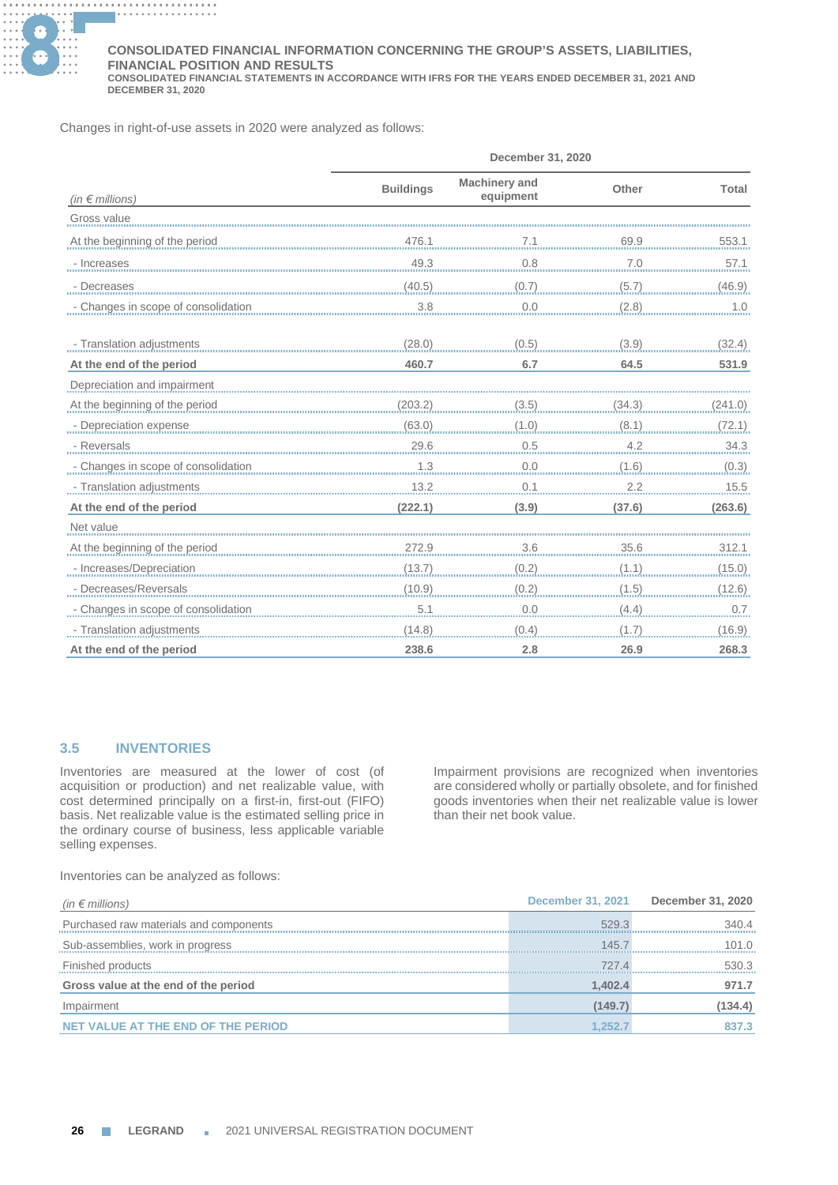Changes in right-of-use assets in 2020 were analyzed as follows:

| | December 31, 2020 | | | |
|---|---|---|---|---|
| *(in € millions)* | Buildings | Machinery and equipment | Other | Total |
| Gross value | | | | |
| At the beginning of the period | 476.1 | 7.1 | 69.9 | 553.1 |
| - Increases | 49.3 | 0.8 | 7.0 | 57.1 |
| - Decreases | (40.5) | (0.7) | (5.7) | (46.9) |
| - Changes in scope of consolidation | 3.8 | 0.0 | (2.8) | 1.0 |
| - Translation adjustments | (28.0) | (0.5) | (3.9) | (32.4) |
| **At the end of the period** | **460.7** | **6.7** | **64.5** | **531.9** |
| Depreciation and impairment | | | | |
| At the beginning of the period | (203.2) | (3.5) | (34.3) | (241.0) |
| - Depreciation expense | (63.0) | (1.0) | (8.1) | (72.1) |
| - Reversals | 29.6 | 0.5 | 4.2 | 34.3 |
| - Changes in scope of consolidation | 1.3 | 0.0 | (1.6) | (0.3) |
| - Translation adjustments | 13.2 | 0.1 | 2.2 | 15.5 |
| **At the end of the period** | **(222.1)** | **(3.9)** | **(37.6)** | **(263.6)** |
| Net value | | | | |
| At the beginning of the period | 272.9 | 3.6 | 35.6 | 312.1 |
| - Increases/Depreciation | (13.7) | (0.2) | (1.1) | (15.0) |
| - Decreases/Reversals | (10.9) | (0.2) | (1.5) | (12.6) |
| - Changes in scope of consolidation | 5.1 | 0.0 | (4.4) | 0.7 |
| - Translation adjustments | (14.8) | (0.4) | (1.7) | (16.9) |
| **At the end of the period** | **238.6** | **2.8** | **26.9** | **268.3** |

## 3.5 INVENTORIES

Inventories are measured at the lower of cost (of acquisition or production) and net realizable value, with cost determined principally on a first-in, first-out (FIFO) basis. Net realizable value is the estimated selling price in the ordinary course of business, less applicable variable selling expenses.

Impairment provisions are recognized when inventories are considered wholly or partially obsolete, and for finished goods inventories when their net realizable value is lower than their net book value.

Inventories can be analyzed as follows:

| *(in € millions)* | December 31, 2021 | December 31, 2020 |
|---|---|---|
| Purchased raw materials and components | 529.3 | 340.4 |
| Sub-assemblies, work in progress | 145.7 | 101.0 |
| Finished products | 727.4 | 530.3 |
| **Gross value at the end of the period** | **1,402.4** | **971.7** |
| Impairment | **(149.7)** | **(134.4)** |
| **NET VALUE AT THE END OF THE PERIOD** | **1,252.7** | **837.3** |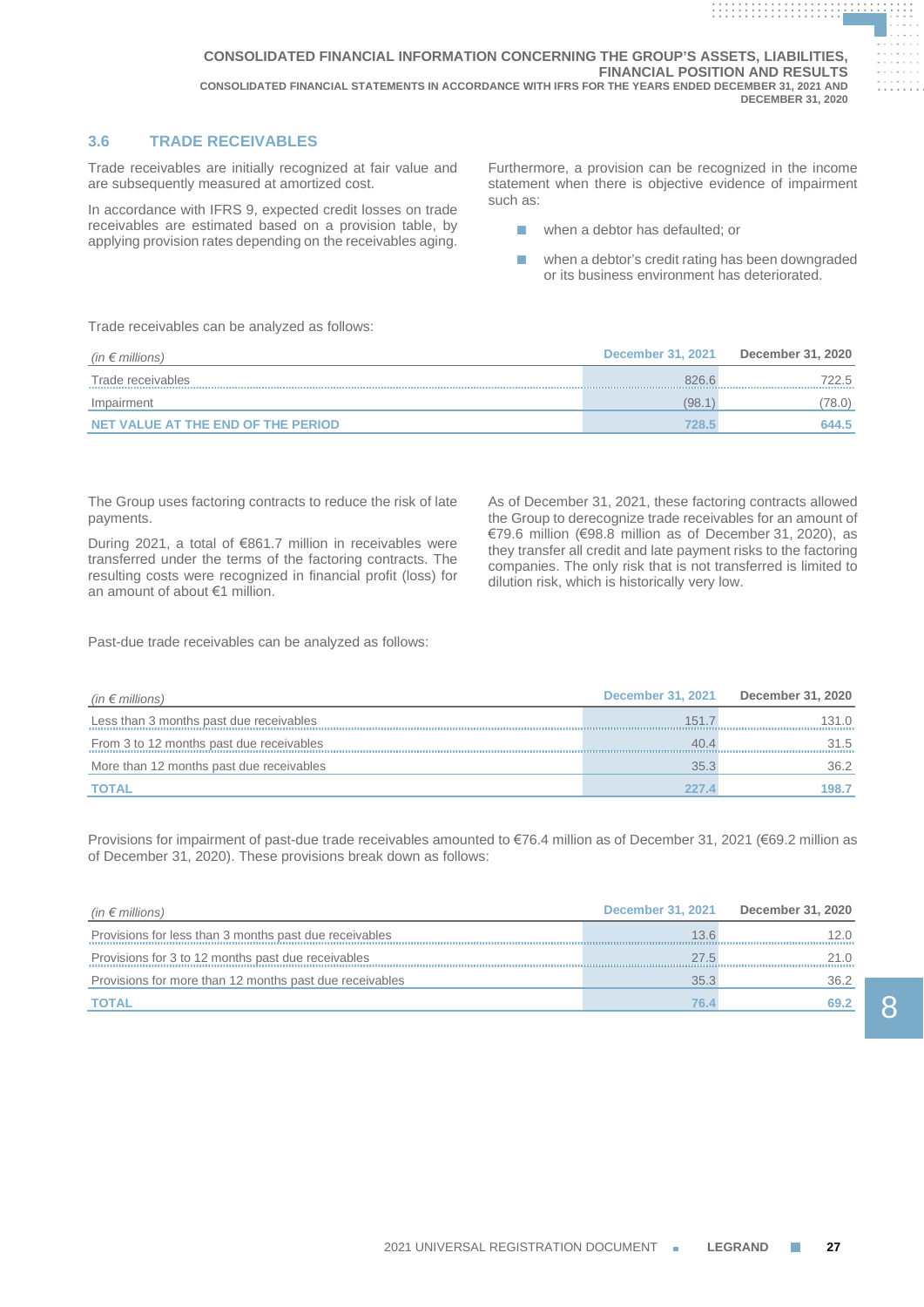### 3.6 TRADE RECEIVABLES

Trade receivables are initially recognized at fair value and are subsequently measured at amortized cost.

In accordance with IFRS 9, expected credit losses on trade receivables are estimated based on a provision table, by applying provision rates depending on the receivables aging.

Furthermore, a provision can be recognized in the income statement when there is objective evidence of impairment such as:

- when a debtor has defaulted; or
- when a debtor's credit rating has been downgraded or its business environment has deteriorated.

Trade receivables can be analyzed as follows:

| *(in € millions)* | December 31, 2021 | December 31, 2020 |
|---|---|---|
| Trade receivables | 826.6 | 722.5 |
| Impairment | (98.1) | (78.0) |
| **NET VALUE AT THE END OF THE PERIOD** | **728.5** | **644.5** |

The Group uses factoring contracts to reduce the risk of late payments.

During 2021, a total of €861.7 million in receivables were transferred under the terms of the factoring contracts. The resulting costs were recognized in financial profit (loss) for an amount of about €1 million.

As of December 31, 2021, these factoring contracts allowed the Group to derecognize trade receivables for an amount of €79.6 million (€98.8 million as of December 31, 2020), as they transfer all credit and late payment risks to the factoring companies. The only risk that is not transferred is limited to dilution risk, which is historically very low.

Past-due trade receivables can be analyzed as follows:

| *(in € millions)* | December 31, 2021 | December 31, 2020 |
|---|---|---|
| Less than 3 months past due receivables | 151.7 | 131.0 |
| From 3 to 12 months past due receivables | 40.4 | 31.5 |
| More than 12 months past due receivables | 35.3 | 36.2 |
| **TOTAL** | **227.4** | **198.7** |

Provisions for impairment of past-due trade receivables amounted to €76.4 million as of December 31, 2021 (€69.2 million as of December 31, 2020). These provisions break down as follows:

| *(in € millions)* | December 31, 2021 | December 31, 2020 |
|---|---|---|
| Provisions for less than 3 months past due receivables | 13.6 | 12.0 |
| Provisions for 3 to 12 months past due receivables | 27.5 | 21.0 |
| Provisions for more than 12 months past due receivables | 35.3 | 36.2 |
| **TOTAL** | **76.4** | **69.2** |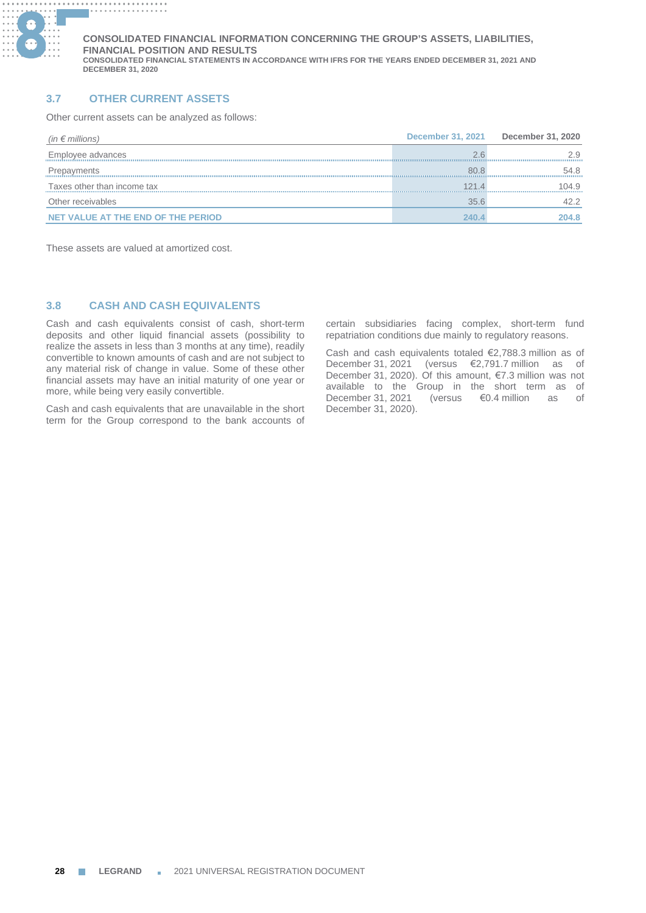## 3.7 OTHER CURRENT ASSETS

Other current assets can be analyzed as follows:

| *(in € millions)* | December 31, 2021 | December 31, 2020 |
|---|---|---|
| Employee advances | 2.6 | 2.9 |
| Prepayments | 80.8 | 54.8 |
| Taxes other than income tax | 121.4 | 104.9 |
| Other receivables | 35.6 | 42.2 |
| **NET VALUE AT THE END OF THE PERIOD** | **240.4** | **204.8** |

These assets are valued at amortized cost.

## 3.8 CASH AND CASH EQUIVALENTS

Cash and cash equivalents consist of cash, short-term deposits and other liquid financial assets (possibility to realize the assets in less than 3 months at any time), readily convertible to known amounts of cash and are not subject to any material risk of change in value. Some of these other financial assets may have an initial maturity of one year or more, while being very easily convertible.

Cash and cash equivalents that are unavailable in the short term for the Group correspond to the bank accounts of certain subsidiaries facing complex, short-term fund repatriation conditions due mainly to regulatory reasons.

Cash and cash equivalents totaled €2,788.3 million as of December 31, 2021 (versus €2,791.7 million as of December 31, 2020). Of this amount, €7.3 million was not available to the Group in the short term as of December 31, 2021 (versus €0.4 million as of December 31, 2020).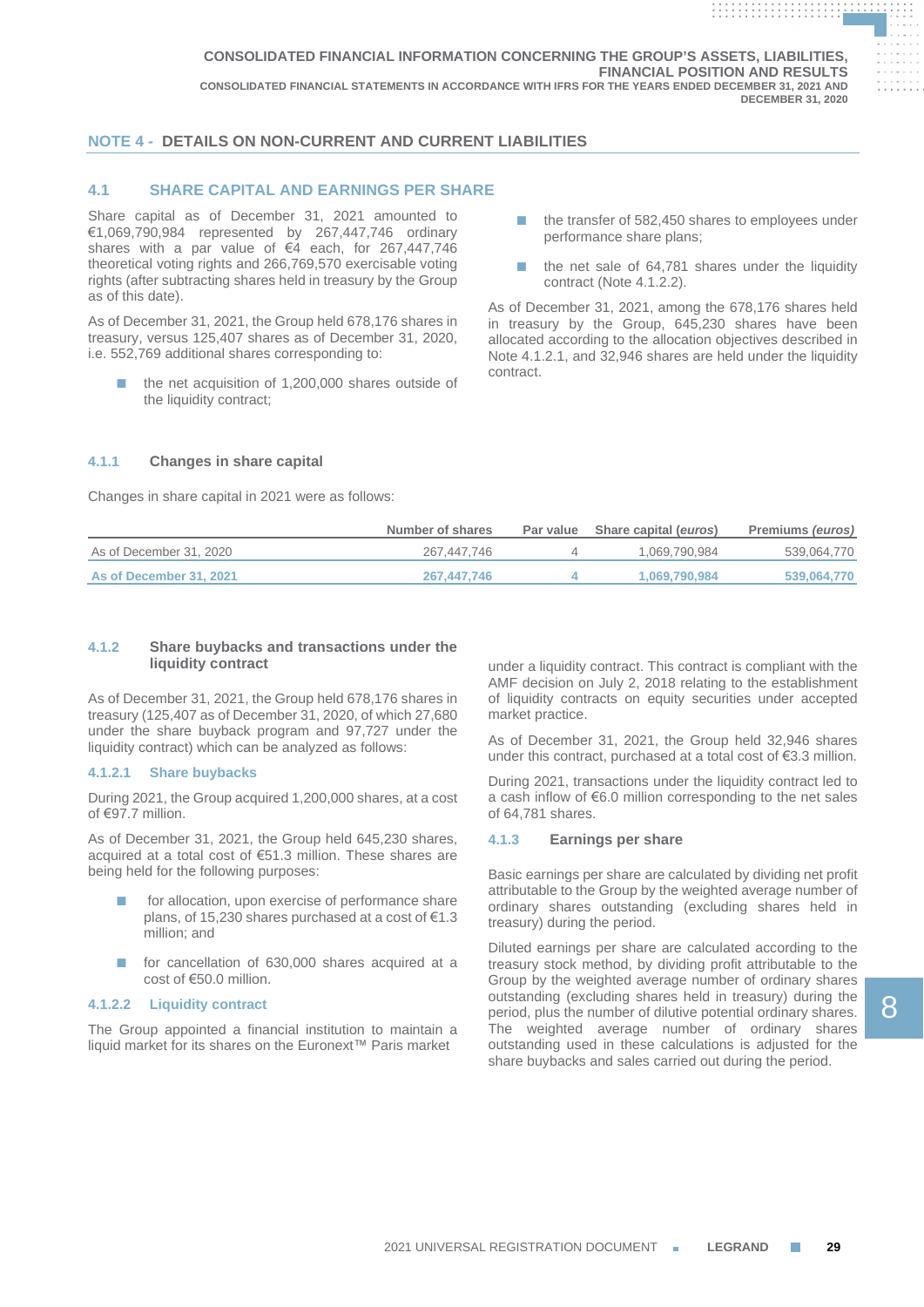## NOTE 4 - DETAILS ON NON-CURRENT AND CURRENT LIABILITIES

### 4.1 SHARE CAPITAL AND EARNINGS PER SHARE

Share capital as of December 31, 2021 amounted to €1,069,790,984 represented by 267,447,746 ordinary shares with a par value of €4 each, for 267,447,746 theoretical voting rights and 266,769,570 exercisable voting rights (after subtracting shares held in treasury by the Group as of this date).

As of December 31, 2021, the Group held 678,176 shares in treasury, versus 125,407 shares as of December 31, 2020, i.e. 552,769 additional shares corresponding to:

- the net acquisition of 1,200,000 shares outside of the liquidity contract;
- the transfer of 582,450 shares to employees under performance share plans;
- the net sale of 64,781 shares under the liquidity contract (Note 4.1.2.2).

As of December 31, 2021, among the 678,176 shares held in treasury by the Group, 645,230 shares have been allocated according to the allocation objectives described in Note 4.1.2.1, and 32,946 shares are held under the liquidity contract.

#### 4.1.1 Changes in share capital

Changes in share capital in 2021 were as follows:

| | Number of shares | Par value | Share capital (*euros*) | Premiums (*euros*) |
|---|---|---|---|---|
| As of December 31, 2020 | 267,447,746 | 4 | 1,069,790,984 | 539,064,770 |
| **As of December 31, 2021** | **267,447,746** | **4** | **1,069,790,984** | **539,064,770** |

#### 4.1.2 Share buybacks and transactions under the liquidity contract

As of December 31, 2021, the Group held 678,176 shares in treasury (125,407 as of December 31, 2020, of which 27,680 under the share buyback program and 97,727 under the liquidity contract) which can be analyzed as follows:

##### 4.1.2.1 Share buybacks

During 2021, the Group acquired 1,200,000 shares, at a cost of €97.7 million.

As of December 31, 2021, the Group held 645,230 shares, acquired at a total cost of €51.3 million. These shares are being held for the following purposes:

- for allocation, upon exercise of performance share plans, of 15,230 shares purchased at a cost of €1.3 million; and
- for cancellation of 630,000 shares acquired at a cost of €50.0 million.

##### 4.1.2.2 Liquidity contract

The Group appointed a financial institution to maintain a liquid market for its shares on the Euronext™ Paris market under a liquidity contract. This contract is compliant with the AMF decision on July 2, 2018 relating to the establishment of liquidity contracts on equity securities under accepted market practice.

As of December 31, 2021, the Group held 32,946 shares under this contract, purchased at a total cost of €3.3 million.

During 2021, transactions under the liquidity contract led to a cash inflow of €6.0 million corresponding to the net sales of 64,781 shares.

#### 4.1.3 Earnings per share

Basic earnings per share are calculated by dividing net profit attributable to the Group by the weighted average number of ordinary shares outstanding (excluding shares held in treasury) during the period.

Diluted earnings per share are calculated according to the treasury stock method, by dividing profit attributable to the Group by the weighted average number of ordinary shares outstanding (excluding shares held in treasury) during the period, plus the number of dilutive potential ordinary shares. The weighted average number of ordinary shares outstanding used in these calculations is adjusted for the share buybacks and sales carried out during the period.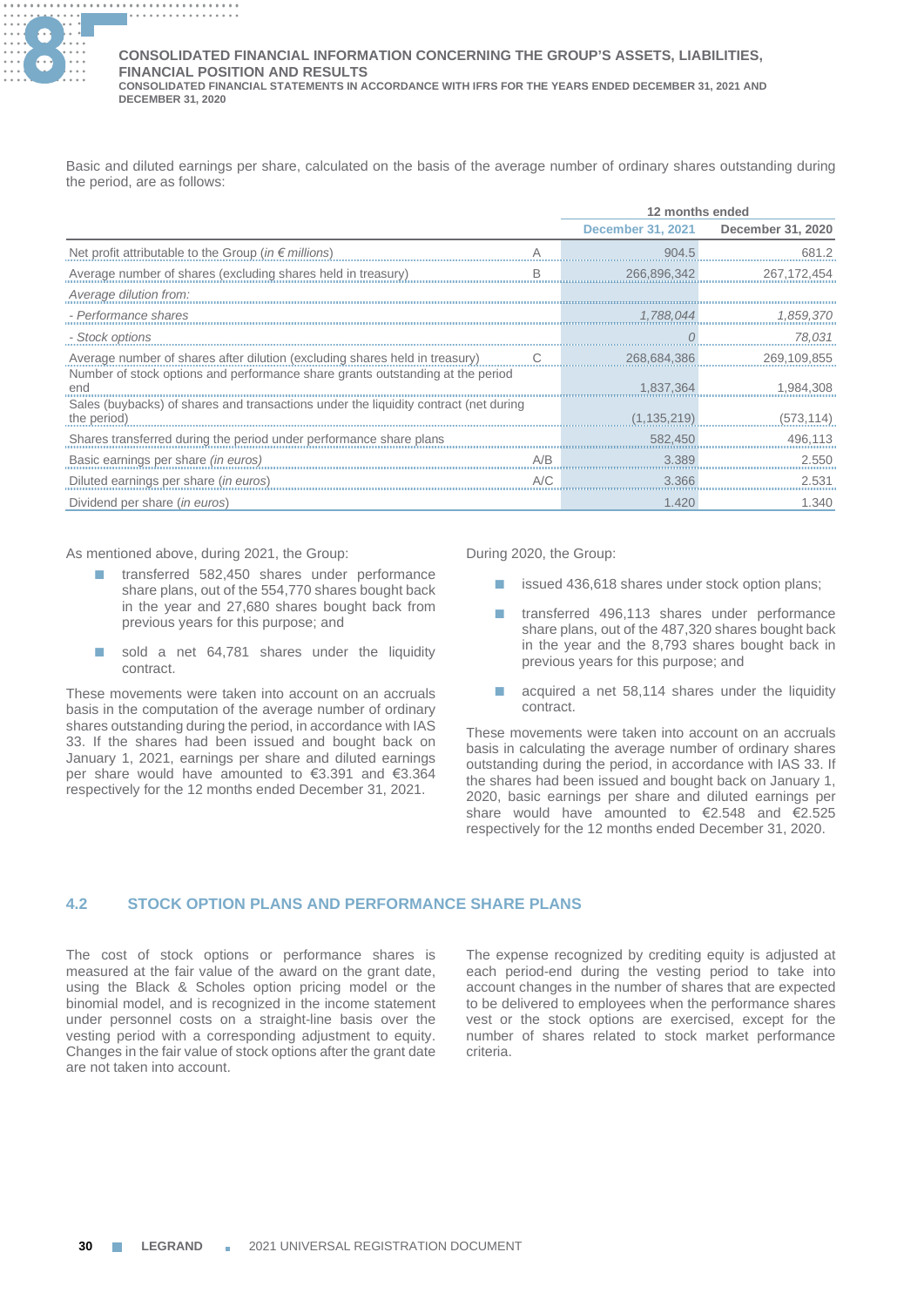Basic and diluted earnings per share, calculated on the basis of the average number of ordinary shares outstanding during the period, are as follows:

| | | 12 months ended | |
|---|---|---|---|
| | | December 31, 2021 | December 31, 2020 |
| Net profit attributable to the Group (*in € millions*) | A | 904.5 | 681.2 |
| Average number of shares (excluding shares held in treasury) | B | 266,896,342 | 267,172,454 |
| *Average dilution from:* | | | |
| *- Performance shares* | | *1,788,044* | *1,859,370* |
| *- Stock options* | | *0* | *78,031* |
| Average number of shares after dilution (excluding shares held in treasury) | C | 268,684,386 | 269,109,855 |
| Number of stock options and performance share grants outstanding at the period end | | 1,837,364 | 1,984,308 |
| Sales (buybacks) of shares and transactions under the liquidity contract (net during the period) | | (1,135,219) | (573,114) |
| Shares transferred during the period under performance share plans | | 582,450 | 496,113 |
| Basic earnings per share (*in euros*) | A/B | 3.389 | 2.550 |
| Diluted earnings per share (*in euros*) | A/C | 3.366 | 2.531 |
| Dividend per share (*in euros*) | | 1.420 | 1.340 |

As mentioned above, during 2021, the Group:

- transferred 582,450 shares under performance share plans, out of the 554,770 shares bought back in the year and 27,680 shares bought back from previous years for this purpose; and
- sold a net 64,781 shares under the liquidity contract.

These movements were taken into account on an accruals basis in the computation of the average number of ordinary shares outstanding during the period, in accordance with IAS 33. If the shares had been issued and bought back on January 1, 2021, earnings per share and diluted earnings per share would have amounted to €3.391 and €3.364 respectively for the 12 months ended December 31, 2021.

During 2020, the Group:

- issued 436,618 shares under stock option plans;
- transferred 496,113 shares under performance share plans, out of the 487,320 shares bought back in the year and the 8,793 shares bought back in previous years for this purpose; and
- acquired a net 58,114 shares under the liquidity contract.

These movements were taken into account on an accruals basis in calculating the average number of ordinary shares outstanding during the period, in accordance with IAS 33. If the shares had been issued and bought back on January 1, 2020, basic earnings per share and diluted earnings per share would have amounted to €2.548 and €2.525 respectively for the 12 months ended December 31, 2020.

## 4.2 STOCK OPTION PLANS AND PERFORMANCE SHARE PLANS

The cost of stock options or performance shares is measured at the fair value of the award on the grant date, using the Black & Scholes option pricing model or the binomial model, and is recognized in the income statement under personnel costs on a straight-line basis over the vesting period with a corresponding adjustment to equity. Changes in the fair value of stock options after the grant date are not taken into account.

The expense recognized by crediting equity is adjusted at each period-end during the vesting period to take into account changes in the number of shares that are expected to be delivered to employees when the performance shares vest or the stock options are exercised, except for the number of shares related to stock market performance criteria.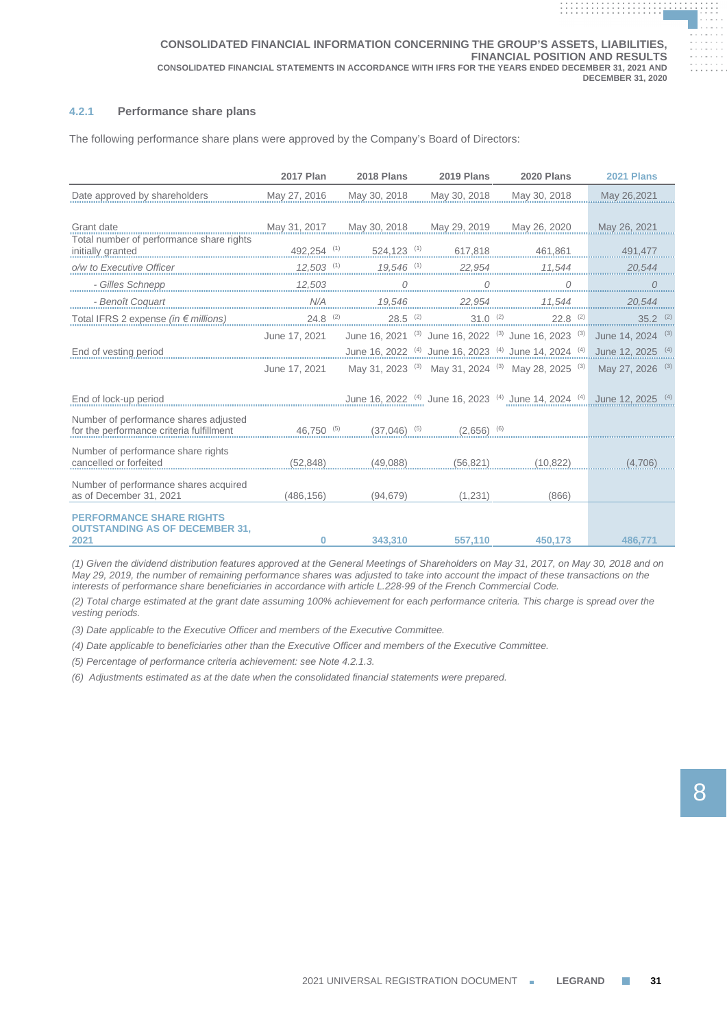### 4.2.1 Performance share plans

The following performance share plans were approved by the Company's Board of Directors:

| | 2017 Plan | 2018 Plans | 2019 Plans | 2020 Plans | 2021 Plans |
|---|---|---|---|---|---|
| Date approved by shareholders | May 27, 2016 | May 30, 2018 | May 30, 2018 | May 30, 2018 | May 26,2021 |
| Grant date | May 31, 2017 | May 30, 2018 | May 29, 2019 | May 26, 2020 | May 26, 2021 |
| Total number of performance share rights initially granted | 492,254 [(1)] | 524,123 [(1)] | 617,818 | 461,861 | 491,477 |
| *o/w to Executive Officer* | *12,503* [(1)] | *19,546* [(1)] | *22,954* | *11,544* | *20,544* |
| *- Gilles Schnepp* | *12,503* | *0* | *0* | *0* | *0* |
| *- Benoît Coquart* | *N/A* | *19,546* | *22,954* | *11,544* | *20,544* |
| Total IFRS 2 expense *(in € millions)* | 24.8 [(2)] | 28.5 [(2)] | 31.0 [(2)] | 22.8 [(2)] | 35.2 [(2)] |
| End of vesting period | June 17, 2021 | June 16, 2021 [(3)] | June 16, 2022 [(3)] | June 16, 2023 [(3)] | June 14, 2024 [(3)] |
| | | June 16, 2022 [(4)] | June 16, 2023 [(4)] | June 14, 2024 [(4)] | June 12, 2025 [(4)] |
| | June 17, 2021 | May 31, 2023 [(3)] | May 31, 2024 [(3)] | May 28, 2025 [(3)] | May 27, 2026 [(3)] |
| End of lock-up period | | June 16, 2022 [(4)] | June 16, 2023 [(4)] | June 14, 2024 [(4)] | June 12, 2025 [(4)] |
| Number of performance shares adjusted for the performance criteria fulfillment | 46,750 [(5)] | (37,046) [(5)] | (2,656) [(6)] | | |
| Number of performance share rights cancelled or forfeited | (52,848) | (49,088) | (56,821) | (10,822) | (4,706) |
| Number of performance shares acquired as of December 31, 2021 | (486,156) | (94,679) | (1,231) | (866) | |
| **PERFORMANCE SHARE RIGHTS OUTSTANDING AS OF DECEMBER 31, 2021** | **0** | **343,310** | **557,110** | **450,173** | **486,771** |

*(1) Given the dividend distribution features approved at the General Meetings of Shareholders on May 31, 2017, on May 30, 2018 and on May 29, 2019, the number of remaining performance shares was adjusted to take into account the impact of these transactions on the interests of performance share beneficiaries in accordance with article L.228-99 of the French Commercial Code.*

*(2) Total charge estimated at the grant date assuming 100% achievement for each performance criteria. This charge is spread over the vesting periods.*

*(3) Date applicable to the Executive Officer and members of the Executive Committee.*

*(4) Date applicable to beneficiaries other than the Executive Officer and members of the Executive Committee.*

*(5) Percentage of performance criteria achievement: see Note 4.2.1.3.*

*(6) Adjustments estimated as at the date when the consolidated financial statements were prepared.*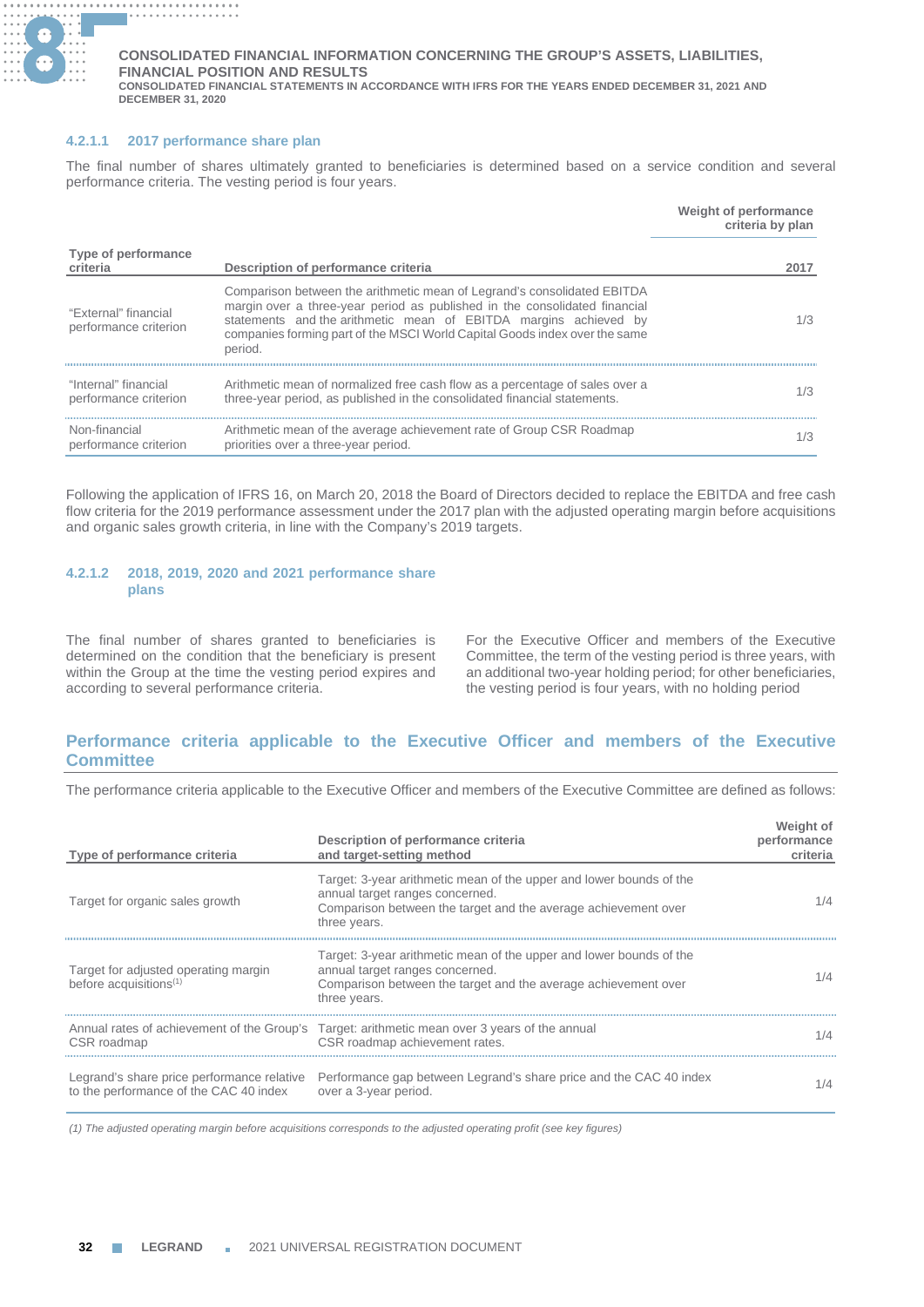#### 4.2.1.1 2017 performance share plan

The final number of shares ultimately granted to beneficiaries is determined based on a service condition and several performance criteria. The vesting period is four years.

| Type of performance criteria | Description of performance criteria | Weight of performance criteria by plan 2017 |
|---|---|---|
| "External" financial performance criterion | Comparison between the arithmetic mean of Legrand's consolidated EBITDA margin over a three-year period as published in the consolidated financial statements and the arithmetic mean of EBITDA margins achieved by companies forming part of the MSCI World Capital Goods index over the same period. | 1/3 |
| "Internal" financial performance criterion | Arithmetic mean of normalized free cash flow as a percentage of sales over a three-year period, as published in the consolidated financial statements. | 1/3 |
| Non-financial performance criterion | Arithmetic mean of the average achievement rate of Group CSR Roadmap priorities over a three-year period. | 1/3 |

Following the application of IFRS 16, on March 20, 2018 the Board of Directors decided to replace the EBITDA and free cash flow criteria for the 2019 performance assessment under the 2017 plan with the adjusted operating margin before acquisitions and organic sales growth criteria, in line with the Company's 2019 targets.

#### 4.2.1.2 2018, 2019, 2020 and 2021 performance share plans

The final number of shares granted to beneficiaries is determined on the condition that the beneficiary is present within the Group at the time the vesting period expires and according to several performance criteria.

For the Executive Officer and members of the Executive Committee, the term of the vesting period is three years, with an additional two-year holding period; for other beneficiaries, the vesting period is four years, with no holding period

## Performance criteria applicable to the Executive Officer and members of the Executive Committee

The performance criteria applicable to the Executive Officer and members of the Executive Committee are defined as follows:

| Type of performance criteria | Description of performance criteria and target-setting method | Weight of performance criteria |
|---|---|---|
| Target for organic sales growth | Target: 3-year arithmetic mean of the upper and lower bounds of the annual target ranges concerned.<br>Comparison between the target and the average achievement over three years. | 1/4 |
| Target for adjusted operating margin before acquisitions[(1)] | Target: 3-year arithmetic mean of the upper and lower bounds of the annual target ranges concerned.<br>Comparison between the target and the average achievement over three years. | 1/4 |
| Annual rates of achievement of the Group's CSR roadmap | Target: arithmetic mean over 3 years of the annual CSR roadmap achievement rates. | 1/4 |
| Legrand's share price performance relative to the performance of the CAC 40 index | Performance gap between Legrand's share price and the CAC 40 index over a 3-year period. | 1/4 |

*(1) The adjusted operating margin before acquisitions corresponds to the adjusted operating profit (see key figures)*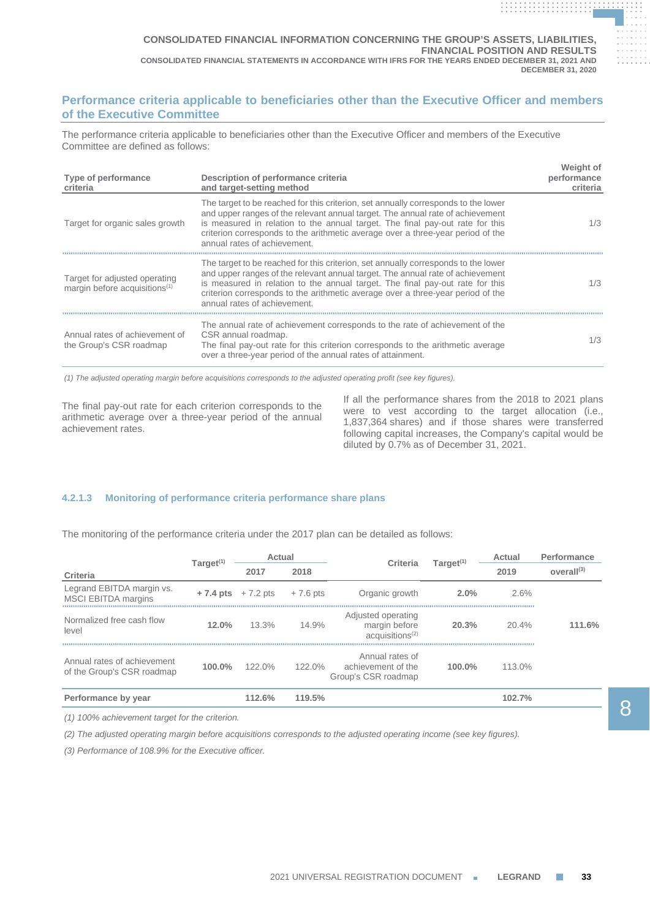## Performance criteria applicable to beneficiaries other than the Executive Officer and members of the Executive Committee

The performance criteria applicable to beneficiaries other than the Executive Officer and members of the Executive Committee are defined as follows:

| Type of performance criteria | Description of performance criteria and target-setting method | Weight of performance criteria |
|---|---|---|
| Target for organic sales growth | The target to be reached for this criterion, set annually corresponds to the lower and upper ranges of the relevant annual target. The annual rate of achievement is measured in relation to the annual target. The final pay-out rate for this criterion corresponds to the arithmetic average over a three-year period of the annual rates of achievement. | 1/3 |
| Target for adjusted operating margin before acquisitions[1] | The target to be reached for this criterion, set annually corresponds to the lower and upper ranges of the relevant annual target. The annual rate of achievement is measured in relation to the annual target. The final pay-out rate for this criterion corresponds to the arithmetic average over a three-year period of the annual rates of achievement. | 1/3 |
| Annual rates of achievement of the Group's CSR roadmap | The annual rate of achievement corresponds to the rate of achievement of the CSR annual roadmap. The final pay-out rate for this criterion corresponds to the arithmetic average over a three-year period of the annual rates of attainment. | 1/3 |

*(1) The adjusted operating margin before acquisitions corresponds to the adjusted operating profit (see key figures).*

The final pay-out rate for each criterion corresponds to the arithmetic average over a three-year period of the annual achievement rates.

If all the performance shares from the 2018 to 2021 plans were to vest according to the target allocation (i.e., 1,837,364 shares) and if those shares were transferred following capital increases, the Company's capital would be diluted by 0.7% as of December 31, 2021.

### 4.2.1.3 Monitoring of performance criteria performance share plans

The monitoring of the performance criteria under the 2017 plan can be detailed as follows:

| Criteria | Target[1] | Actual | | Criteria | Target[1] | Actual | Performance |
|---|---|---|---|---|---|---|---|
| | | 2017 | 2018 | | | 2019 | overall[3] |
| Legrand EBITDA margin vs. MSCI EBITDA margins | **+ 7.4 pts** | + 7.2 pts | + 7.6 pts | Organic growth | **2.0%** | 2.6% | |
| Normalized free cash flow level | **12.0%** | 13.3% | 14.9% | Adjusted operating margin before acquisitions[2] | **20.3%** | 20.4% | **111.6%** |
| Annual rates of achievement of the Group's CSR roadmap | **100.0%** | 122.0% | 122.0% | Annual rates of achievement of the Group's CSR roadmap | **100.0%** | 113.0% | |
| **Performance by year** | | **112.6%** | **119.5%** | | | **102.7%** | |

*(1) 100% achievement target for the criterion.*

*(2) The adjusted operating margin before acquisitions corresponds to the adjusted operating income (see key figures).*

*(3) Performance of 108.9% for the Executive officer.*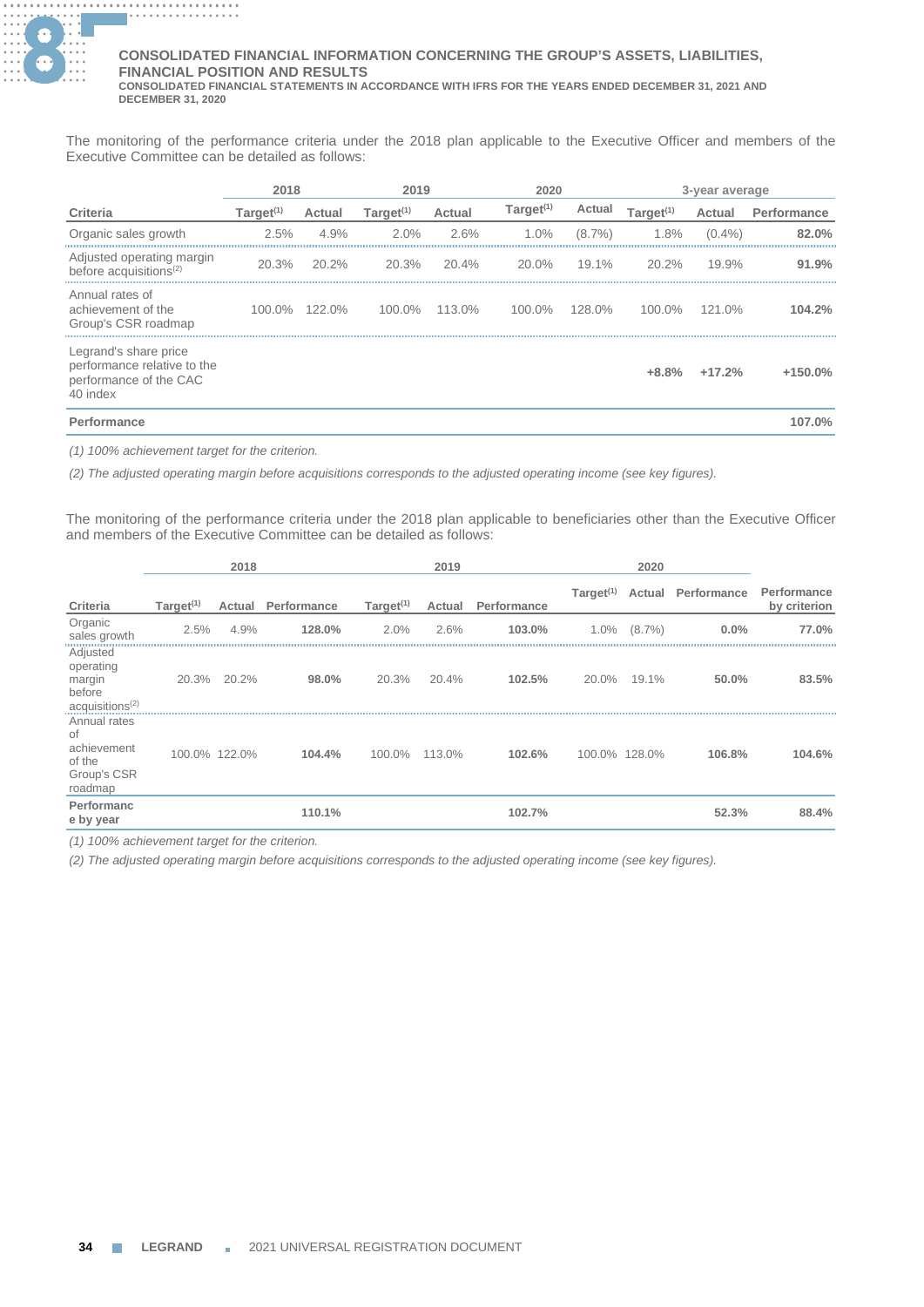The monitoring of the performance criteria under the 2018 plan applicable to the Executive Officer and members of the Executive Committee can be detailed as follows:

| | 2018 | | 2019 | | 2020 | | 3-year average | | |
|---|---|---|---|---|---|---|---|---|---|
| Criteria | Target[1] | Actual | Target[1] | Actual | Target[1] | Actual | Target[1] | Actual | Performance |
| Organic sales growth | 2.5% | 4.9% | 2.0% | 2.6% | 1.0% | (8.7%) | 1.8% | (0.4%) | **82.0%** |
| Adjusted operating margin before acquisitions[2] | 20.3% | 20.2% | 20.3% | 20.4% | 20.0% | 19.1% | 20.2% | 19.9% | **91.9%** |
| Annual rates of achievement of the Group's CSR roadmap | 100.0% | 122.0% | 100.0% | 113.0% | 100.0% | 128.0% | 100.0% | 121.0% | **104.2%** |
| Legrand's share price performance relative to the performance of the CAC 40 index | | | | | | | **+8.8%** | **+17.2%** | **+150.0%** |
| **Performance** | | | | | | | | | **107.0%** |

*(1) 100% achievement target for the criterion.*

*(2) The adjusted operating margin before acquisitions corresponds to the adjusted operating income (see key figures).*

The monitoring of the performance criteria under the 2018 plan applicable to beneficiaries other than the Executive Officer and members of the Executive Committee can be detailed as follows:

| | 2018 | | | 2019 | | | 2020 | | | |
|---|---|---|---|---|---|---|---|---|---|---|
| Criteria | Target[1] | Actual | Performance | Target[1] | Actual | Performance | Target[1] | Actual | Performance | Performance by criterion |
| Organic sales growth | 2.5% | 4.9% | **128.0%** | 2.0% | 2.6% | **103.0%** | 1.0% | (8.7%) | **0.0%** | **77.0%** |
| Adjusted operating margin before acquisitions[2] | 20.3% | 20.2% | **98.0%** | 20.3% | 20.4% | **102.5%** | 20.0% | 19.1% | **50.0%** | **83.5%** |
| Annual rates of achievement of the Group's CSR roadmap | 100.0% | 122.0% | **104.4%** | 100.0% | 113.0% | **102.6%** | 100.0% | 128.0% | **106.8%** | **104.6%** |
| **Performance by year** | | | **110.1%** | | | **102.7%** | | | **52.3%** | **88.4%** |

*(1) 100% achievement target for the criterion.*

*(2) The adjusted operating margin before acquisitions corresponds to the adjusted operating income (see key figures).*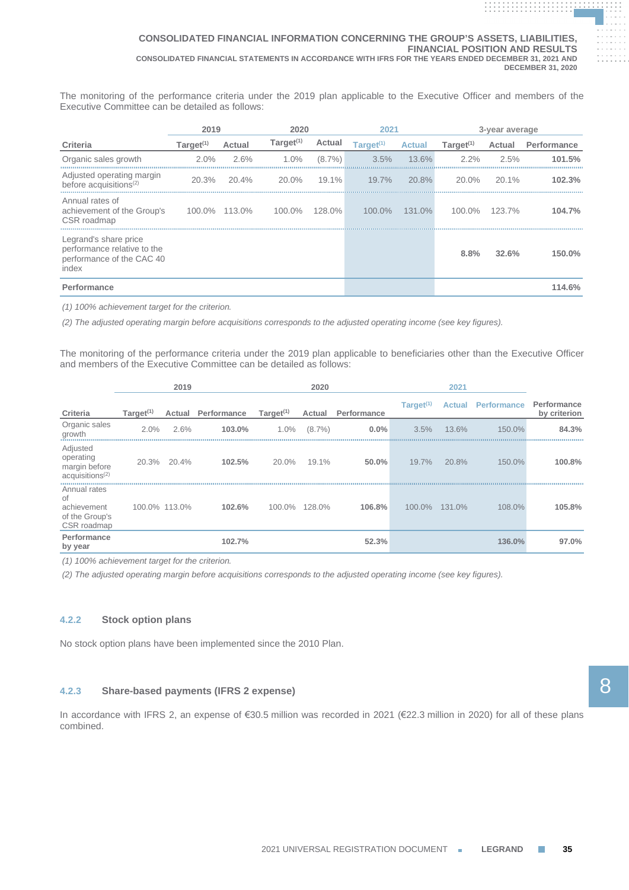The monitoring of the performance criteria under the 2019 plan applicable to the Executive Officer and members of the Executive Committee can be detailed as follows:

| | 2019 | | 2020 | | 2021 | | 3-year average | | |
|---|---|---|---|---|---|---|---|---|---|
| Criteria | Target(1) | Actual | Target(1) | Actual | Target(1) | Actual | Target(1) | Actual | Performance |
| Organic sales growth | 2.0% | 2.6% | 1.0% | (8.7%) | 3.5% | 13.6% | 2.2% | 2.5% | **101.5%** |
| Adjusted operating margin before acquisitions(2) | 20.3% | 20.4% | 20.0% | 19.1% | 19.7% | 20.8% | 20.0% | 20.1% | **102.3%** |
| Annual rates of achievement of the Group's CSR roadmap | 100.0% | 113.0% | 100.0% | 128.0% | 100.0% | 131.0% | 100.0% | 123.7% | **104.7%** |
| Legrand's share price performance relative to the performance of the CAC 40 index | | | | | | | **8.8%** | **32.6%** | **150.0%** |
| **Performance** | | | | | | | | | **114.6%** |

*(1) 100% achievement target for the criterion.*

*(2) The adjusted operating margin before acquisitions corresponds to the adjusted operating income (see key figures).*

The monitoring of the performance criteria under the 2019 plan applicable to beneficiaries other than the Executive Officer and members of the Executive Committee can be detailed as follows:

| | 2019 | | | 2020 | | | 2021 | | | |
|---|---|---|---|---|---|---|---|---|---|---|
| Criteria | Target(1) | Actual | Performance | Target(1) | Actual | Performance | Target(1) | Actual | Performance | Performance by criterion |
| Organic sales growth | 2.0% | 2.6% | **103.0%** | 1.0% | (8.7%) | **0.0%** | 3.5% | 13.6% | 150.0% | **84.3%** |
| Adjusted operating margin before acquisitions(2) | 20.3% | 20.4% | **102.5%** | 20.0% | 19.1% | **50.0%** | 19.7% | 20.8% | 150.0% | **100.8%** |
| Annual rates of achievement of the Group's CSR roadmap | 100.0% | 113.0% | **102.6%** | 100.0% | 128.0% | **106.8%** | 100.0% | 131.0% | 108.0% | **105.8%** |
| **Performance by year** | | | **102.7%** | | | **52.3%** | | | **136.0%** | **97.0%** |

*(1) 100% achievement target for the criterion.*

*(2) The adjusted operating margin before acquisitions corresponds to the adjusted operating income (see key figures).*

### 4.2.2 Stock option plans

No stock option plans have been implemented since the 2010 Plan.

### 4.2.3 Share-based payments (IFRS 2 expense)

In accordance with IFRS 2, an expense of €30.5 million was recorded in 2021 (€22.3 million in 2020) for all of these plans combined.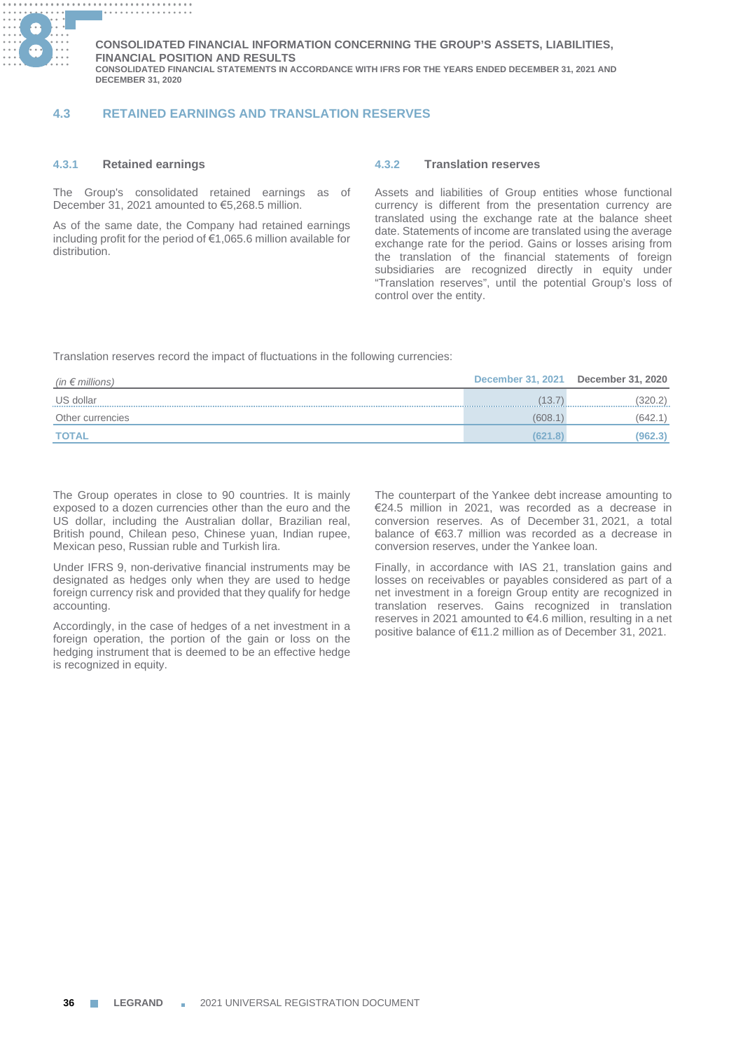## 4.3 RETAINED EARNINGS AND TRANSLATION RESERVES

### 4.3.1 Retained earnings

The Group's consolidated retained earnings as of December 31, 2021 amounted to €5,268.5 million.

As of the same date, the Company had retained earnings including profit for the period of €1,065.6 million available for distribution.

### 4.3.2 Translation reserves

Assets and liabilities of Group entities whose functional currency is different from the presentation currency are translated using the exchange rate at the balance sheet date. Statements of income are translated using the average exchange rate for the period. Gains or losses arising from the translation of the financial statements of foreign subsidiaries are recognized directly in equity under "Translation reserves", until the potential Group's loss of control over the entity.

Translation reserves record the impact of fluctuations in the following currencies:

| *(in € millions)* | December 31, 2021 | December 31, 2020 |
|---|---|---|
| US dollar | (13.7) | (320.2) |
| Other currencies | (608.1) | (642.1) |
| **TOTAL** | **(621.8)** | **(962.3)** |

The Group operates in close to 90 countries. It is mainly exposed to a dozen currencies other than the euro and the US dollar, including the Australian dollar, Brazilian real, British pound, Chilean peso, Chinese yuan, Indian rupee, Mexican peso, Russian ruble and Turkish lira.

Under IFRS 9, non-derivative financial instruments may be designated as hedges only when they are used to hedge foreign currency risk and provided that they qualify for hedge accounting.

Accordingly, in the case of hedges of a net investment in a foreign operation, the portion of the gain or loss on the hedging instrument that is deemed to be an effective hedge is recognized in equity.

The counterpart of the Yankee debt increase amounting to €24.5 million in 2021, was recorded as a decrease in conversion reserves. As of December 31, 2021, a total balance of €63.7 million was recorded as a decrease in conversion reserves, under the Yankee loan.

Finally, in accordance with IAS 21, translation gains and losses on receivables or payables considered as part of a net investment in a foreign Group entity are recognized in translation reserves. Gains recognized in translation reserves in 2021 amounted to €4.6 million, resulting in a net positive balance of €11.2 million as of December 31, 2021.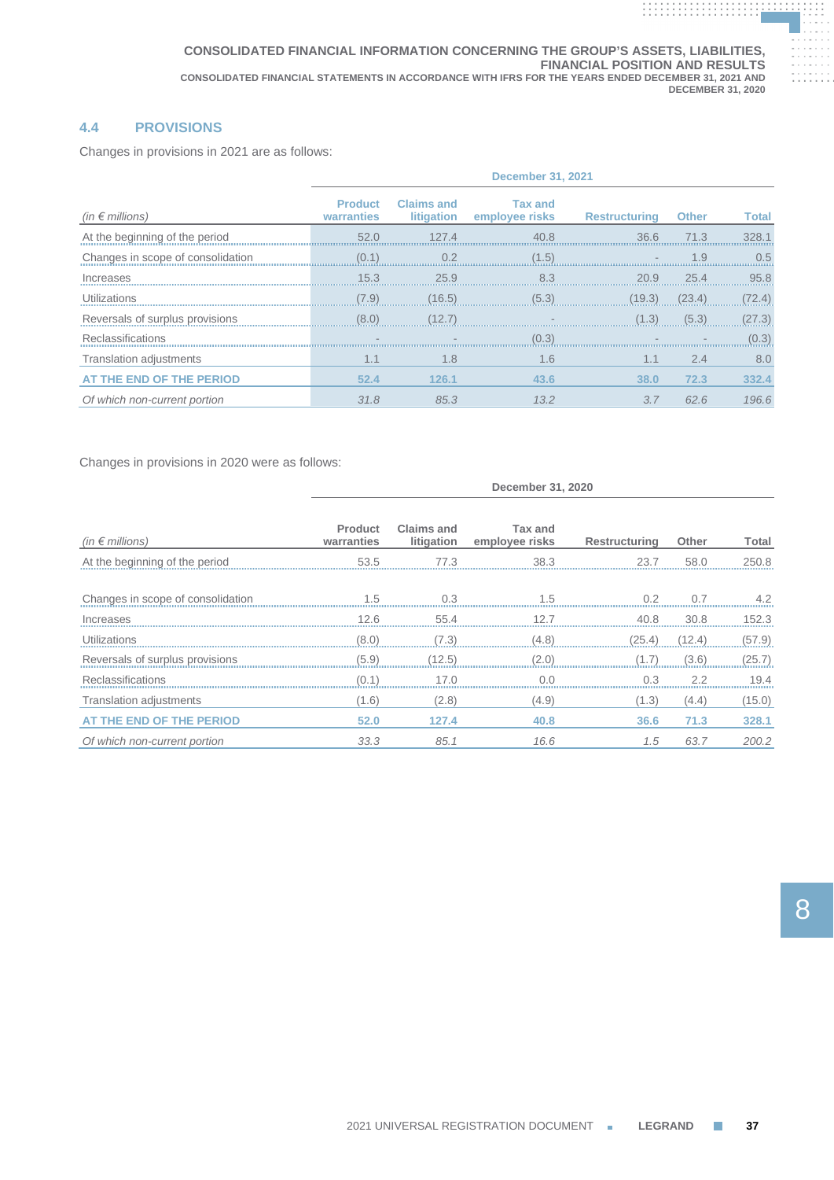## 4.4 PROVISIONS

Changes in provisions in 2021 are as follows:

| | December 31, 2021 | | | | | |
|---|---|---|---|---|---|---|
| *(in € millions)* | Product warranties | Claims and litigation | Tax and employee risks | Restructuring | Other | Total |
| At the beginning of the period | 52.0 | 127.4 | 40.8 | 36.6 | 71.3 | 328.1 |
| Changes in scope of consolidation | (0.1) | 0.2 | (1.5) | - | 1.9 | 0.5 |
| Increases | 15.3 | 25.9 | 8.3 | 20.9 | 25.4 | 95.8 |
| Utilizations | (7.9) | (16.5) | (5.3) | (19.3) | (23.4) | (72.4) |
| Reversals of surplus provisions | (8.0) | (12.7) | - | (1.3) | (5.3) | (27.3) |
| Reclassifications | - | - | (0.3) | - | - | (0.3) |
| Translation adjustments | 1.1 | 1.8 | 1.6 | 1.1 | 2.4 | 8.0 |
| **AT THE END OF THE PERIOD** | **52.4** | **126.1** | **43.6** | **38.0** | **72.3** | **332.4** |
| *Of which non-current portion* | *31.8* | *85.3* | *13.2* | *3.7* | *62.6* | *196.6* |

Changes in provisions in 2020 were as follows:

| | December 31, 2020 | | | | | |
|---|---|---|---|---|---|---|
| *(in € millions)* | Product warranties | Claims and litigation | Tax and employee risks | Restructuring | Other | Total |
| At the beginning of the period | 53.5 | 77.3 | 38.3 | 23.7 | 58.0 | 250.8 |
| Changes in scope of consolidation | 1.5 | 0.3 | 1.5 | 0.2 | 0.7 | 4.2 |
| Increases | 12.6 | 55.4 | 12.7 | 40.8 | 30.8 | 152.3 |
| Utilizations | (8.0) | (7.3) | (4.8) | (25.4) | (12.4) | (57.9) |
| Reversals of surplus provisions | (5.9) | (12.5) | (2.0) | (1.7) | (3.6) | (25.7) |
| Reclassifications | (0.1) | 17.0 | 0.0 | 0.3 | 2.2 | 19.4 |
| Translation adjustments | (1.6) | (2.8) | (4.9) | (1.3) | (4.4) | (15.0) |
| **AT THE END OF THE PERIOD** | **52.0** | **127.4** | **40.8** | **36.6** | **71.3** | **328.1** |
| *Of which non-current portion* | *33.3* | *85.1* | *16.6* | *1.5* | *63.7* | *200.2* |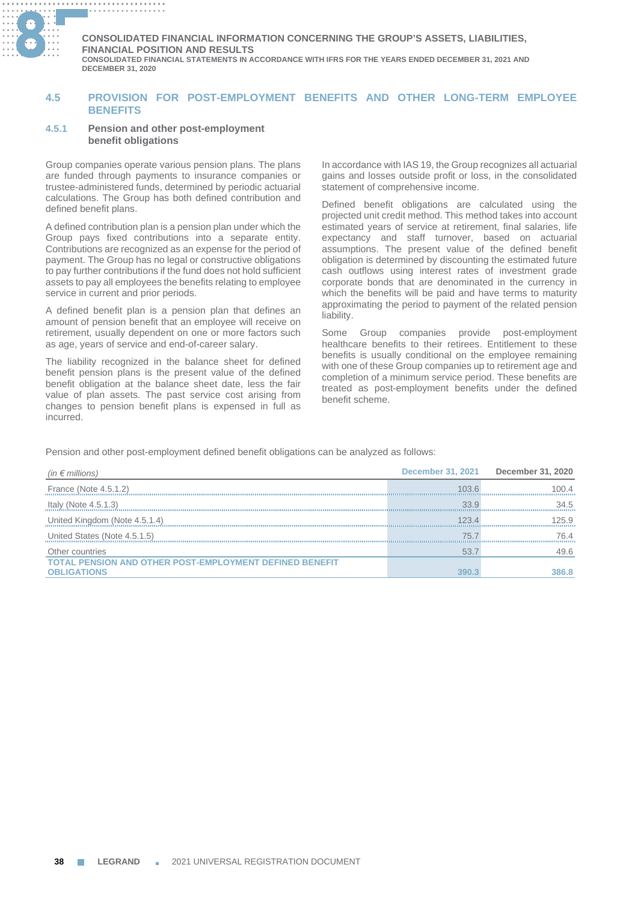## 4.5 PROVISION FOR POST-EMPLOYMENT BENEFITS AND OTHER LONG-TERM EMPLOYEE BENEFITS

### 4.5.1 Pension and other post-employment benefit obligations

Group companies operate various pension plans. The plans are funded through payments to insurance companies or trustee-administered funds, determined by periodic actuarial calculations. The Group has both defined contribution and defined benefit plans.

A defined contribution plan is a pension plan under which the Group pays fixed contributions into a separate entity. Contributions are recognized as an expense for the period of payment. The Group has no legal or constructive obligations to pay further contributions if the fund does not hold sufficient assets to pay all employees the benefits relating to employee service in current and prior periods.

A defined benefit plan is a pension plan that defines an amount of pension benefit that an employee will receive on retirement, usually dependent on one or more factors such as age, years of service and end-of-career salary.

The liability recognized in the balance sheet for defined benefit pension plans is the present value of the defined benefit obligation at the balance sheet date, less the fair value of plan assets. The past service cost arising from changes to pension benefit plans is expensed in full as incurred.

In accordance with IAS 19, the Group recognizes all actuarial gains and losses outside profit or loss, in the consolidated statement of comprehensive income.

Defined benefit obligations are calculated using the projected unit credit method. This method takes into account estimated years of service at retirement, final salaries, life expectancy and staff turnover, based on actuarial assumptions. The present value of the defined benefit obligation is determined by discounting the estimated future cash outflows using interest rates of investment grade corporate bonds that are denominated in the currency in which the benefits will be paid and have terms to maturity approximating the period to payment of the related pension liability.

Some Group companies provide post-employment healthcare benefits to their retirees. Entitlement to these benefits is usually conditional on the employee remaining with one of these Group companies up to retirement age and completion of a minimum service period. These benefits are treated as post-employment benefits under the defined benefit scheme.

Pension and other post-employment defined benefit obligations can be analyzed as follows:

| *(in € millions)* | December 31, 2021 | December 31, 2020 |
|---|---|---|
| France (Note 4.5.1.2) | 103.6 | 100.4 |
| Italy (Note 4.5.1.3) | 33.9 | 34.5 |
| United Kingdom (Note 4.5.1.4) | 123.4 | 125.9 |
| United States (Note 4.5.1.5) | 75.7 | 76.4 |
| Other countries | 53.7 | 49.6 |
| **TOTAL PENSION AND OTHER POST-EMPLOYMENT DEFINED BENEFIT OBLIGATIONS** | **390.3** | **386.8** |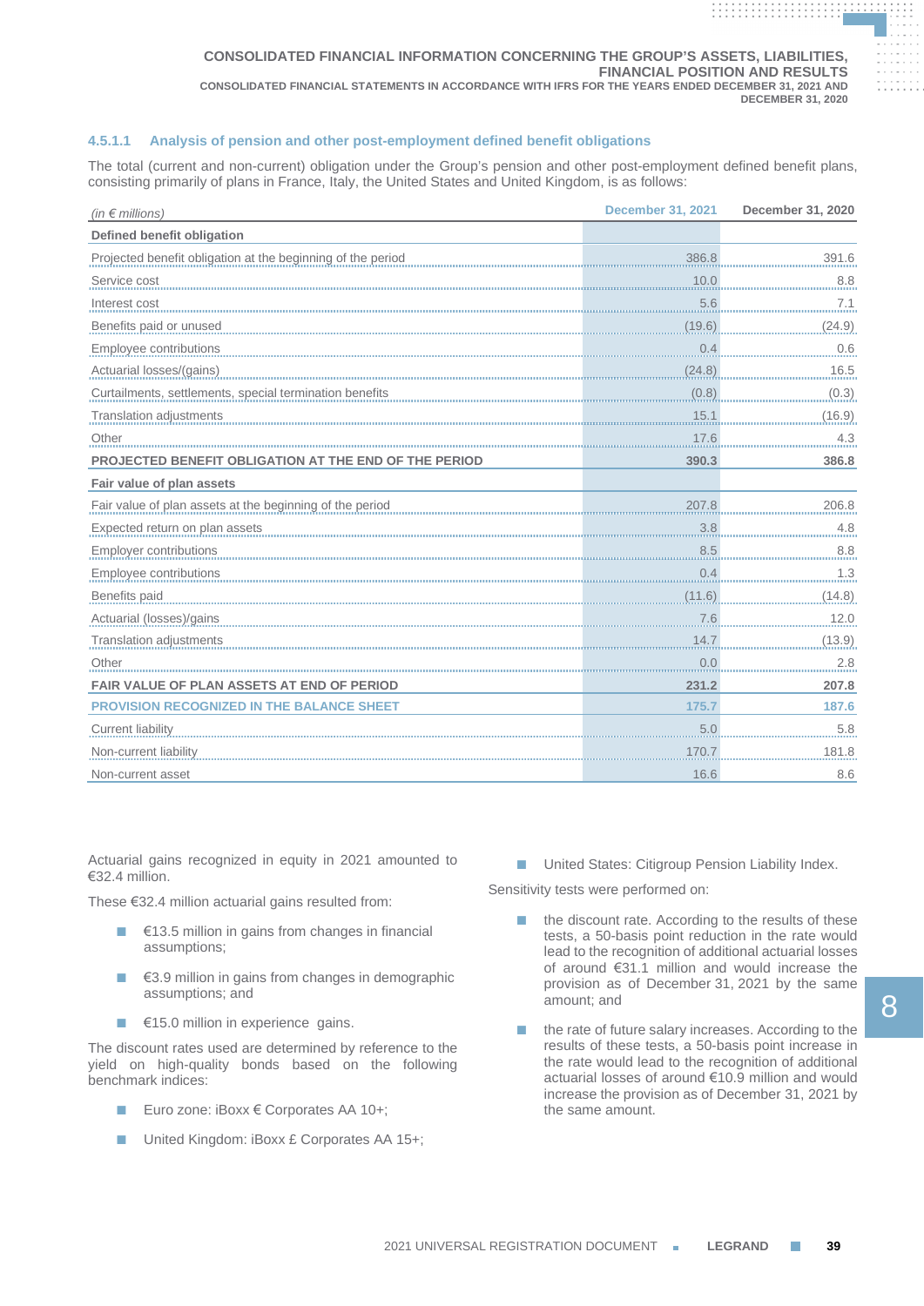#### 4.5.1.1 Analysis of pension and other post-employment defined benefit obligations

The total (current and non-current) obligation under the Group's pension and other post-employment defined benefit plans, consisting primarily of plans in France, Italy, the United States and United Kingdom, is as follows:

| *(in € millions)* | December 31, 2021 | December 31, 2020 |
|---|---|---|
| **Defined benefit obligation** | | |
| Projected benefit obligation at the beginning of the period | 386.8 | 391.6 |
| Service cost | 10.0 | 8.8 |
| Interest cost | 5.6 | 7.1 |
| Benefits paid or unused | (19.6) | (24.9) |
| Employee contributions | 0.4 | 0.6 |
| Actuarial losses/(gains) | (24.8) | 16.5 |
| Curtailments, settlements, special termination benefits | (0.8) | (0.3) |
| Translation adjustments | 15.1 | (16.9) |
| Other | 17.6 | 4.3 |
| **PROJECTED BENEFIT OBLIGATION AT THE END OF THE PERIOD** | **390.3** | **386.8** |
| **Fair value of plan assets** | | |
| Fair value of plan assets at the beginning of the period | 207.8 | 206.8 |
| Expected return on plan assets | 3.8 | 4.8 |
| Employer contributions | 8.5 | 8.8 |
| Employee contributions | 0.4 | 1.3 |
| Benefits paid | (11.6) | (14.8) |
| Actuarial (losses)/gains | 7.6 | 12.0 |
| Translation adjustments | 14.7 | (13.9) |
| Other | 0.0 | 2.8 |
| **FAIR VALUE OF PLAN ASSETS AT END OF PERIOD** | **231.2** | **207.8** |
| **PROVISION RECOGNIZED IN THE BALANCE SHEET** | **175.7** | **187.6** |
| Current liability | 5.0 | 5.8 |
| Non-current liability | 170.7 | 181.8 |
| Non-current asset | 16.6 | 8.6 |

Actuarial gains recognized in equity in 2021 amounted to €32.4 million.

These €32.4 million actuarial gains resulted from:

- €13.5 million in gains from changes in financial assumptions;
- €3.9 million in gains from changes in demographic assumptions; and
- €15.0 million in experience gains.

The discount rates used are determined by reference to the yield on high-quality bonds based on the following benchmark indices:

- Euro zone: iBoxx € Corporates AA 10+;
- United Kingdom: iBoxx £ Corporates AA 15+;
- United States: Citigroup Pension Liability Index.

Sensitivity tests were performed on:

- the discount rate. According to the results of these tests, a 50-basis point reduction in the rate would lead to the recognition of additional actuarial losses of around €31.1 million and would increase the provision as of December 31, 2021 by the same amount; and
- the rate of future salary increases. According to the results of these tests, a 50-basis point increase in the rate would lead to the recognition of additional actuarial losses of around €10.9 million and would increase the provision as of December 31, 2021 by the same amount.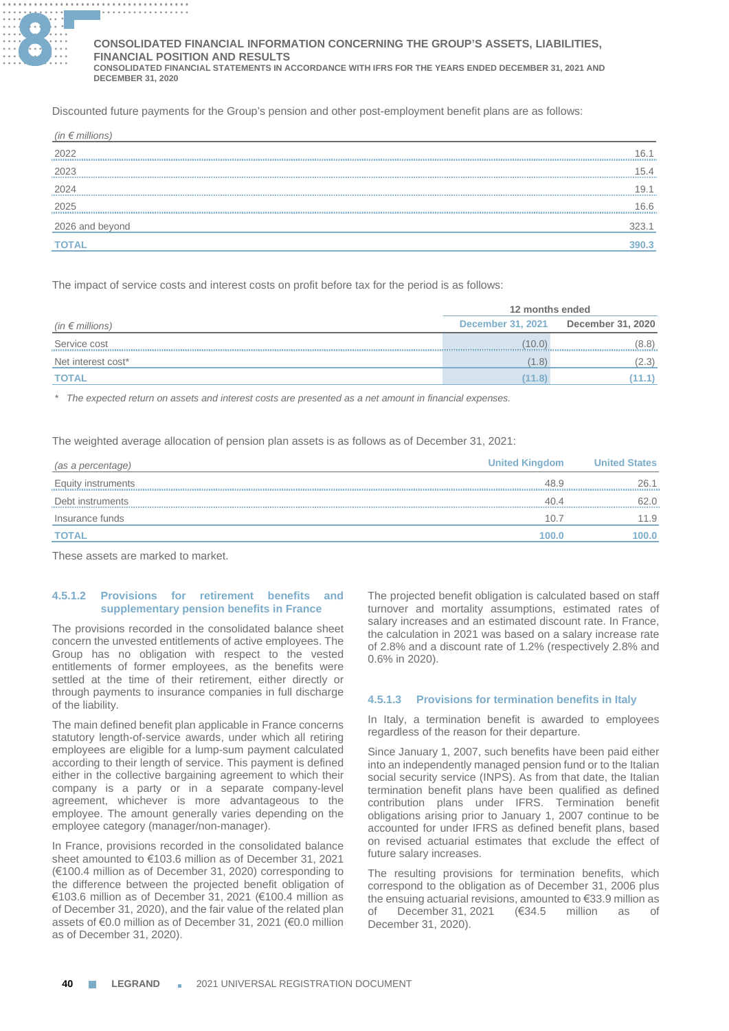Discounted future payments for the Group's pension and other post-employment benefit plans are as follows:

| *(in € millions)* | |
|---|---|
| 2022 | 16.1 |
| 2023 | 15.4 |
| 2024 | 19.1 |
| 2025 | 16.6 |
| 2026 and beyond | 323.1 |
| **TOTAL** | **390.3** |

The impact of service costs and interest costs on profit before tax for the period is as follows:

| | 12 months ended | |
|---|---|---|
| *(in € millions)* | December 31, 2021 | December 31, 2020 |
| Service cost | (10.0) | (8.8) |
| Net interest cost* | (1.8) | (2.3) |
| **TOTAL** | **(11.8)** | **(11.1)** |

\* *The expected return on assets and interest costs are presented as a net amount in financial expenses.*

The weighted average allocation of pension plan assets is as follows as of December 31, 2021:

| *(as a percentage)* | United Kingdom | United States |
|---|---|---|
| Equity instruments | 48.9 | 26.1 |
| Debt instruments | 40.4 | 62.0 |
| Insurance funds | 10.7 | 11.9 |
| **TOTAL** | **100.0** | **100.0** |

These assets are marked to market.

#### 4.5.1.2 Provisions for retirement benefits and supplementary pension benefits in France

The provisions recorded in the consolidated balance sheet concern the unvested entitlements of active employees. The Group has no obligation with respect to the vested entitlements of former employees, as the benefits were settled at the time of their retirement, either directly or through payments to insurance companies in full discharge of the liability.

The main defined benefit plan applicable in France concerns statutory length-of-service awards, under which all retiring employees are eligible for a lump-sum payment calculated according to their length of service. This payment is defined either in the collective bargaining agreement to which their company is a party or in a separate company-level agreement, whichever is more advantageous to the employee. The amount generally varies depending on the employee category (manager/non-manager).

In France, provisions recorded in the consolidated balance sheet amounted to €103.6 million as of December 31, 2021 (€100.4 million as of December 31, 2020) corresponding to the difference between the projected benefit obligation of €103.6 million as of December 31, 2021 (€100.4 million as of December 31, 2020), and the fair value of the related plan assets of €0.0 million as of December 31, 2021 (€0.0 million as of December 31, 2020).

The projected benefit obligation is calculated based on staff turnover and mortality assumptions, estimated rates of salary increases and an estimated discount rate. In France, the calculation in 2021 was based on a salary increase rate of 2.8% and a discount rate of 1.2% (respectively 2.8% and 0.6% in 2020).

#### 4.5.1.3 Provisions for termination benefits in Italy

In Italy, a termination benefit is awarded to employees regardless of the reason for their departure.

Since January 1, 2007, such benefits have been paid either into an independently managed pension fund or to the Italian social security service (INPS). As from that date, the Italian termination benefit plans have been qualified as defined contribution plans under IFRS. Termination benefit obligations arising prior to January 1, 2007 continue to be accounted for under IFRS as defined benefit plans, based on revised actuarial estimates that exclude the effect of future salary increases.

The resulting provisions for termination benefits, which correspond to the obligation as of December 31, 2006 plus the ensuing actuarial revisions, amounted to €33.9 million as of December 31, 2021 (€34.5 million as of December 31, 2020).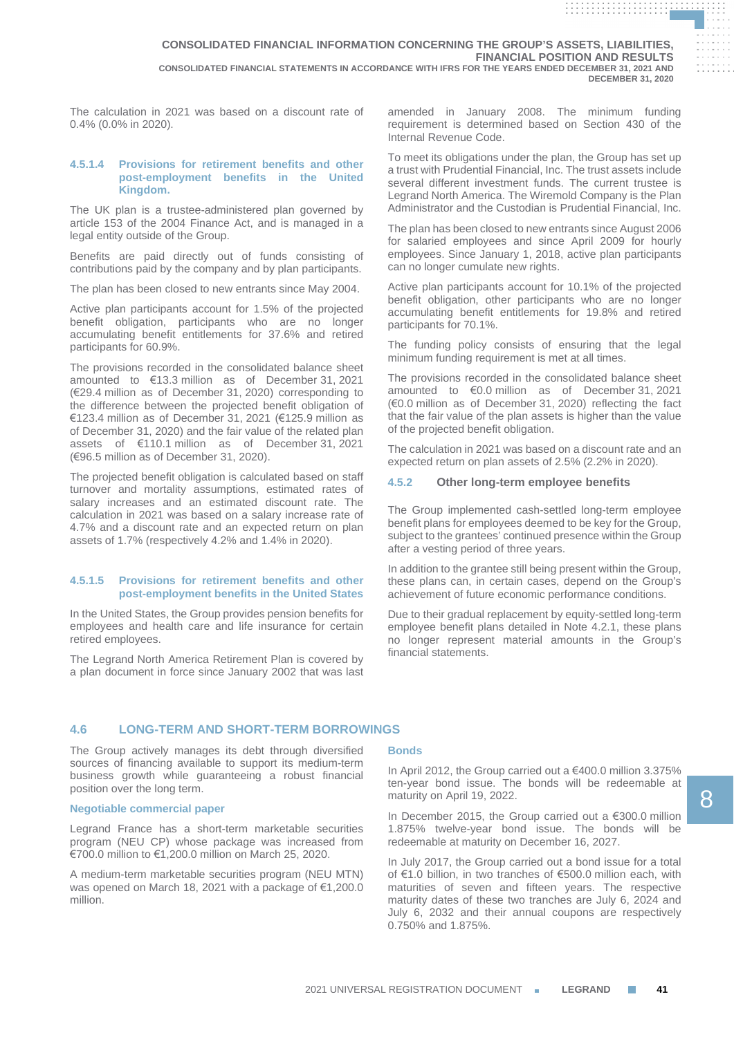The calculation in 2021 was based on a discount rate of 0.4% (0.0% in 2020).

#### 4.5.1.4 Provisions for retirement benefits and other post-employment benefits in the United Kingdom.

The UK plan is a trustee-administered plan governed by article 153 of the 2004 Finance Act, and is managed in a legal entity outside of the Group.

Benefits are paid directly out of funds consisting of contributions paid by the company and by plan participants.

The plan has been closed to new entrants since May 2004.

Active plan participants account for 1.5% of the projected benefit obligation, participants who are no longer accumulating benefit entitlements for 37.6% and retired participants for 60.9%.

The provisions recorded in the consolidated balance sheet amounted to €13.3 million as of December 31, 2021 (€29.4 million as of December 31, 2020) corresponding to the difference between the projected benefit obligation of €123.4 million as of December 31, 2021 (€125.9 million as of December 31, 2020) and the fair value of the related plan assets of €110.1 million as of December 31, 2021 (€96.5 million as of December 31, 2020).

The projected benefit obligation is calculated based on staff turnover and mortality assumptions, estimated rates of salary increases and an estimated discount rate. The calculation in 2021 was based on a salary increase rate of 4.7% and a discount rate and an expected return on plan assets of 1.7% (respectively 4.2% and 1.4% in 2020).

#### 4.5.1.5 Provisions for retirement benefits and other post-employment benefits in the United States

In the United States, the Group provides pension benefits for employees and health care and life insurance for certain retired employees.

The Legrand North America Retirement Plan is covered by a plan document in force since January 2002 that was last amended in January 2008. The minimum funding requirement is determined based on Section 430 of the Internal Revenue Code.

To meet its obligations under the plan, the Group has set up a trust with Prudential Financial, Inc. The trust assets include several different investment funds. The current trustee is Legrand North America. The Wiremold Company is the Plan Administrator and the Custodian is Prudential Financial, Inc.

The plan has been closed to new entrants since August 2006 for salaried employees and since April 2009 for hourly employees. Since January 1, 2018, active plan participants can no longer cumulate new rights.

Active plan participants account for 10.1% of the projected benefit obligation, other participants who are no longer accumulating benefit entitlements for 19.8% and retired participants for 70.1%.

The funding policy consists of ensuring that the legal minimum funding requirement is met at all times.

The provisions recorded in the consolidated balance sheet amounted to €0.0 million as of December 31, 2021 (€0.0 million as of December 31, 2020) reflecting the fact that the fair value of the plan assets is higher than the value of the projected benefit obligation.

The calculation in 2021 was based on a discount rate and an expected return on plan assets of 2.5% (2.2% in 2020).

### 4.5.2 Other long-term employee benefits

The Group implemented cash-settled long-term employee benefit plans for employees deemed to be key for the Group, subject to the grantees' continued presence within the Group after a vesting period of three years.

In addition to the grantee still being present within the Group, these plans can, in certain cases, depend on the Group's achievement of future economic performance conditions.

Due to their gradual replacement by equity-settled long-term employee benefit plans detailed in Note 4.2.1, these plans no longer represent material amounts in the Group's financial statements.

## 4.6 LONG-TERM AND SHORT-TERM BORROWINGS

The Group actively manages its debt through diversified sources of financing available to support its medium-term business growth while guaranteeing a robust financial position over the long term.

**Negotiable commercial paper**

Legrand France has a short-term marketable securities program (NEU CP) whose package was increased from €700.0 million to €1,200.0 million on March 25, 2020.

A medium-term marketable securities program (NEU MTN) was opened on March 18, 2021 with a package of €1,200.0 million.

**Bonds**

In April 2012, the Group carried out a €400.0 million 3.375% ten-year bond issue. The bonds will be redeemable at maturity on April 19, 2022.

In December 2015, the Group carried out a €300.0 million 1.875% twelve-year bond issue. The bonds will be redeemable at maturity on December 16, 2027.

In July 2017, the Group carried out a bond issue for a total of €1.0 billion, in two tranches of €500.0 million each, with maturities of seven and fifteen years. The respective maturity dates of these two tranches are July 6, 2024 and July 6, 2032 and their annual coupons are respectively 0.750% and 1.875%.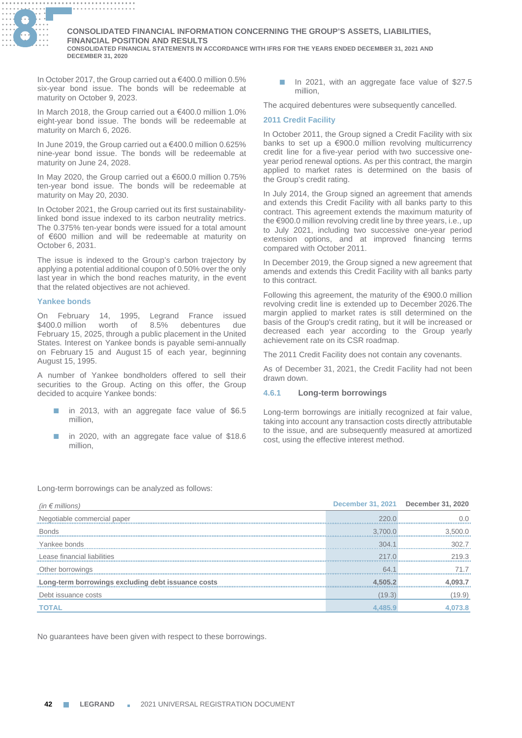In October 2017, the Group carried out a €400.0 million 0.5% six-year bond issue. The bonds will be redeemable at maturity on October 9, 2023.

In March 2018, the Group carried out a €400.0 million 1.0% eight-year bond issue. The bonds will be redeemable at maturity on March 6, 2026.

In June 2019, the Group carried out a €400.0 million 0.625% nine-year bond issue. The bonds will be redeemable at maturity on June 24, 2028.

In May 2020, the Group carried out a €600.0 million 0.75% ten-year bond issue. The bonds will be redeemable at maturity on May 20, 2030.

In October 2021, the Group carried out its first sustainability-linked bond issue indexed to its carbon neutrality metrics. The 0.375% ten-year bonds were issued for a total amount of €600 million and will be redeemable at maturity on October 6, 2031.

The issue is indexed to the Group's carbon trajectory by applying a potential additional coupon of 0.50% over the only last year in which the bond reaches maturity, in the event that the related objectives are not achieved.

### Yankee bonds

On February 14, 1995, Legrand France issued $400.0 million worth of 8.5% debentures due February 15, 2025, through a public placement in the United States. Interest on Yankee bonds is payable semi-annually on February 15 and August 15 of each year, beginning August 15, 1995.

A number of Yankee bondholders offered to sell their securities to the Group. Acting on this offer, the Group decided to acquire Yankee bonds:

- in 2013, with an aggregate face value of $6.5 million,
- in 2020, with an aggregate face value of $18.6 million,
- In 2021, with an aggregate face value of $27.5 million,

The acquired debentures were subsequently cancelled.

### 2011 Credit Facility

In October 2011, the Group signed a Credit Facility with six banks to set up a €900.0 million revolving multicurrency credit line for a five-year period with two successive one-year period renewal options. As per this contract, the margin applied to market rates is determined on the basis of the Group's credit rating.

In July 2014, the Group signed an agreement that amends and extends this Credit Facility with all banks party to this contract. This agreement extends the maximum maturity of the €900.0 million revolving credit line by three years, i.e., up to July 2021, including two successive one-year period extension options, and at improved financing terms compared with October 2011.

In December 2019, the Group signed a new agreement that amends and extends this Credit Facility with all banks party to this contract.

Following this agreement, the maturity of the €900.0 million revolving credit line is extended up to December 2026.The margin applied to market rates is still determined on the basis of the Group's credit rating, but it will be increased or decreased each year according to the Group yearly achievement rate on its CSR roadmap.

The 2011 Credit Facility does not contain any covenants.

As of December 31, 2021, the Credit Facility had not been drawn down.

## 4.6.1 Long-term borrowings

Long-term borrowings are initially recognized at fair value, taking into account any transaction costs directly attributable to the issue, and are subsequently measured at amortized cost, using the effective interest method.

Long-term borrowings can be analyzed as follows:

| *(in € millions)* | December 31, 2021 | December 31, 2020 |
|---|---|---|
| Negotiable commercial paper | 220.0 | 0.0 |
| Bonds | 3,700.0 | 3,500.0 |
| Yankee bonds | 304.1 | 302.7 |
| Lease financial liabilities | 217.0 | 219.3 |
| Other borrowings | 64.1 | 71.7 |
| **Long-term borrowings excluding debt issuance costs** | **4,505.2** | **4,093.7** |
| Debt issuance costs | (19.3) | (19.9) |
| **TOTAL** | **4,485.9** | **4,073.8** |

No guarantees have been given with respect to these borrowings.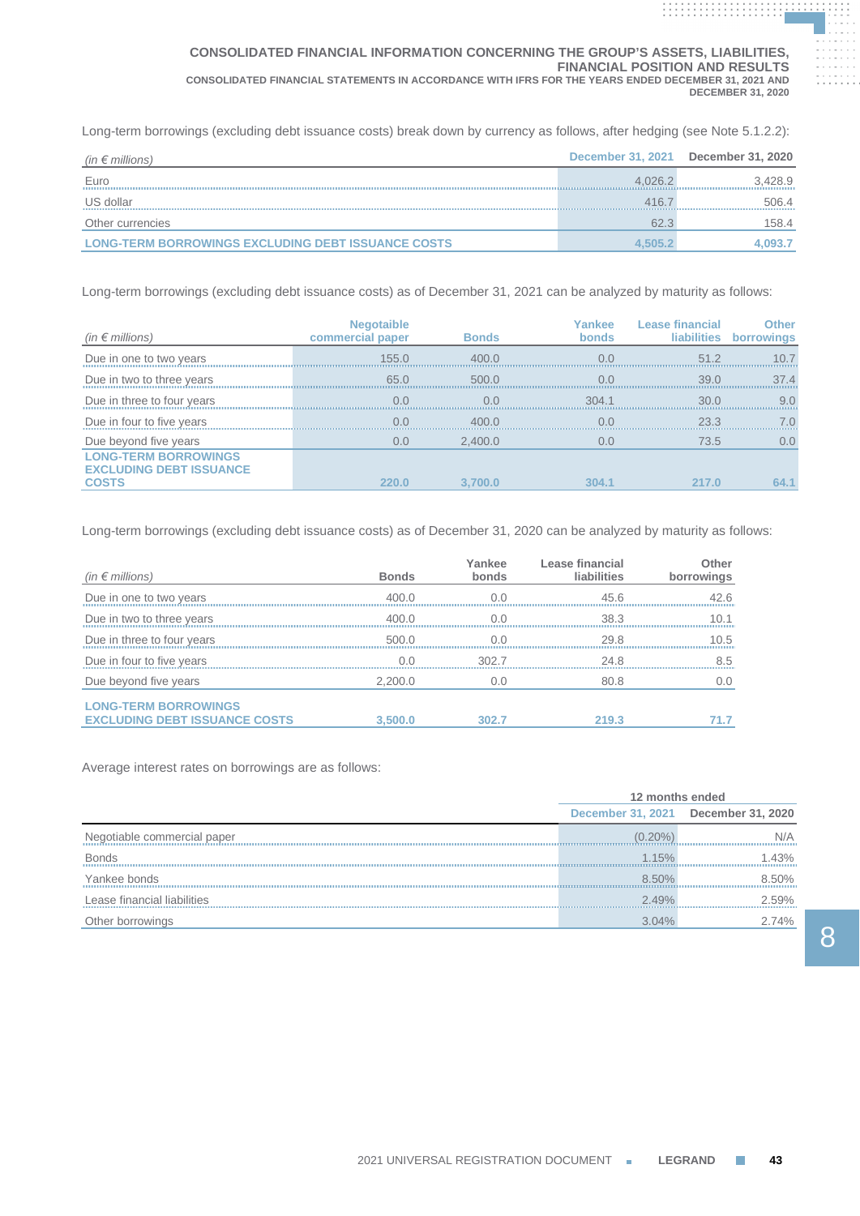Long-term borrowings (excluding debt issuance costs) break down by currency as follows, after hedging (see Note 5.1.2.2):

| *(in € millions)* | December 31, 2021 | December 31, 2020 |
|---|---|---|
| Euro | 4,026.2 | 3,428.9 |
| US dollar | 416.7 | 506.4 |
| Other currencies | 62.3 | 158.4 |
| **LONG-TERM BORROWINGS EXCLUDING DEBT ISSUANCE COSTS** | **4,505.2** | **4,093.7** |

Long-term borrowings (excluding debt issuance costs) as of December 31, 2021 can be analyzed by maturity as follows:

| *(in € millions)* | Negotaible commercial paper | Bonds | Yankee bonds | Lease financial liabilities | Other borrowings |
|---|---|---|---|---|---|
| Due in one to two years | 155.0 | 400.0 | 0.0 | 51.2 | 10.7 |
| Due in two to three years | 65.0 | 500.0 | 0.0 | 39.0 | 37.4 |
| Due in three to four years | 0.0 | 0.0 | 304.1 | 30.0 | 9.0 |
| Due in four to five years | 0.0 | 400.0 | 0.0 | 23.3 | 7.0 |
| Due beyond five years | 0.0 | 2,400.0 | 0.0 | 73.5 | 0.0 |
| **LONG-TERM BORROWINGS EXCLUDING DEBT ISSUANCE COSTS** | **220.0** | **3,700.0** | **304.1** | **217.0** | **64.1** |

Long-term borrowings (excluding debt issuance costs) as of December 31, 2020 can be analyzed by maturity as follows:

| *(in € millions)* | Bonds | Yankee bonds | Lease financial liabilities | Other borrowings |
|---|---|---|---|---|
| Due in one to two years | 400.0 | 0.0 | 45.6 | 42.6 |
| Due in two to three years | 400.0 | 0.0 | 38.3 | 10.1 |
| Due in three to four years | 500.0 | 0.0 | 29.8 | 10.5 |
| Due in four to five years | 0.0 | 302.7 | 24.8 | 8.5 |
| Due beyond five years | 2,200.0 | 0.0 | 80.8 | 0.0 |
| **LONG-TERM BORROWINGS EXCLUDING DEBT ISSUANCE COSTS** | **3,500.0** | **302.7** | **219.3** | **71.7** |

Average interest rates on borrowings are as follows:

| | 12 months ended | |
|---|---|---|
| | December 31, 2021 | December 31, 2020 |
| Negotiable commercial paper | (0.20%) | N/A |
| Bonds | 1.15% | 1.43% |
| Yankee bonds | 8.50% | 8.50% |
| Lease financial liabilities | 2.49% | 2.59% |
| Other borrowings | 3.04% | 2.74% |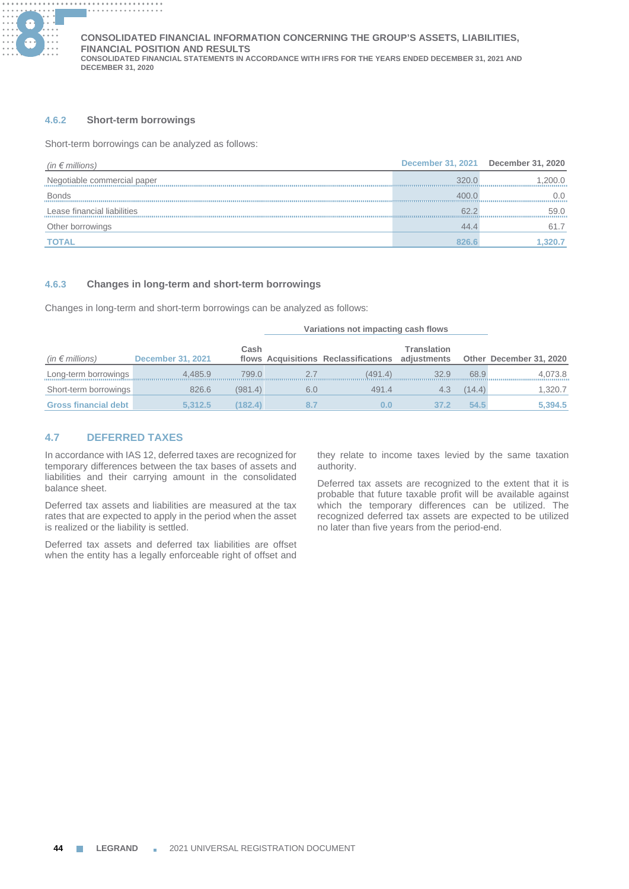#### 4.6.2 Short-term borrowings

Short-term borrowings can be analyzed as follows:

| *(in € millions)* | December 31, 2021 | December 31, 2020 |
|---|---|---|
| Negotiable commercial paper | 320.0 | 1,200.0 |
| Bonds | 400.0 | 0.0 |
| Lease financial liabilities | 62.2 | 59.0 |
| Other borrowings | 44.4 | 61.7 |
| **TOTAL** | **826.6** | **1,320.7** |

#### 4.6.3 Changes in long-term and short-term borrowings

Changes in long-term and short-term borrowings can be analyzed as follows:

| | | | Variations not impacting cash flows | | | | |
|---|---|---|---|---|---|---|---|
| *(in € millions)* | December 31, 2021 | Cash flows | Acquisitions | Reclassifications | Translation adjustments | Other | December 31, 2020 |
| Long-term borrowings | 4,485.9 | 799.0 | 2.7 | (491.4) | 32.9 | 68.9 | 4,073.8 |
| Short-term borrowings | 826.6 | (981.4) | 6.0 | 491.4 | 4.3 | (14.4) | 1,320.7 |
| **Gross financial debt** | **5,312.5** | **(182.4)** | **8.7** | **0.0** | **37.2** | **54.5** | **5,394.5** |

### 4.7 DEFERRED TAXES

In accordance with IAS 12, deferred taxes are recognized for temporary differences between the tax bases of assets and liabilities and their carrying amount in the consolidated balance sheet.

Deferred tax assets and liabilities are measured at the tax rates that are expected to apply in the period when the asset is realized or the liability is settled.

Deferred tax assets and deferred tax liabilities are offset when the entity has a legally enforceable right of offset and they relate to income taxes levied by the same taxation authority.

Deferred tax assets are recognized to the extent that it is probable that future taxable profit will be available against which the temporary differences can be utilized. The recognized deferred tax assets are expected to be utilized no later than five years from the period-end.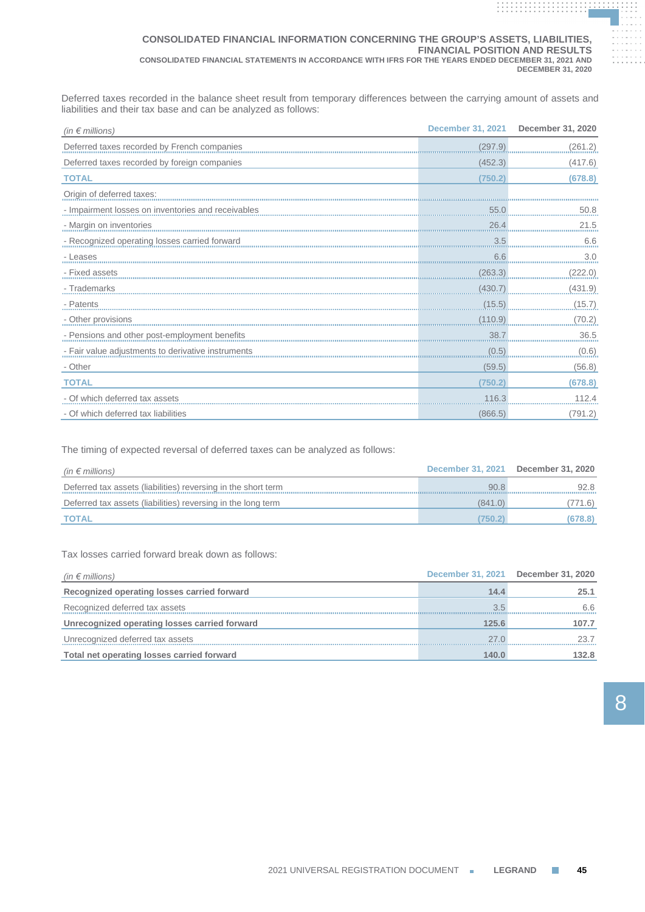Deferred taxes recorded in the balance sheet result from temporary differences between the carrying amount of assets and liabilities and their tax base and can be analyzed as follows:

| *(in € millions)* | December 31, 2021 | December 31, 2020 |
|---|---|---|
| Deferred taxes recorded by French companies | (297.9) | (261.2) |
| Deferred taxes recorded by foreign companies | (452.3) | (417.6) |
| **TOTAL** | **(750.2)** | **(678.8)** |
| Origin of deferred taxes: | | |
| - Impairment losses on inventories and receivables | 55.0 | 50.8 |
| - Margin on inventories | 26.4 | 21.5 |
| - Recognized operating losses carried forward | 3.5 | 6.6 |
| - Leases | 6.6 | 3.0 |
| - Fixed assets | (263.3) | (222.0) |
| - Trademarks | (430.7) | (431.9) |
| - Patents | (15.5) | (15.7) |
| - Other provisions | (110.9) | (70.2) |
| - Pensions and other post-employment benefits | 38.7 | 36.5 |
| - Fair value adjustments to derivative instruments | (0.5) | (0.6) |
| - Other | (59.5) | (56.8) |
| **TOTAL** | **(750.2)** | **(678.8)** |
| - Of which deferred tax assets | 116.3 | 112.4 |
| - Of which deferred tax liabilities | (866.5) | (791.2) |

The timing of expected reversal of deferred taxes can be analyzed as follows:

| *(in € millions)* | December 31, 2021 | December 31, 2020 |
|---|---|---|
| Deferred tax assets (liabilities) reversing in the short term | 90.8 | 92.8 |
| Deferred tax assets (liabilities) reversing in the long term | (841.0) | (771.6) |
| **TOTAL** | **(750.2)** | **(678.8)** |

Tax losses carried forward break down as follows:

| *(in € millions)* | December 31, 2021 | December 31, 2020 |
|---|---|---|
| **Recognized operating losses carried forward** | **14.4** | **25.1** |
| Recognized deferred tax assets | 3.5 | 6.6 |
| **Unrecognized operating losses carried forward** | **125.6** | **107.7** |
| Unrecognized deferred tax assets | 27.0 | 23.7 |
| **Total net operating losses carried forward** | **140.0** | **132.8** |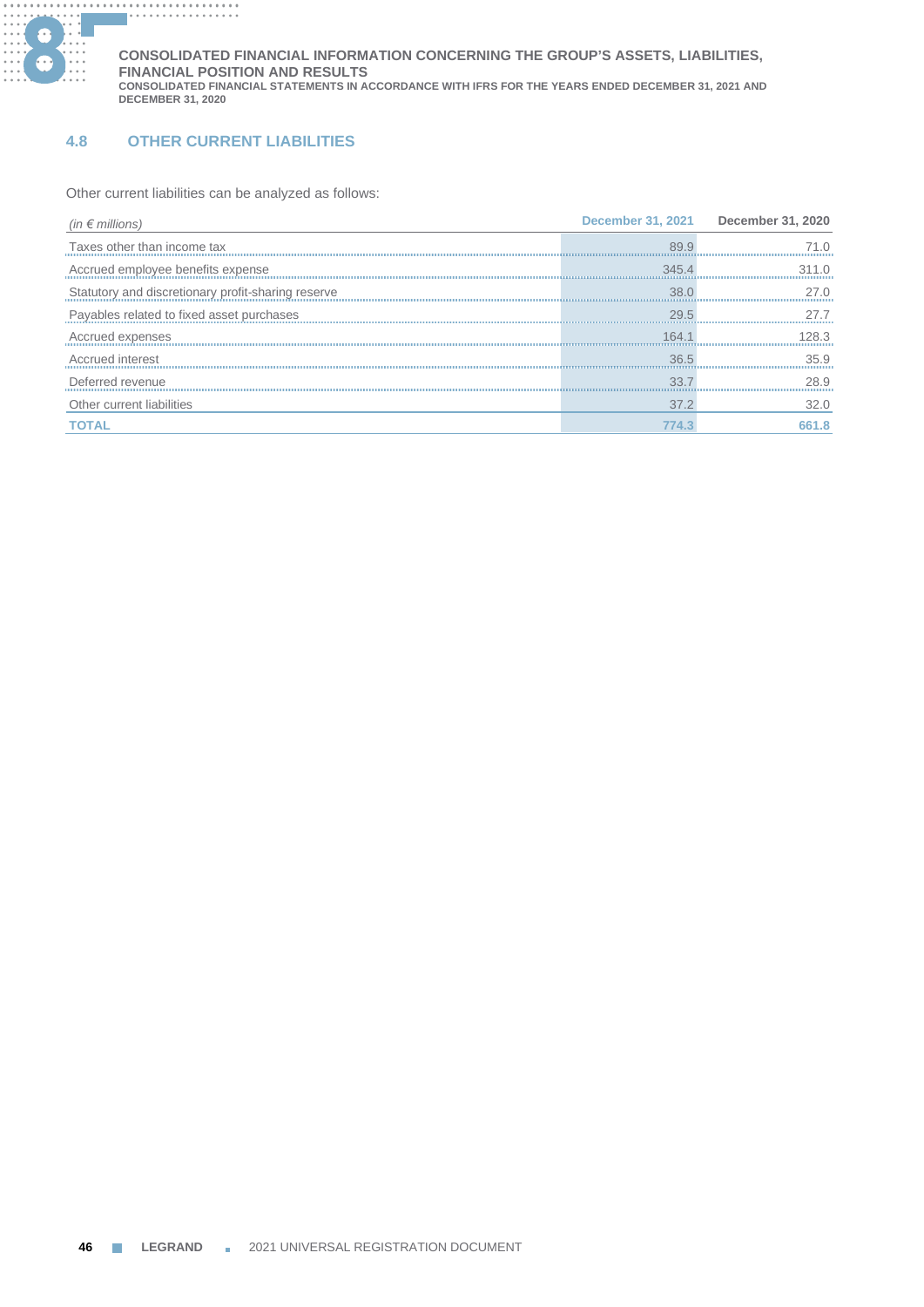## 4.8 OTHER CURRENT LIABILITIES

Other current liabilities can be analyzed as follows:

| *(in € millions)* | December 31, 2021 | December 31, 2020 |
|---|---|---|
| Taxes other than income tax | 89.9 | 71.0 |
| Accrued employee benefits expense | 345.4 | 311.0 |
| Statutory and discretionary profit-sharing reserve | 38.0 | 27.0 |
| Payables related to fixed asset purchases | 29.5 | 27.7 |
| Accrued expenses | 164.1 | 128.3 |
| Accrued interest | 36.5 | 35.9 |
| Deferred revenue | 33.7 | 28.9 |
| Other current liabilities | 37.2 | 32.0 |
| **TOTAL** | **774.3** | **661.8** |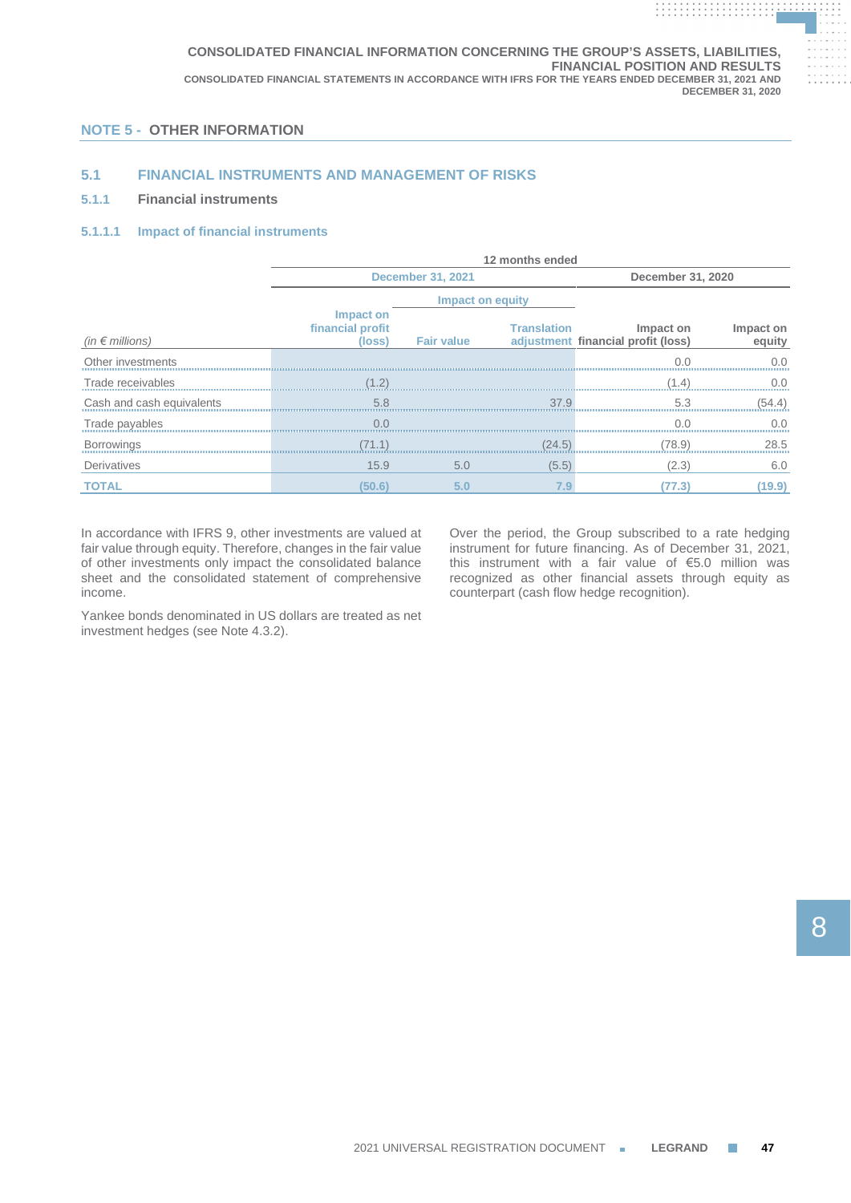## NOTE 5 - OTHER INFORMATION

### 5.1 FINANCIAL INSTRUMENTS AND MANAGEMENT OF RISKS

#### 5.1.1 Financial instruments

##### 5.1.1.1 Impact of financial instruments

| | 12 months ended | | | | |
|---|---|---|---|---|---|
| | December 31, 2021 | | | December 31, 2020 | |
| | | Impact on equity | | | |
| *(in € millions)* | Impact on financial profit (loss) | Fair value | Translation adjustment | Impact on financial profit (loss) | Impact on equity |
| Other investments | | | | 0.0 | 0.0 |
| Trade receivables | (1.2) | | | (1.4) | 0.0 |
| Cash and cash equivalents | 5.8 | | 37.9 | 5.3 | (54.4) |
| Trade payables | 0.0 | | | 0.0 | 0.0 |
| Borrowings | (71.1) | | (24.5) | (78.9) | 28.5 |
| Derivatives | 15.9 | 5.0 | (5.5) | (2.3) | 6.0 |
| **TOTAL** | **(50.6)** | **5.0** | **7.9** | **(77.3)** | **(19.9)** |

In accordance with IFRS 9, other investments are valued at fair value through equity. Therefore, changes in the fair value of other investments only impact the consolidated balance sheet and the consolidated statement of comprehensive income.

Yankee bonds denominated in US dollars are treated as net investment hedges (see Note 4.3.2).

Over the period, the Group subscribed to a rate hedging instrument for future financing. As of December 31, 2021, this instrument with a fair value of €5.0 million was recognized as other financial assets through equity as counterpart (cash flow hedge recognition).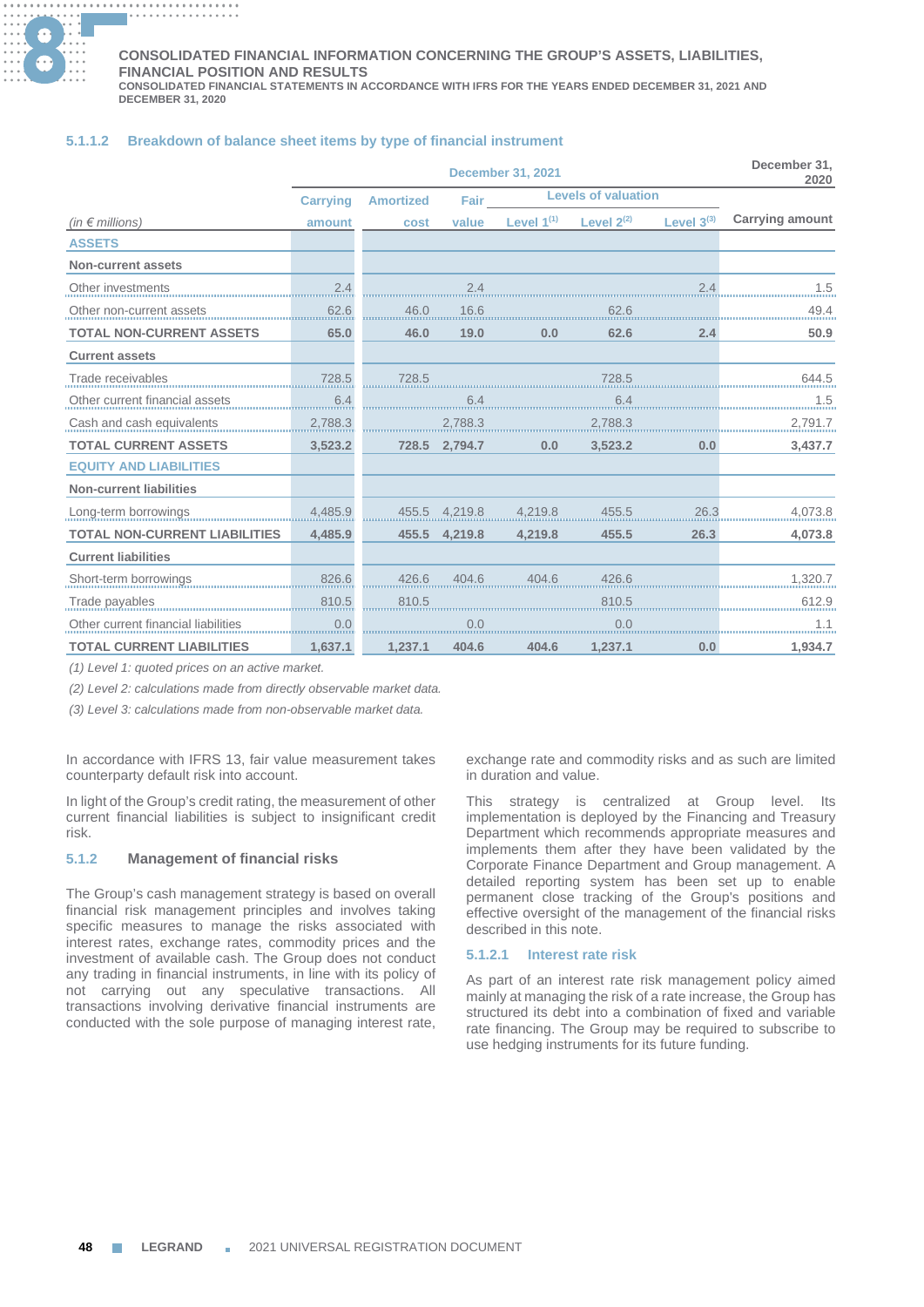#### 5.1.1.2 Breakdown of balance sheet items by type of financial instrument

| (in € millions) | December 31, 2021 | | | | | | December 31, 2020 |
|---|---|---|---|---|---|---|---|
| | Carrying amount | Amortized cost | Fair value | Levels of valuation | | | Carrying amount |
| | | | | Level 1[(1)] | Level 2[(2)] | Level 3[(3)] | |
| **ASSETS** | | | | | | | |
| **Non-current assets** | | | | | | | |
| Other investments | 2.4 | | 2.4 | | | 2.4 | 1.5 |
| Other non-current assets | 62.6 | 46.0 | 16.6 | | 62.6 | | 49.4 |
| **TOTAL NON-CURRENT ASSETS** | **65.0** | **46.0** | **19.0** | **0.0** | **62.6** | **2.4** | **50.9** |
| **Current assets** | | | | | | | |
| Trade receivables | 728.5 | 728.5 | | | 728.5 | | 644.5 |
| Other current financial assets | 6.4 | | 6.4 | | 6.4 | | 1.5 |
| Cash and cash equivalents | 2,788.3 | | 2,788.3 | | 2,788.3 | | 2,791.7 |
| **TOTAL CURRENT ASSETS** | **3,523.2** | **728.5** | **2,794.7** | **0.0** | **3,523.2** | **0.0** | **3,437.7** |
| **EQUITY AND LIABILITIES** | | | | | | | |
| **Non-current liabilities** | | | | | | | |
| Long-term borrowings | 4,485.9 | 455.5 | 4,219.8 | 4,219.8 | 455.5 | 26.3 | 4,073.8 |
| **TOTAL NON-CURRENT LIABILITIES** | **4,485.9** | **455.5** | **4,219.8** | **4,219.8** | **455.5** | **26.3** | **4,073.8** |
| **Current liabilities** | | | | | | | |
| Short-term borrowings | 826.6 | 426.6 | 404.6 | 404.6 | 426.6 | | 1,320.7 |
| Trade payables | 810.5 | 810.5 | | | 810.5 | | 612.9 |
| Other current financial liabilities | 0.0 | | 0.0 | | 0.0 | | 1.1 |
| **TOTAL CURRENT LIABILITIES** | **1,637.1** | **1,237.1** | **404.6** | **404.6** | **1,237.1** | **0.0** | **1,934.7** |

*(1) Level 1: quoted prices on an active market.*

*(2) Level 2: calculations made from directly observable market data.*

*(3) Level 3: calculations made from non-observable market data.*

In accordance with IFRS 13, fair value measurement takes counterparty default risk into account.

In light of the Group's credit rating, the measurement of other current financial liabilities is subject to insignificant credit risk.

### 5.1.2 Management of financial risks

The Group's cash management strategy is based on overall financial risk management principles and involves taking specific measures to manage the risks associated with interest rates, exchange rates, commodity prices and the investment of available cash. The Group does not conduct any trading in financial instruments, in line with its policy of not carrying out any speculative transactions. All transactions involving derivative financial instruments are conducted with the sole purpose of managing interest rate, exchange rate and commodity risks and as such are limited in duration and value.

This strategy is centralized at Group level. Its implementation is deployed by the Financing and Treasury Department which recommends appropriate measures and implements them after they have been validated by the Corporate Finance Department and Group management. A detailed reporting system has been set up to enable permanent close tracking of the Group's positions and effective oversight of the management of the financial risks described in this note.

#### 5.1.2.1 Interest rate risk

As part of an interest rate risk management policy aimed mainly at managing the risk of a rate increase, the Group has structured its debt into a combination of fixed and variable rate financing. The Group may be required to subscribe to use hedging instruments for its future funding.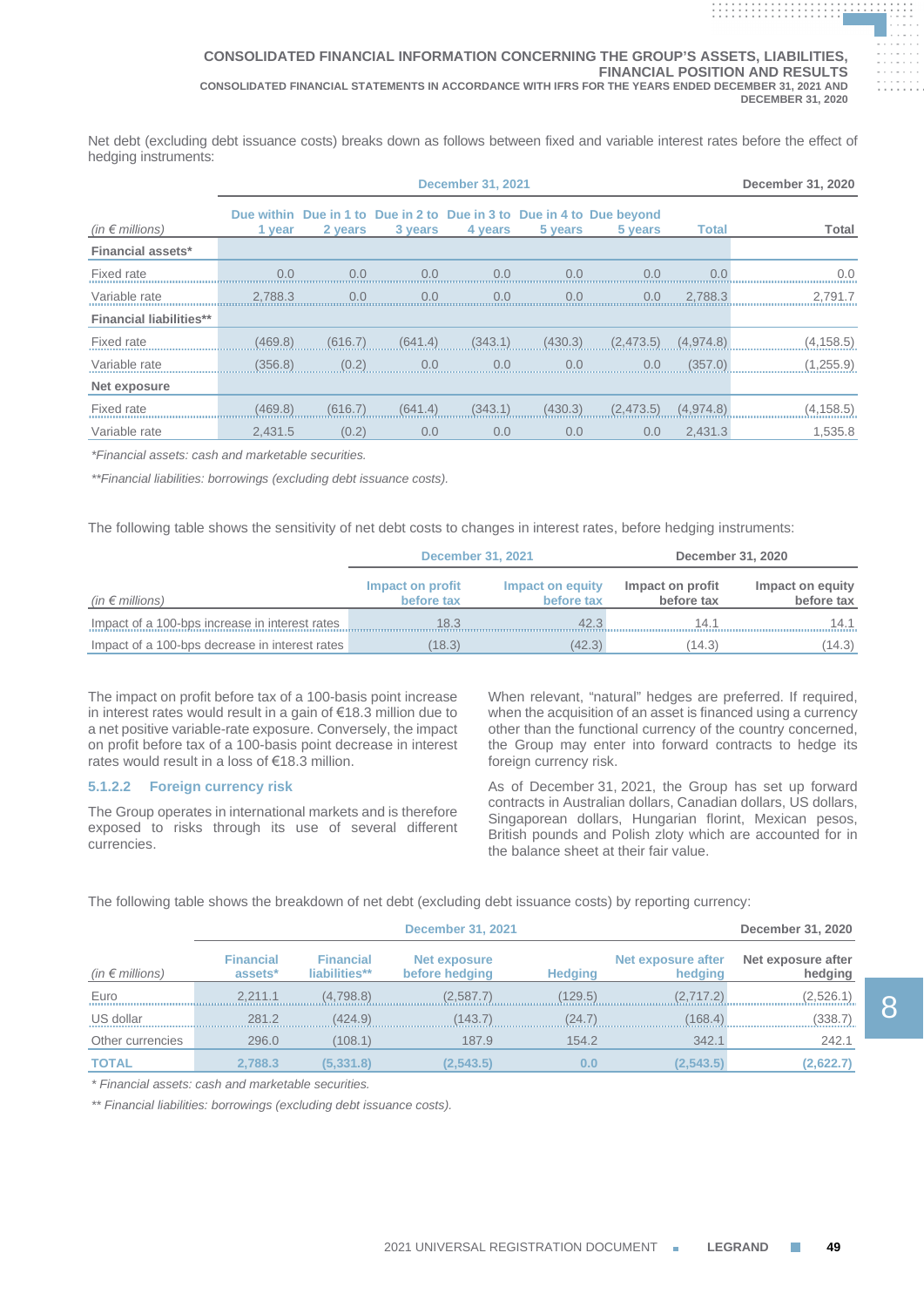Net debt (excluding debt issuance costs) breaks down as follows between fixed and variable interest rates before the effect of hedging instruments:

| (in € millions) | December 31, 2021 | | | | | | | December 31, 2020 |
|---|---|---|---|---|---|---|---|---|
| | Due within 1 year | Due in 1 to 2 years | Due in 2 to 3 years | Due in 3 to 4 years | Due in 4 to 5 years | Due beyond 5 years | Total | Total |
| **Financial assets*** | | | | | | | | |
| Fixed rate | 0.0 | 0.0 | 0.0 | 0.0 | 0.0 | 0.0 | 0.0 | 0.0 |
| Variable rate | 2,788.3 | 0.0 | 0.0 | 0.0 | 0.0 | 0.0 | 2,788.3 | 2,791.7 |
| **Financial liabilities**** | | | | | | | | |
| Fixed rate | (469.8) | (616.7) | (641.4) | (343.1) | (430.3) | (2,473.5) | (4,974.8) | (4,158.5) |
| Variable rate | (356.8) | (0.2) | 0.0 | 0.0 | 0.0 | 0.0 | (357.0) | (1,255.9) |
| **Net exposure** | | | | | | | | |
| Fixed rate | (469.8) | (616.7) | (641.4) | (343.1) | (430.3) | (2,473.5) | (4,974.8) | (4,158.5) |
| Variable rate | 2,431.5 | (0.2) | 0.0 | 0.0 | 0.0 | 0.0 | 2,431.3 | 1,535.8 |

*Financial assets: cash and marketable securities.*

*\*\*Financial liabilities: borrowings (excluding debt issuance costs).*

The following table shows the sensitivity of net debt costs to changes in interest rates, before hedging instruments:

| (in € millions) | December 31, 2021 | | December 31, 2020 | |
|---|---|---|---|---|
| | Impact on profit before tax | Impact on equity before tax | Impact on profit before tax | Impact on equity before tax |
| Impact of a 100-bps increase in interest rates | 18.3 | 42.3 | 14.1 | 14.1 |
| Impact of a 100-bps decrease in interest rates | (18.3) | (42.3) | (14.3) | (14.3) |

The impact on profit before tax of a 100-basis point increase in interest rates would result in a gain of €18.3 million due to a net positive variable-rate exposure. Conversely, the impact on profit before tax of a 100-basis point decrease in interest rates would result in a loss of €18.3 million.

#### 5.1.2.2 Foreign currency risk

The Group operates in international markets and is therefore exposed to risks through its use of several different currencies.

When relevant, "natural" hedges are preferred. If required, when the acquisition of an asset is financed using a currency other than the functional currency of the country concerned, the Group may enter into forward contracts to hedge its foreign currency risk.

As of December 31, 2021, the Group has set up forward contracts in Australian dollars, Canadian dollars, US dollars, Singaporean dollars, Hungarian florint, Mexican pesos, British pounds and Polish zloty which are accounted for in the balance sheet at their fair value.

The following table shows the breakdown of net debt (excluding debt issuance costs) by reporting currency:

| (in € millions) | December 31, 2021 | | | | | December 31, 2020 |
|---|---|---|---|---|---|---|
| | Financial assets* | Financial liabilities** | Net exposure before hedging | Hedging | Net exposure after hedging | Net exposure after hedging |
| Euro | 2,211.1 | (4,798.8) | (2,587.7) | (129.5) | (2,717.2) | (2,526.1) |
| US dollar | 281.2 | (424.9) | (143.7) | (24.7) | (168.4) | (338.7) |
| Other currencies | 296.0 | (108.1) | 187.9 | 154.2 | 342.1 | 242.1 |
| **TOTAL** | **2,788.3** | **(5,331.8)** | **(2,543.5)** | **0.0** | **(2,543.5)** | **(2,622.7)** |

*\* Financial assets: cash and marketable securities.*

*\*\* Financial liabilities: borrowings (excluding debt issuance costs).*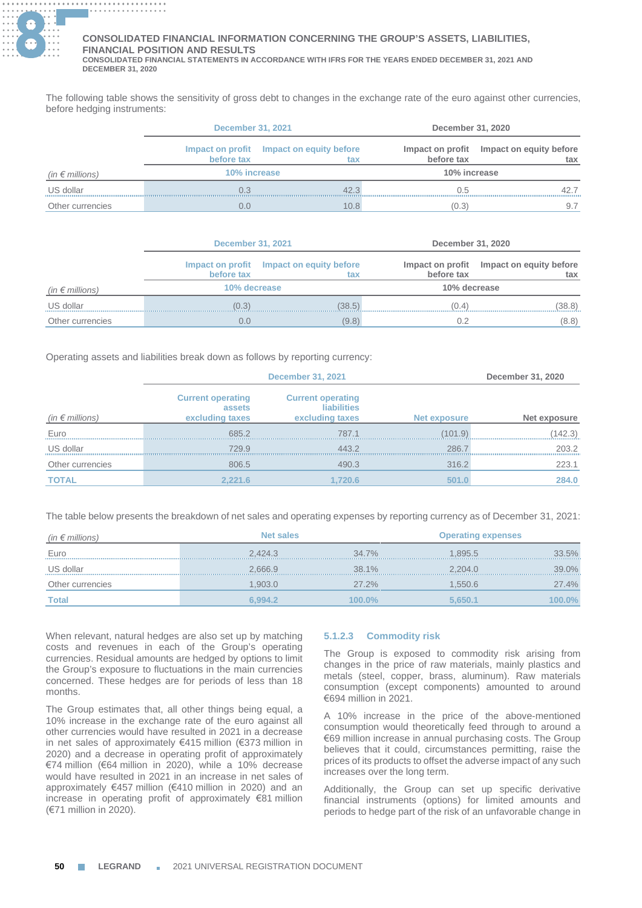The following table shows the sensitivity of gross debt to changes in the exchange rate of the euro against other currencies, before hedging instruments:

| | December 31, 2021 | | December 31, 2020 | |
|---|---|---|---|---|
| | Impact on profit before tax | Impact on equity before tax | Impact on profit before tax | Impact on equity before tax |
| *(in € millions)* | 10% increase | | 10% increase | |
| US dollar | 0.3 | 42.3 | 0.5 | 42.7 |
| Other currencies | 0.0 | 10.8 | (0.3) | 9.7 |

| | December 31, 2021 | | December 31, 2020 | |
|---|---|---|---|---|
| | Impact on profit before tax | Impact on equity before tax | Impact on profit before tax | Impact on equity before tax |
| *(in € millions)* | 10% decrease | | 10% decrease | |
| US dollar | (0.3) | (38.5) | (0.4) | (38.8) |
| Other currencies | 0.0 | (9.8) | 0.2 | (8.8) |

Operating assets and liabilities break down as follows by reporting currency:

| | December 31, 2021 | | | December 31, 2020 |
|---|---|---|---|---|
| *(in € millions)* | Current operating assets excluding taxes | Current operating liabilities excluding taxes | Net exposure | Net exposure |
| Euro | 685.2 | 787.1 | (101.9) | (142.3) |
| US dollar | 729.9 | 443.2 | 286.7 | 203.2 |
| Other currencies | 806.5 | 490.3 | 316.2 | 223.1 |
| **TOTAL** | **2,221.6** | **1,720.6** | **501.0** | **284.0** |

The table below presents the breakdown of net sales and operating expenses by reporting currency as of December 31, 2021:

| *(in € millions)* | Net sales | | Operating expenses | |
|---|---|---|---|---|
| Euro | 2,424.3 | 34.7% | 1,895.5 | 33.5% |
| US dollar | 2,666.9 | 38.1% | 2,204.0 | 39.0% |
| Other currencies | 1,903.0 | 27.2% | 1,550.6 | 27.4% |
| **Total** | **6,994.2** | **100.0%** | **5,650.1** | **100.0%** |

When relevant, natural hedges are also set up by matching costs and revenues in each of the Group's operating currencies. Residual amounts are hedged by options to limit the Group's exposure to fluctuations in the main currencies concerned. These hedges are for periods of less than 18 months.

The Group estimates that, all other things being equal, a 10% increase in the exchange rate of the euro against all other currencies would have resulted in 2021 in a decrease in net sales of approximately €415 million (€373 million in 2020) and a decrease in operating profit of approximately €74 million (€64 million in 2020), while a 10% decrease would have resulted in 2021 in an increase in net sales of approximately €457 million (€410 million in 2020) and an increase in operating profit of approximately €81 million (€71 million in 2020).

#### 5.1.2.3 Commodity risk

The Group is exposed to commodity risk arising from changes in the price of raw materials, mainly plastics and metals (steel, copper, brass, aluminum). Raw materials consumption (except components) amounted to around €694 million in 2021.

A 10% increase in the price of the above-mentioned consumption would theoretically feed through to around a €69 million increase in annual purchasing costs. The Group believes that it could, circumstances permitting, raise the prices of its products to offset the adverse impact of any such increases over the long term.

Additionally, the Group can set up specific derivative financial instruments (options) for limited amounts and periods to hedge part of the risk of an unfavorable change in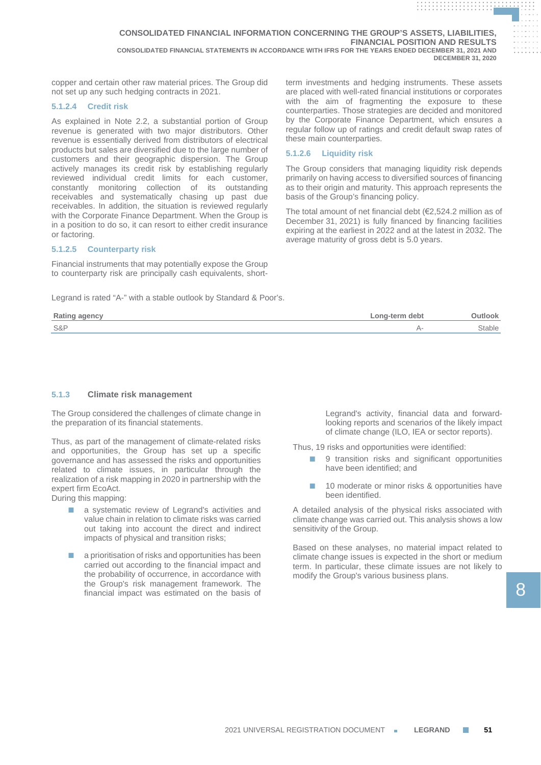copper and certain other raw material prices. The Group did not set up any such hedging contracts in 2021.

#### 5.1.2.4 Credit risk

As explained in Note 2.2, a substantial portion of Group revenue is generated with two major distributors. Other revenue is essentially derived from distributors of electrical products but sales are diversified due to the large number of customers and their geographic dispersion. The Group actively manages its credit risk by establishing regularly reviewed individual credit limits for each customer, constantly monitoring collection of its outstanding receivables and systematically chasing up past due receivables. In addition, the situation is reviewed regularly with the Corporate Finance Department. When the Group is in a position to do so, it can resort to either credit insurance or factoring.

#### 5.1.2.5 Counterparty risk

Financial instruments that may potentially expose the Group to counterparty risk are principally cash equivalents, short-term investments and hedging instruments. These assets are placed with well-rated financial institutions or corporates with the aim of fragmenting the exposure to these counterparties. Those strategies are decided and monitored by the Corporate Finance Department, which ensures a regular follow up of ratings and credit default swap rates of these main counterparties.

#### 5.1.2.6 Liquidity risk

The Group considers that managing liquidity risk depends primarily on having access to diversified sources of financing as to their origin and maturity. This approach represents the basis of the Group's financing policy.

The total amount of net financial debt (€2,524.2 million as of December 31, 2021) is fully financed by financing facilities expiring at the earliest in 2022 and at the latest in 2032. The average maturity of gross debt is 5.0 years.

Legrand is rated "A-" with a stable outlook by Standard & Poor's.

| Rating agency | Long-term debt | Outlook |
|---|---|---|
| S&P | A- | Stable |

### 5.1.3 Climate risk management

The Group considered the challenges of climate change in the preparation of its financial statements.

Thus, as part of the management of climate-related risks and opportunities, the Group has set up a specific governance and has assessed the risks and opportunities related to climate issues, in particular through the realization of a risk mapping in 2020 in partnership with the expert firm EcoAct.
During this mapping:

- a systematic review of Legrand's activities and value chain in relation to climate risks was carried out taking into account the direct and indirect impacts of physical and transition risks;
- a prioritisation of risks and opportunities has been carried out according to the financial impact and the probability of occurrence, in accordance with the Group's risk management framework. The financial impact was estimated on the basis of Legrand's activity, financial data and forward-looking reports and scenarios of the likely impact of climate change (ILO, IEA or sector reports).

Thus, 19 risks and opportunities were identified:

- 9 transition risks and significant opportunities have been identified; and
- 10 moderate or minor risks & opportunities have been identified.

A detailed analysis of the physical risks associated with climate change was carried out. This analysis shows a low sensitivity of the Group.

Based on these analyses, no material impact related to climate change issues is expected in the short or medium term. In particular, these climate issues are not likely to modify the Group's various business plans.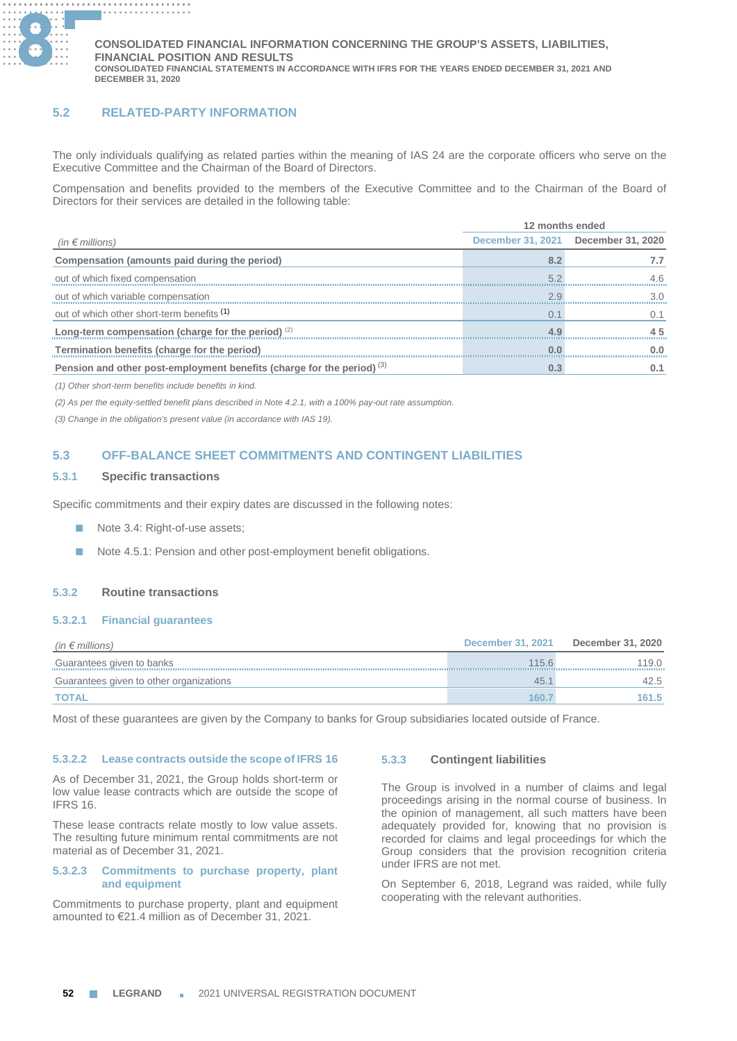## 5.2 RELATED-PARTY INFORMATION

The only individuals qualifying as related parties within the meaning of IAS 24 are the corporate officers who serve on the Executive Committee and the Chairman of the Board of Directors.

Compensation and benefits provided to the members of the Executive Committee and to the Chairman of the Board of Directors for their services are detailed in the following table:

| *(in € millions)* | 12 months ended | |
|---|---|---|
| | December 31, 2021 | December 31, 2020 |
| **Compensation (amounts paid during the period)** | **8.2** | **7.7** |
| out of which fixed compensation | 5.2 | 4.6 |
| out of which variable compensation | 2.9 | 3.0 |
| out of which other short-term benefits (1) | 0.1 | 0.1 |
| **Long-term compensation (charge for the period)** (2) | **4.9** | **4 5** |
| **Termination benefits (charge for the period)** | **0.0** | **0.0** |
| **Pension and other post-employment benefits (charge for the period)** (3) | **0.3** | **0.1** |

*(1) Other short-term benefits include benefits in kind.*

*(2) As per the equity-settled benefit plans described in Note 4.2.1, with a 100% pay-out rate assumption.*

*(3) Change in the obligation's present value (in accordance with IAS 19).*

## 5.3 OFF-BALANCE SHEET COMMITMENTS AND CONTINGENT LIABILITIES

### 5.3.1 Specific transactions

Specific commitments and their expiry dates are discussed in the following notes:

- Note 3.4: Right-of-use assets;
- Note 4.5.1: Pension and other post-employment benefit obligations.

### 5.3.2 Routine transactions

#### 5.3.2.1 Financial guarantees

| *(in € millions)* | December 31, 2021 | December 31, 2020 |
|---|---|---|
| Guarantees given to banks | 115.6 | 119.0 |
| Guarantees given to other organizations | 45.1 | 42.5 |
| **TOTAL** | **160.7** | **161.5** |

Most of these guarantees are given by the Company to banks for Group subsidiaries located outside of France.

#### 5.3.2.2 Lease contracts outside the scope of IFRS 16

As of December 31, 2021, the Group holds short-term or low value lease contracts which are outside the scope of IFRS 16.

These lease contracts relate mostly to low value assets. The resulting future minimum rental commitments are not material as of December 31, 2021.

#### 5.3.2.3 Commitments to purchase property, plant and equipment

Commitments to purchase property, plant and equipment amounted to €21.4 million as of December 31, 2021.

### 5.3.3 Contingent liabilities

The Group is involved in a number of claims and legal proceedings arising in the normal course of business. In the opinion of management, all such matters have been adequately provided for, knowing that no provision is recorded for claims and legal proceedings for which the Group considers that the provision recognition criteria under IFRS are not met.

On September 6, 2018, Legrand was raided, while fully cooperating with the relevant authorities.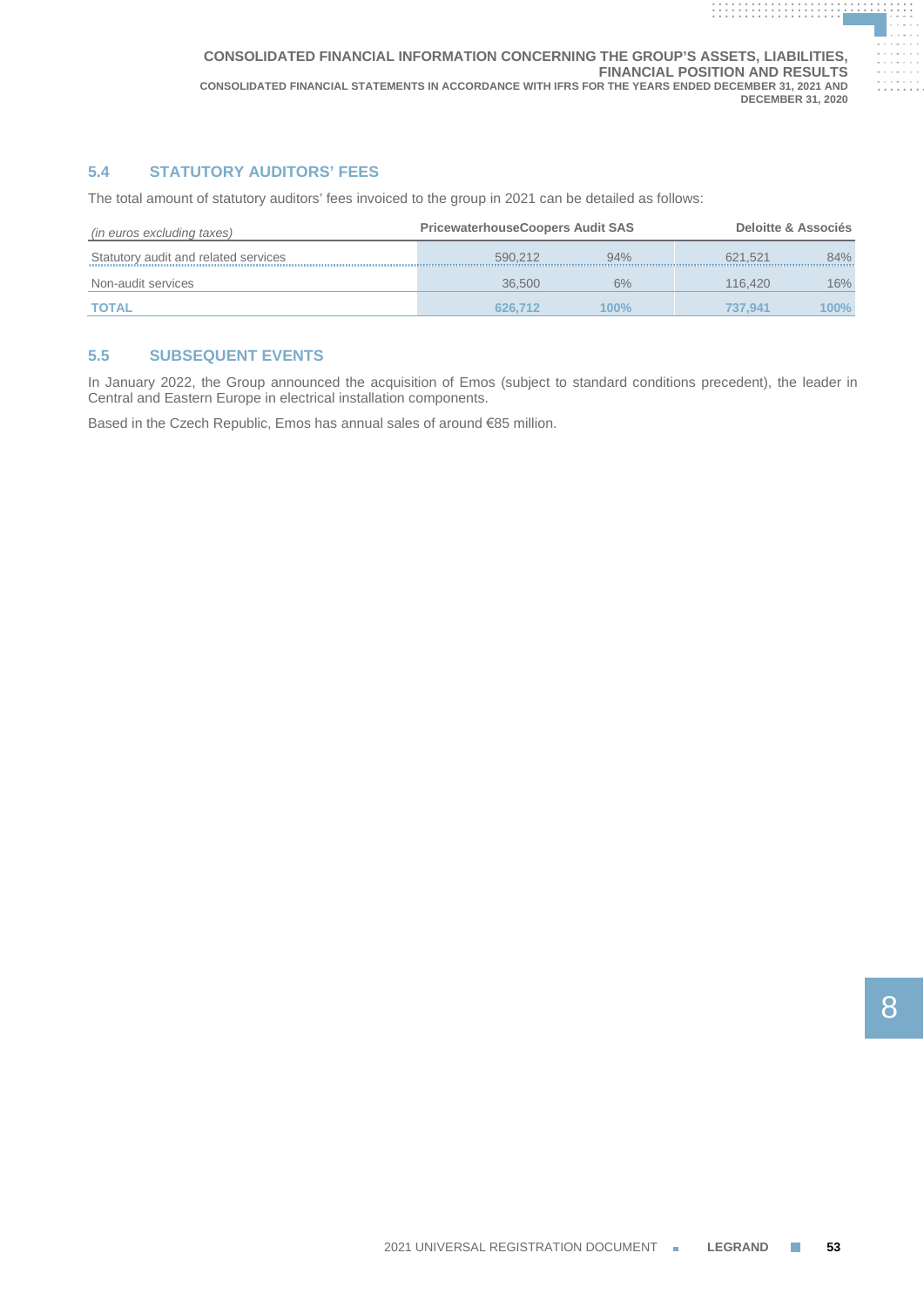## 5.4 STATUTORY AUDITORS' FEES

The total amount of statutory auditors' fees invoiced to the group in 2021 can be detailed as follows:

| *(in euros excluding taxes)* | PricewaterhouseCoopers Audit SAS | | Deloitte & Associés | |
|---|---|---|---|---|
| Statutory audit and related services | 590,212 | 94% | 621,521 | 84% |
| Non-audit services | 36,500 | 6% | 116,420 | 16% |
| **TOTAL** | **626,712** | **100%** | **737,941** | **100%** |

## 5.5 SUBSEQUENT EVENTS

In January 2022, the Group announced the acquisition of Emos (subject to standard conditions precedent), the leader in Central and Eastern Europe in electrical installation components.

Based in the Czech Republic, Emos has annual sales of around €85 million.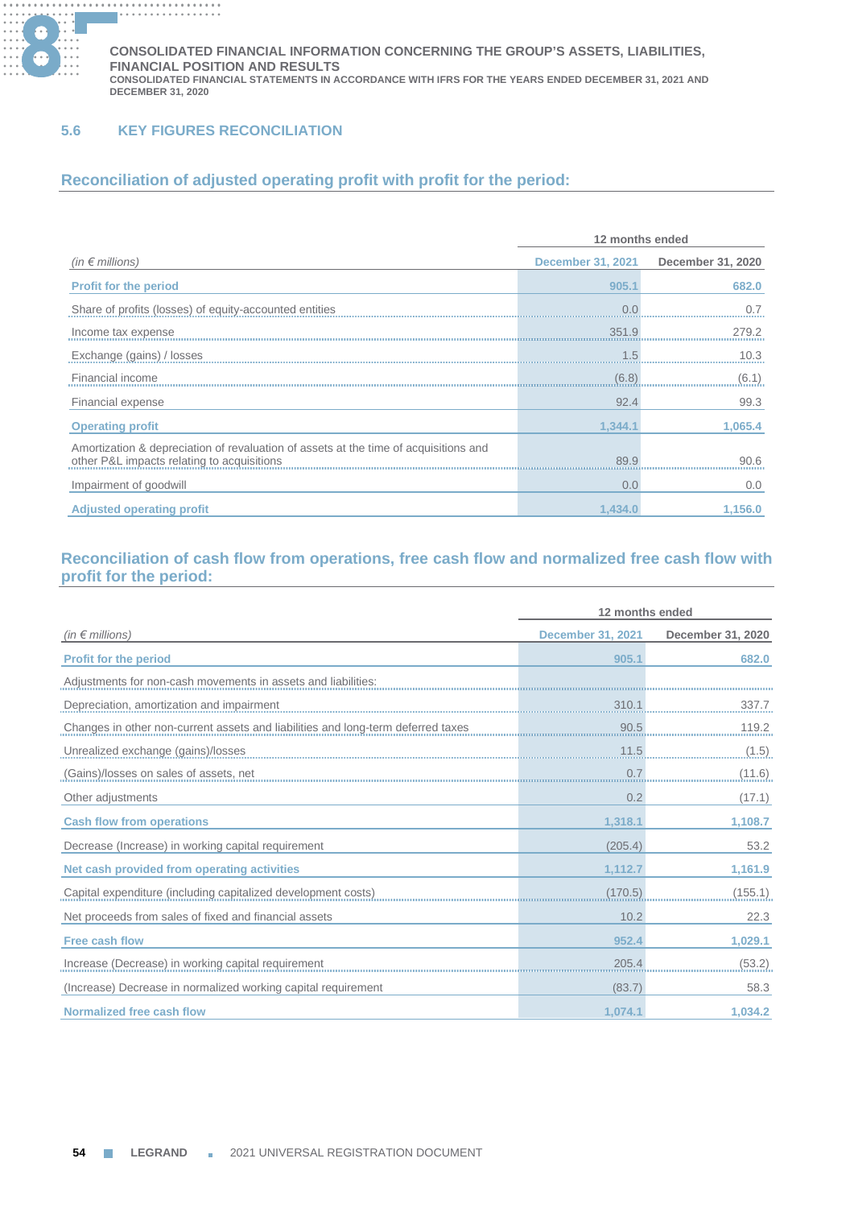### 5.6 KEY FIGURES RECONCILIATION

#### Reconciliation of adjusted operating profit with profit for the period:

| *(in € millions)* | 12 months ended | |
|---|---|---|
| | December 31, 2021 | December 31, 2020 |
| **Profit for the period** | **905.1** | **682.0** |
| Share of profits (losses) of equity-accounted entities | 0.0 | 0.7 |
| Income tax expense | 351.9 | 279.2 |
| Exchange (gains) / losses | 1.5 | 10.3 |
| Financial income | (6.8) | (6.1) |
| Financial expense | 92.4 | 99.3 |
| **Operating profit** | **1,344.1** | **1,065.4** |
| Amortization & depreciation of revaluation of assets at the time of acquisitions and other P&L impacts relating to acquisitions | 89.9 | 90.6 |
| Impairment of goodwill | 0.0 | 0.0 |
| **Adjusted operating profit** | **1,434.0** | **1,156.0** |

#### Reconciliation of cash flow from operations, free cash flow and normalized free cash flow with profit for the period:

| *(in € millions)* | 12 months ended | |
|---|---|---|
| | December 31, 2021 | December 31, 2020 |
| **Profit for the period** | **905.1** | **682.0** |
| Adjustments for non-cash movements in assets and liabilities: | | |
| Depreciation, amortization and impairment | 310.1 | 337.7 |
| Changes in other non-current assets and liabilities and long-term deferred taxes | 90.5 | 119.2 |
| Unrealized exchange (gains)/losses | 11.5 | (1.5) |
| (Gains)/losses on sales of assets, net | 0.7 | (11.6) |
| Other adjustments | 0.2 | (17.1) |
| **Cash flow from operations** | **1,318.1** | **1,108.7** |
| Decrease (Increase) in working capital requirement | (205.4) | 53.2 |
| **Net cash provided from operating activities** | **1,112.7** | **1,161.9** |
| Capital expenditure (including capitalized development costs) | (170.5) | (155.1) |
| Net proceeds from sales of fixed and financial assets | 10.2 | 22.3 |
| **Free cash flow** | **952.4** | **1,029.1** |
| Increase (Decrease) in working capital requirement | 205.4 | (53.2) |
| (Increase) Decrease in normalized working capital requirement | (83.7) | 58.3 |
| **Normalized free cash flow** | **1,074.1** | **1,034.2** |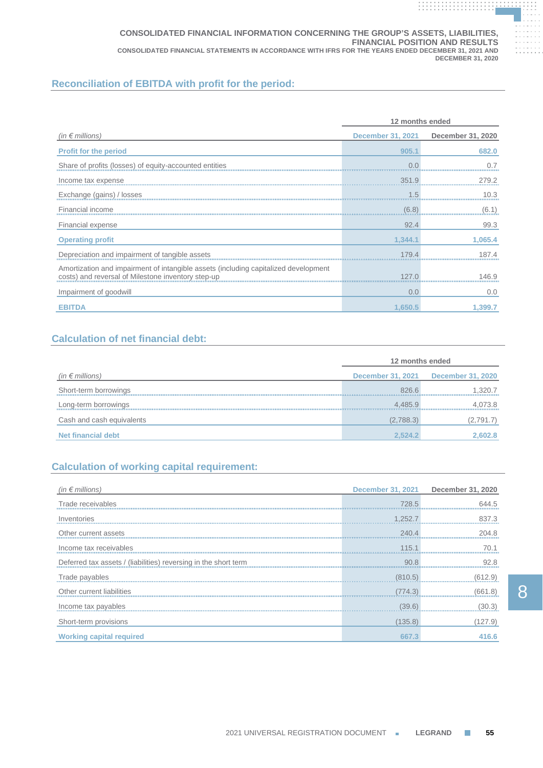## Reconciliation of EBITDA with profit for the period:

| *(in € millions)* | 12 months ended December 31, 2021 | 12 months ended December 31, 2020 |
|---|---|---|
| **Profit for the period** | **905.1** | **682.0** |
| Share of profits (losses) of equity-accounted entities | 0.0 | 0.7 |
| Income tax expense | 351.9 | 279.2 |
| Exchange (gains) / losses | 1.5 | 10.3 |
| Financial income | (6.8) | (6.1) |
| Financial expense | 92.4 | 99.3 |
| **Operating profit** | **1,344.1** | **1,065.4** |
| Depreciation and impairment of tangible assets | 179.4 | 187.4 |
| Amortization and impairment of intangible assets (including capitalized development costs) and reversal of Milestone inventory step-up | 127.0 | 146.9 |
| Impairment of goodwill | 0.0 | 0.0 |
| **EBITDA** | **1,650.5** | **1,399.7** |

## Calculation of net financial debt:

| *(in € millions)* | 12 months ended December 31, 2021 | 12 months ended December 31, 2020 |
|---|---|---|
| Short-term borrowings | 826.6 | 1,320.7 |
| Long-term borrowings | 4,485.9 | 4,073.8 |
| Cash and cash equivalents | (2,788.3) | (2,791.7) |
| **Net financial debt** | **2,524.2** | **2,602.8** |

## Calculation of working capital requirement:

| *(in € millions)* | December 31, 2021 | December 31, 2020 |
|---|---|---|
| Trade receivables | 728.5 | 644.5 |
| Inventories | 1,252.7 | 837.3 |
| Other current assets | 240.4 | 204.8 |
| Income tax receivables | 115.1 | 70.1 |
| Deferred tax assets / (liabilities) reversing in the short term | 90.8 | 92.8 |
| Trade payables | (810.5) | (612.9) |
| Other current liabilities | (774.3) | (661.8) |
| Income tax payables | (39.6) | (30.3) |
| Short-term provisions | (135.8) | (127.9) |
| **Working capital required** | **667.3** | **416.6** |